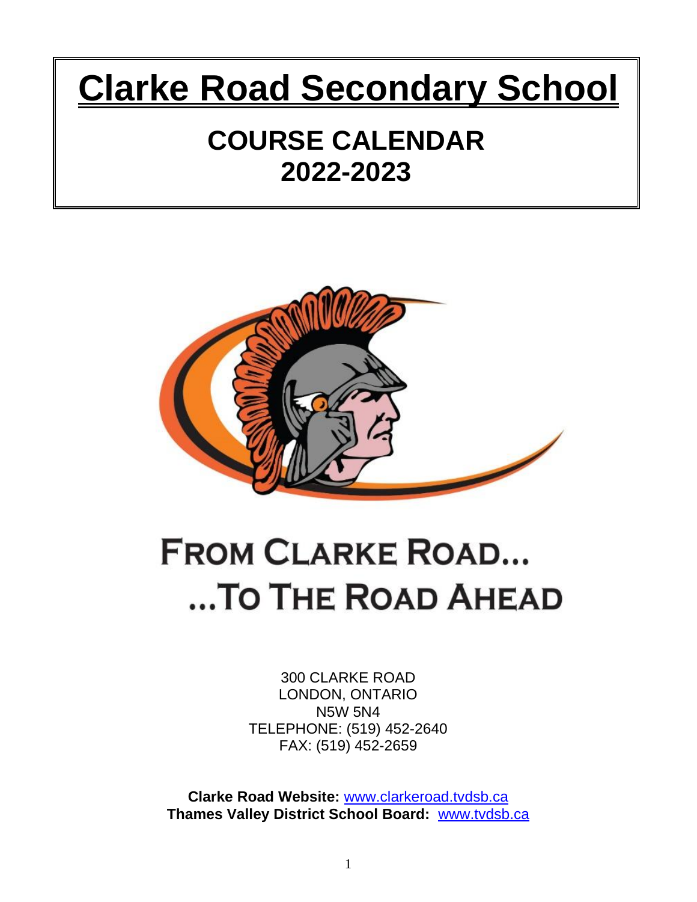# Clarke Road Secondary School

## COURSE CALENDAR
## 2022-2023

FROM CLARKE ROAD...
...TO THE ROAD AHEAD

300 CLARKE ROAD
LONDON, ONTARIO
N5W 5N4
TELEPHONE: (519) 452-2640
FAX: (519) 452-2659

**Clarke Road Website:** www.clarkeroad.tvdsb.ca
**Thames Valley District School Board:** www.tvdsb.ca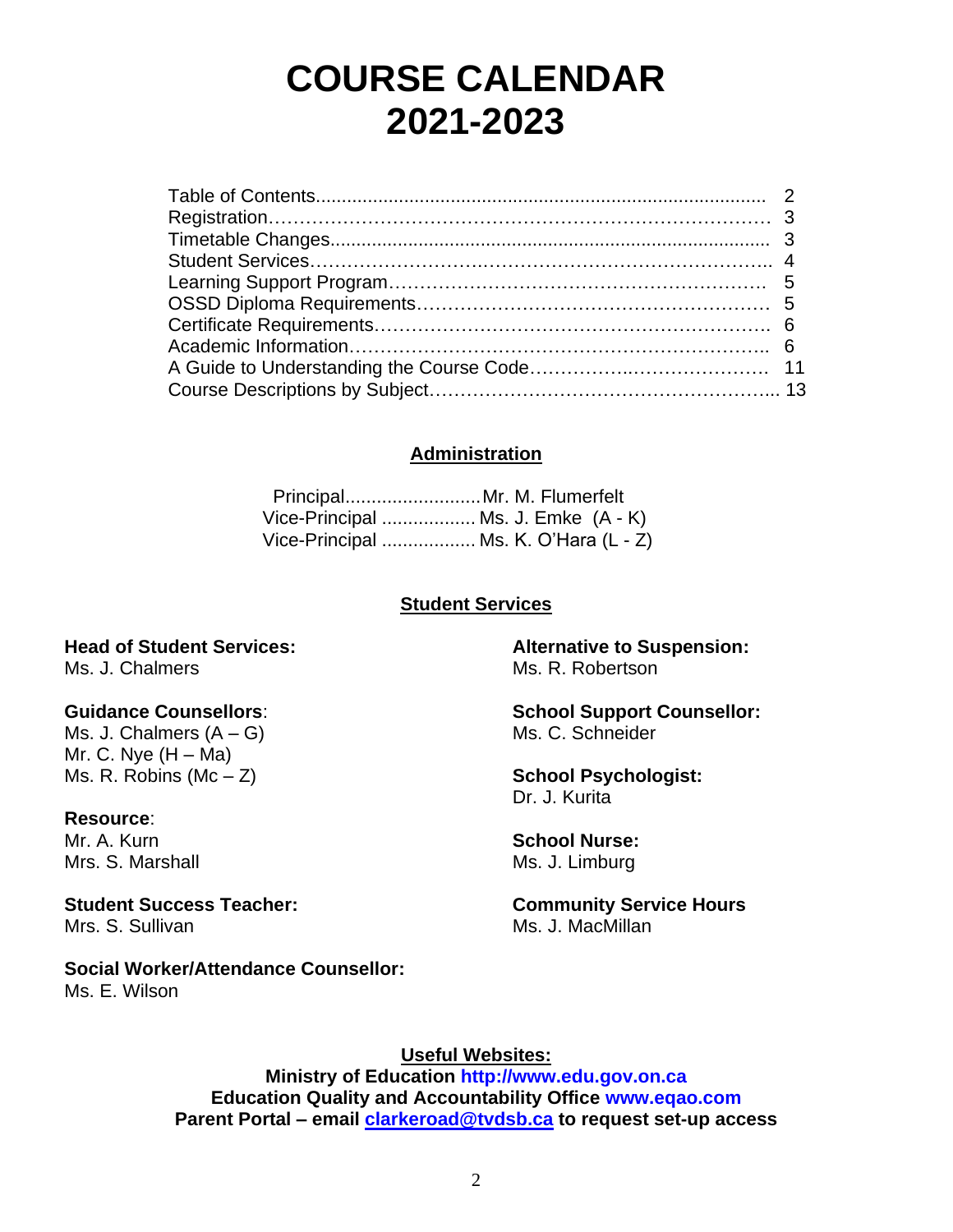# COURSE CALENDAR 2021-2023

| | |
|---|---|
| Table of Contents | 2 |
| Registration | 3 |
| Timetable Changes | 3 |
| Student Services | 4 |
| Learning Support Program | 5 |
| OSSD Diploma Requirements | 5 |
| Certificate Requirements | 6 |
| Academic Information | 6 |
| A Guide to Understanding the Course Code | 11 |
| Course Descriptions by Subject | 13 |

## Administration

Principal.......................... Mr. M. Flumerfelt
Vice-Principal .................. Ms. J. Emke (A - K)
Vice-Principal .................. Ms. K. O'Hara (L - Z)

## Student Services

**Head of Student Services:**
Ms. J. Chalmers

**Guidance Counsellors**:
Ms. J. Chalmers (A – G)
Mr. C. Nye (H – Ma)
Ms. R. Robins (Mc – Z)

**Resource**:
Mr. A. Kurn
Mrs. S. Marshall

**Student Success Teacher:**
Mrs. S. Sullivan

**Social Worker/Attendance Counsellor:**
Ms. E. Wilson

**Alternative to Suspension:**
Ms. R. Robertson

**School Support Counsellor:**
Ms. C. Schneider

**School Psychologist:**
Dr. J. Kurita

**School Nurse:**
Ms. J. Limburg

**Community Service Hours**
Ms. J. MacMillan

**Useful Websites:**

**Ministry of Education http://www.edu.gov.on.ca**
**Education Quality and Accountability Office www.eqao.com**
**Parent Portal – email clarkeroad@tvdsb.ca to request set-up access**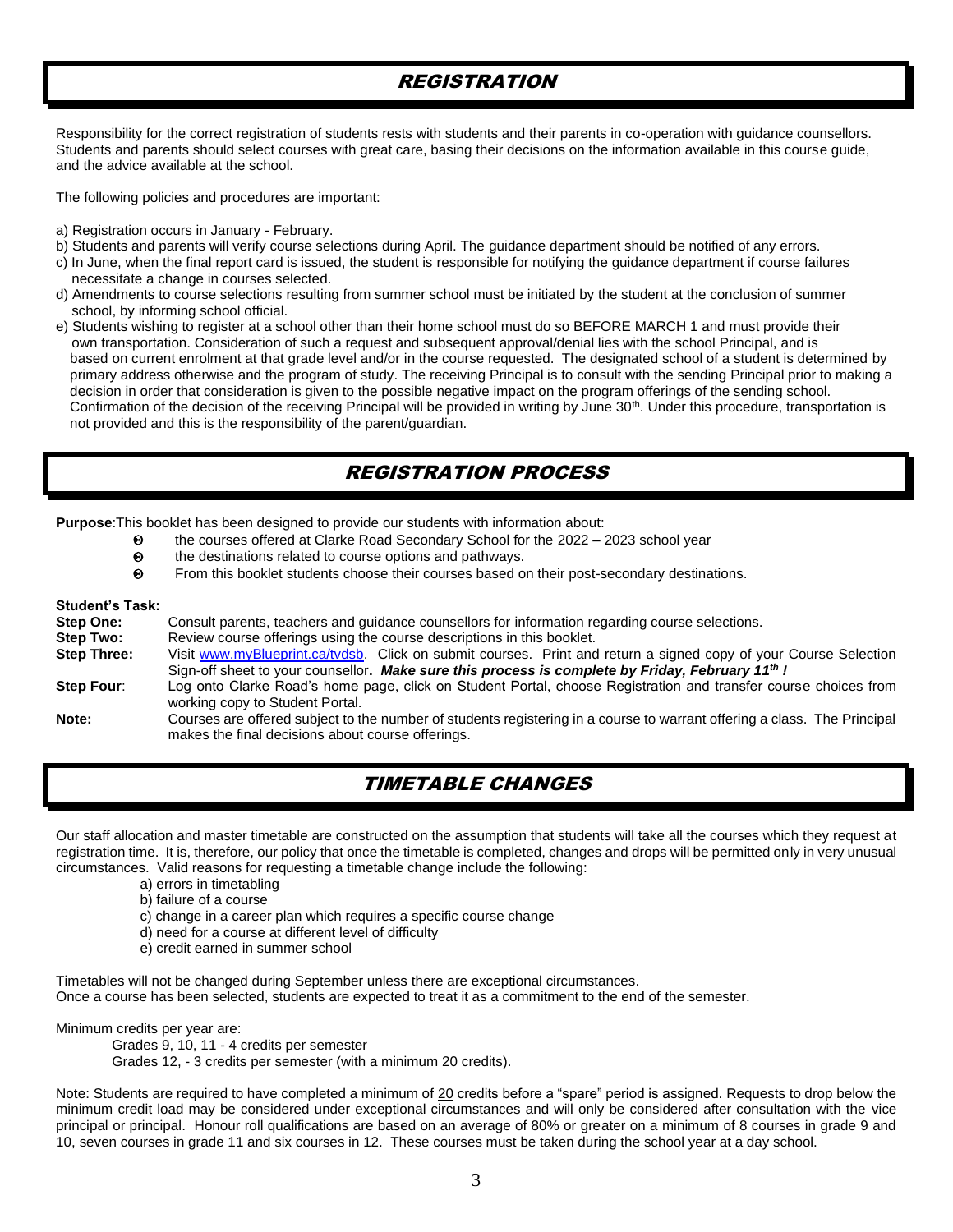## *REGISTRATION*

Responsibility for the correct registration of students rests with students and their parents in co-operation with guidance counsellors. Students and parents should select courses with great care, basing their decisions on the information available in this course guide, and the advice available at the school.

The following policies and procedures are important:

a) Registration occurs in January - February.
b) Students and parents will verify course selections during April. The guidance department should be notified of any errors.
c) In June, when the final report card is issued, the student is responsible for notifying the guidance department if course failures necessitate a change in courses selected.
d) Amendments to course selections resulting from summer school must be initiated by the student at the conclusion of summer school, by informing school official.
e) Students wishing to register at a school other than their home school must do so BEFORE MARCH 1 and must provide their own transportation. Consideration of such a request and subsequent approval/denial lies with the school Principal, and is based on current enrolment at that grade level and/or in the course requested. The designated school of a student is determined by primary address otherwise and the program of study. The receiving Principal is to consult with the sending Principal prior to making a decision in order that consideration is given to the possible negative impact on the program offerings of the sending school. Confirmation of the decision of the receiving Principal will be provided in writing by June 30th. Under this procedure, transportation is not provided and this is the responsibility of the parent/guardian.

## *REGISTRATION PROCESS*

**Purpose**:This booklet has been designed to provide our students with information about:

- the courses offered at Clarke Road Secondary School for the 2022 – 2023 school year
- the destinations related to course options and pathways.
- From this booklet students choose their courses based on their post-secondary destinations.

**Student's Task:**

**Step One:** Consult parents, teachers and guidance counsellors for information regarding course selections.

**Step Two:** Review course offerings using the course descriptions in this booklet.

**Step Three:** Visit www.myBlueprint.ca/tvdsb. Click on submit courses. Print and return a signed copy of your Course Selection Sign-off sheet to your counsellor**. *Make sure this process is complete by Friday, February 11th !***

**Step Four**: Log onto Clarke Road's home page, click on Student Portal, choose Registration and transfer course choices from working copy to Student Portal.

**Note:** Courses are offered subject to the number of students registering in a course to warrant offering a class. The Principal makes the final decisions about course offerings.

## *TIMETABLE CHANGES*

Our staff allocation and master timetable are constructed on the assumption that students will take all the courses which they request at registration time. It is, therefore, our policy that once the timetable is completed, changes and drops will be permitted only in very unusual circumstances. Valid reasons for requesting a timetable change include the following:

a) errors in timetabling
b) failure of a course
c) change in a career plan which requires a specific course change
d) need for a course at different level of difficulty
e) credit earned in summer school

Timetables will not be changed during September unless there are exceptional circumstances.
Once a course has been selected, students are expected to treat it as a commitment to the end of the semester.

Minimum credits per year are:

Grades 9, 10, 11 - 4 credits per semester
Grades 12, - 3 credits per semester (with a minimum 20 credits).

Note: Students are required to have completed a minimum of 20 credits before a "spare" period is assigned. Requests to drop below the minimum credit load may be considered under exceptional circumstances and will only be considered after consultation with the vice principal or principal. Honour roll qualifications are based on an average of 80% or greater on a minimum of 8 courses in grade 9 and 10, seven courses in grade 11 and six courses in 12. These courses must be taken during the school year at a day school.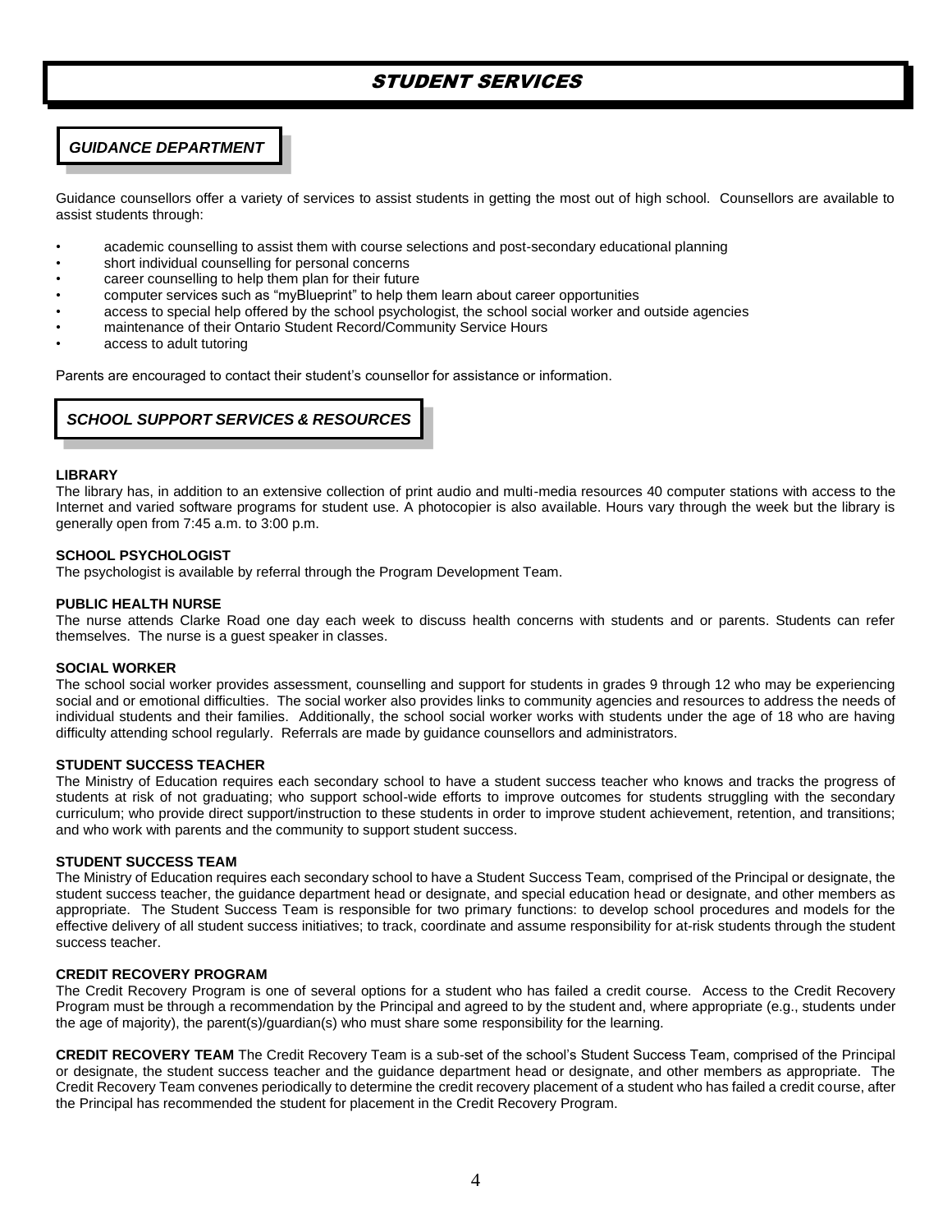# STUDENT SERVICES

## GUIDANCE DEPARTMENT

Guidance counsellors offer a variety of services to assist students in getting the most out of high school. Counsellors are available to assist students through:

- academic counselling to assist them with course selections and post-secondary educational planning
- short individual counselling for personal concerns
- career counselling to help them plan for their future
- computer services such as "myBlueprint" to help them learn about career opportunities
- access to special help offered by the school psychologist, the school social worker and outside agencies
- maintenance of their Ontario Student Record/Community Service Hours
- access to adult tutoring

Parents are encouraged to contact their student's counsellor for assistance or information.

## SCHOOL SUPPORT SERVICES & RESOURCES

**LIBRARY**
The library has, in addition to an extensive collection of print audio and multi-media resources 40 computer stations with access to the Internet and varied software programs for student use. A photocopier is also available. Hours vary through the week but the library is generally open from 7:45 a.m. to 3:00 p.m.

**SCHOOL PSYCHOLOGIST**
The psychologist is available by referral through the Program Development Team.

**PUBLIC HEALTH NURSE**
The nurse attends Clarke Road one day each week to discuss health concerns with students and or parents. Students can refer themselves. The nurse is a guest speaker in classes.

**SOCIAL WORKER**
The school social worker provides assessment, counselling and support for students in grades 9 through 12 who may be experiencing social and or emotional difficulties. The social worker also provides links to community agencies and resources to address the needs of individual students and their families. Additionally, the school social worker works with students under the age of 18 who are having difficulty attending school regularly. Referrals are made by guidance counsellors and administrators.

**STUDENT SUCCESS TEACHER**
The Ministry of Education requires each secondary school to have a student success teacher who knows and tracks the progress of students at risk of not graduating; who support school-wide efforts to improve outcomes for students struggling with the secondary curriculum; who provide direct support/instruction to these students in order to improve student achievement, retention, and transitions; and who work with parents and the community to support student success.

**STUDENT SUCCESS TEAM**
The Ministry of Education requires each secondary school to have a Student Success Team, comprised of the Principal or designate, the student success teacher, the guidance department head or designate, and special education head or designate, and other members as appropriate. The Student Success Team is responsible for two primary functions: to develop school procedures and models for the effective delivery of all student success initiatives; to track, coordinate and assume responsibility for at-risk students through the student success teacher.

**CREDIT RECOVERY PROGRAM**
The Credit Recovery Program is one of several options for a student who has failed a credit course. Access to the Credit Recovery Program must be through a recommendation by the Principal and agreed to by the student and, where appropriate (e.g., students under the age of majority), the parent(s)/guardian(s) who must share some responsibility for the learning.

**CREDIT RECOVERY TEAM** The Credit Recovery Team is a sub-set of the school's Student Success Team, comprised of the Principal or designate, the student success teacher and the guidance department head or designate, and other members as appropriate. The Credit Recovery Team convenes periodically to determine the credit recovery placement of a student who has failed a credit course, after the Principal has recommended the student for placement in the Credit Recovery Program.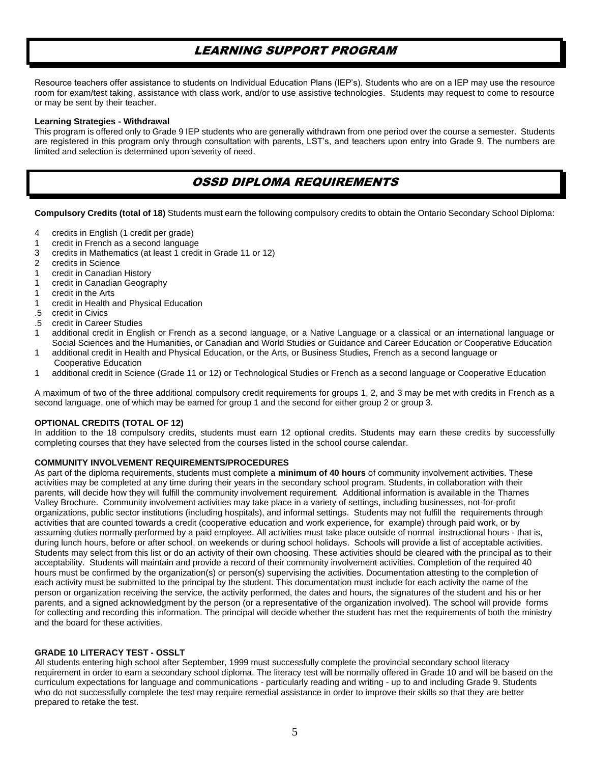## *LEARNING SUPPORT PROGRAM*

Resource teachers offer assistance to students on Individual Education Plans (IEP's). Students who are on a IEP may use the resource room for exam/test taking, assistance with class work, and/or to use assistive technologies. Students may request to come to resource or may be sent by their teacher.

**Learning Strategies - Withdrawal**
This program is offered only to Grade 9 IEP students who are generally withdrawn from one period over the course a semester. Students are registered in this program only through consultation with parents, LST's, and teachers upon entry into Grade 9. The numbers are limited and selection is determined upon severity of need.

## *OSSD DIPLOMA REQUIREMENTS*

**Compulsory Credits (total of 18)** Students must earn the following compulsory credits to obtain the Ontario Secondary School Diploma:

- 4 credits in English (1 credit per grade)
- 1 credit in French as a second language
- 3 credits in Mathematics (at least 1 credit in Grade 11 or 12)
- 2 credits in Science
- 1 credit in Canadian History
- 1 credit in Canadian Geography
- 1 credit in the Arts
- 1 credit in Health and Physical Education
- .5 credit in Civics
- .5 credit in Career Studies
- 1 additional credit in English or French as a second language, or a Native Language or a classical or an international language or Social Sciences and the Humanities, or Canadian and World Studies or Guidance and Career Education or Cooperative Education
- 1 additional credit in Health and Physical Education, or the Arts, or Business Studies, French as a second language or Cooperative Education
- 1 additional credit in Science (Grade 11 or 12) or Technological Studies or French as a second language or Cooperative Education

A maximum of two of the three additional compulsory credit requirements for groups 1, 2, and 3 may be met with credits in French as a second language, one of which may be earned for group 1 and the second for either group 2 or group 3.

**OPTIONAL CREDITS (TOTAL OF 12)**
In addition to the 18 compulsory credits, students must earn 12 optional credits. Students may earn these credits by successfully completing courses that they have selected from the courses listed in the school course calendar.

**COMMUNITY INVOLVEMENT REQUIREMENTS/PROCEDURES**
As part of the diploma requirements, students must complete a **minimum of 40 hours** of community involvement activities. These activities may be completed at any time during their years in the secondary school program. Students, in collaboration with their parents, will decide how they will fulfill the community involvement requirement. Additional information is available in the Thames Valley Brochure. Community involvement activities may take place in a variety of settings, including businesses, not-for-profit organizations, public sector institutions (including hospitals), and informal settings. Students may not fulfill the requirements through activities that are counted towards a credit (cooperative education and work experience, for example) through paid work, or by assuming duties normally performed by a paid employee. All activities must take place outside of normal instructional hours - that is, during lunch hours, before or after school, on weekends or during school holidays. Schools will provide a list of acceptable activities. Students may select from this list or do an activity of their own choosing. These activities should be cleared with the principal as to their acceptability. Students will maintain and provide a record of their community involvement activities. Completion of the required 40 hours must be confirmed by the organization(s) or person(s) supervising the activities. Documentation attesting to the completion of each activity must be submitted to the principal by the student. This documentation must include for each activity the name of the person or organization receiving the service, the activity performed, the dates and hours, the signatures of the student and his or her parents, and a signed acknowledgment by the person (or a representative of the organization involved). The school will provide forms for collecting and recording this information. The principal will decide whether the student has met the requirements of both the ministry and the board for these activities.

**GRADE 10 LITERACY TEST - OSSLT**
All students entering high school after September, 1999 must successfully complete the provincial secondary school literacy requirement in order to earn a secondary school diploma. The literacy test will be normally offered in Grade 10 and will be based on the curriculum expectations for language and communications - particularly reading and writing - up to and including Grade 9. Students who do not successfully complete the test may require remedial assistance in order to improve their skills so that they are better prepared to retake the test.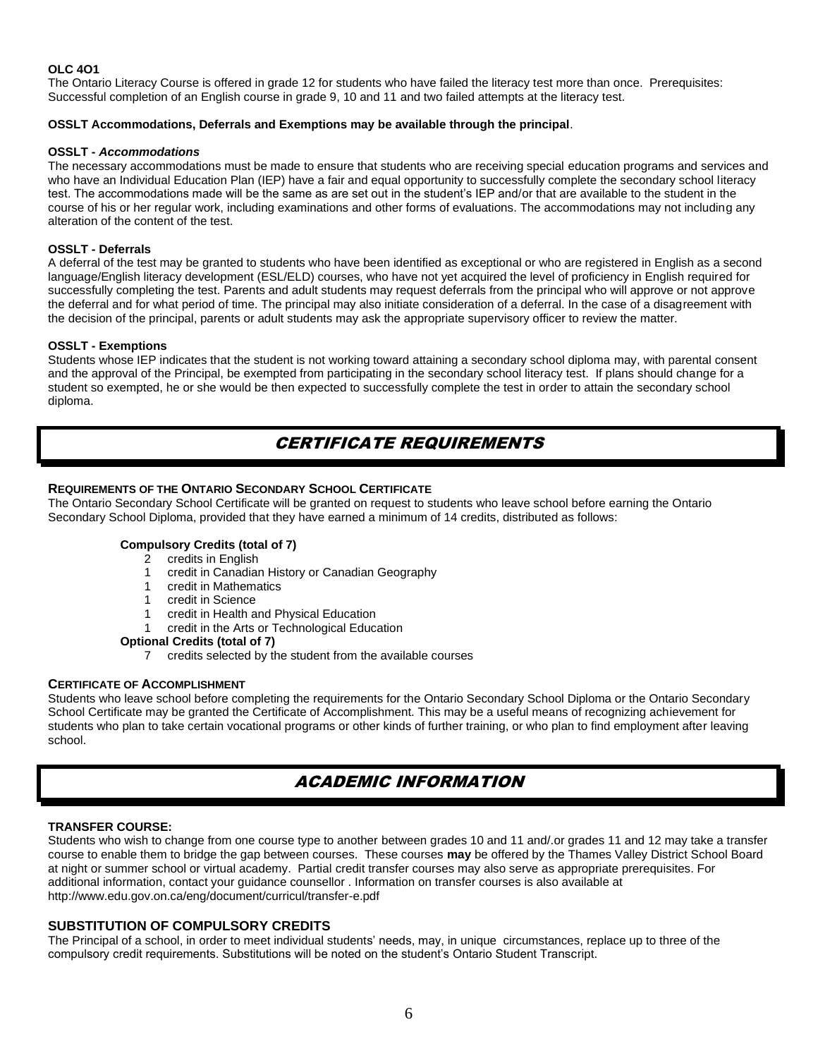**OLC 4O1**

The Ontario Literacy Course is offered in grade 12 for students who have failed the literacy test more than once. Prerequisites: Successful completion of an English course in grade 9, 10 and 11 and two failed attempts at the literacy test.

**OSSLT Accommodations, Deferrals and Exemptions may be available through the principal**.

**OSSLT - *Accommodations***

The necessary accommodations must be made to ensure that students who are receiving special education programs and services and who have an Individual Education Plan (IEP) have a fair and equal opportunity to successfully complete the secondary school literacy test. The accommodations made will be the same as are set out in the student's IEP and/or that are available to the student in the course of his or her regular work, including examinations and other forms of evaluations. The accommodations may not including any alteration of the content of the test.

**OSSLT - Deferrals**

A deferral of the test may be granted to students who have been identified as exceptional or who are registered in English as a second language/English literacy development (ESL/ELD) courses, who have not yet acquired the level of proficiency in English required for successfully completing the test. Parents and adult students may request deferrals from the principal who will approve or not approve the deferral and for what period of time. The principal may also initiate consideration of a deferral. In the case of a disagreement with the decision of the principal, parents or adult students may ask the appropriate supervisory officer to review the matter.

**OSSLT - Exemptions**

Students whose IEP indicates that the student is not working toward attaining a secondary school diploma may, with parental consent and the approval of the Principal, be exempted from participating in the secondary school literacy test. If plans should change for a student so exempted, he or she would be then expected to successfully complete the test in order to attain the secondary school diploma.

# CERTIFICATE REQUIREMENTS

**REQUIREMENTS OF THE ONTARIO SECONDARY SCHOOL CERTIFICATE**

The Ontario Secondary School Certificate will be granted on request to students who leave school before earning the Ontario Secondary School Diploma, provided that they have earned a minimum of 14 credits, distributed as follows:

**Compulsory Credits (total of 7)**

- 2 credits in English
- 1 credit in Canadian History or Canadian Geography
- 1 credit in Mathematics
- 1 credit in Science
- 1 credit in Health and Physical Education
- 1 credit in the Arts or Technological Education

**Optional Credits (total of 7)**

- 7 credits selected by the student from the available courses

**CERTIFICATE OF ACCOMPLISHMENT**

Students who leave school before completing the requirements for the Ontario Secondary School Diploma or the Ontario Secondary School Certificate may be granted the Certificate of Accomplishment. This may be a useful means of recognizing achievement for students who plan to take certain vocational programs or other kinds of further training, or who plan to find employment after leaving school.

# ACADEMIC INFORMATION

**TRANSFER COURSE:**

Students who wish to change from one course type to another between grades 10 and 11 and/.or grades 11 and 12 may take a transfer course to enable them to bridge the gap between courses. These courses **may** be offered by the Thames Valley District School Board at night or summer school or virtual academy. Partial credit transfer courses may also serve as appropriate prerequisites. For additional information, contact your guidance counsellor . Information on transfer courses is also available at http://www.edu.gov.on.ca/eng/document/curricul/transfer-e.pdf

**SUBSTITUTION OF COMPULSORY CREDITS**

The Principal of a school, in order to meet individual students' needs, may, in unique circumstances, replace up to three of the compulsory credit requirements. Substitutions will be noted on the student's Ontario Student Transcript.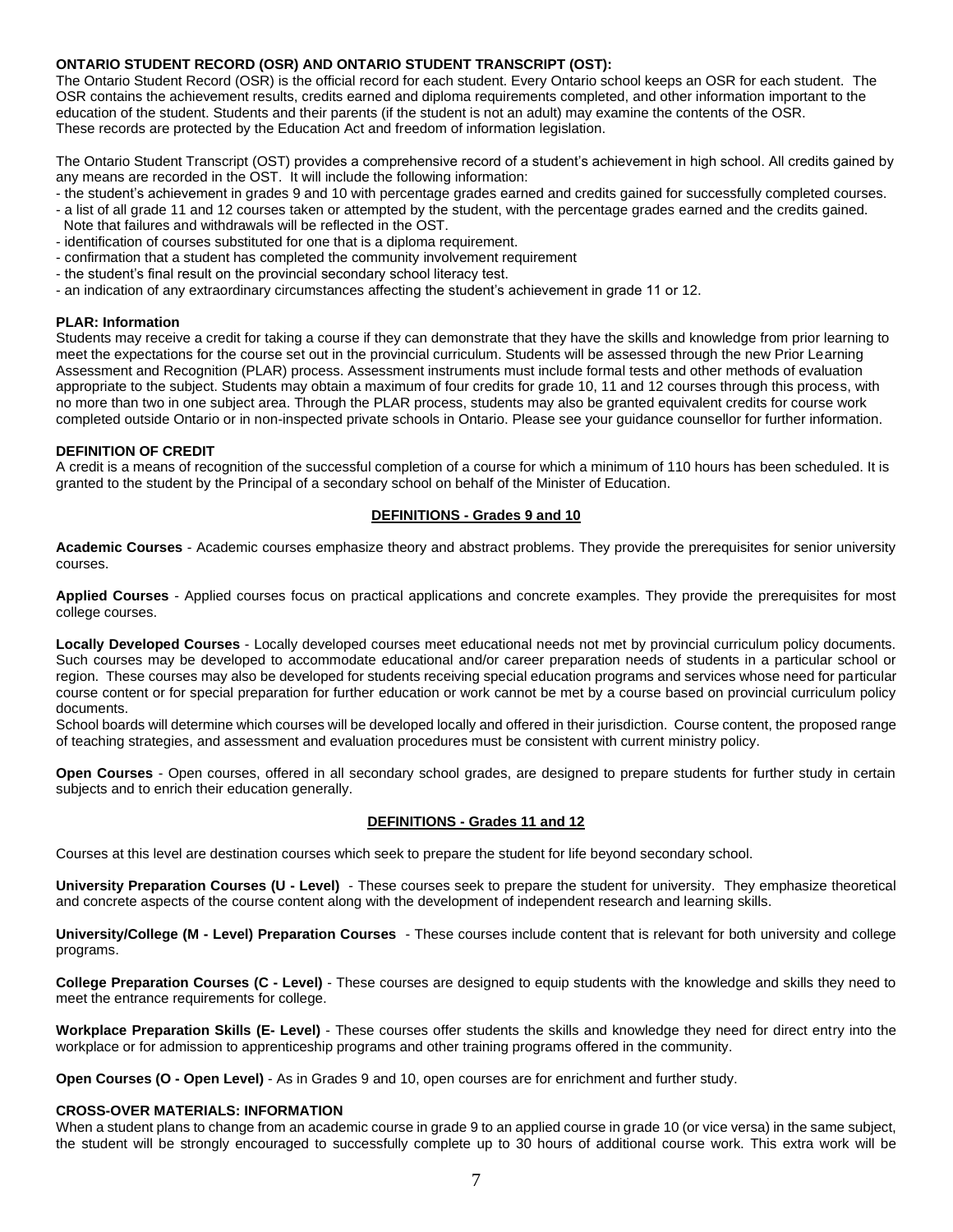**ONTARIO STUDENT RECORD (OSR) AND ONTARIO STUDENT TRANSCRIPT (OST):**

The Ontario Student Record (OSR) is the official record for each student. Every Ontario school keeps an OSR for each student. The OSR contains the achievement results, credits earned and diploma requirements completed, and other information important to the education of the student. Students and their parents (if the student is not an adult) may examine the contents of the OSR. These records are protected by the Education Act and freedom of information legislation.

The Ontario Student Transcript (OST) provides a comprehensive record of a student's achievement in high school. All credits gained by any means are recorded in the OST. It will include the following information:

- the student's achievement in grades 9 and 10 with percentage grades earned and credits gained for successfully completed courses.
- a list of all grade 11 and 12 courses taken or attempted by the student, with the percentage grades earned and the credits gained. Note that failures and withdrawals will be reflected in the OST.
- identification of courses substituted for one that is a diploma requirement.
- confirmation that a student has completed the community involvement requirement
- the student's final result on the provincial secondary school literacy test.
- an indication of any extraordinary circumstances affecting the student's achievement in grade 11 or 12.

**PLAR: Information**

Students may receive a credit for taking a course if they can demonstrate that they have the skills and knowledge from prior learning to meet the expectations for the course set out in the provincial curriculum. Students will be assessed through the new Prior Learning Assessment and Recognition (PLAR) process. Assessment instruments must include formal tests and other methods of evaluation appropriate to the subject. Students may obtain a maximum of four credits for grade 10, 11 and 12 courses through this process, with no more than two in one subject area. Through the PLAR process, students may also be granted equivalent credits for course work completed outside Ontario or in non-inspected private schools in Ontario. Please see your guidance counsellor for further information.

**DEFINITION OF CREDIT**

A credit is a means of recognition of the successful completion of a course for which a minimum of 110 hours has been scheduled. It is granted to the student by the Principal of a secondary school on behalf of the Minister of Education.

## DEFINITIONS - Grades 9 and 10

**Academic Courses** - Academic courses emphasize theory and abstract problems. They provide the prerequisites for senior university courses.

**Applied Courses** - Applied courses focus on practical applications and concrete examples. They provide the prerequisites for most college courses.

**Locally Developed Courses** - Locally developed courses meet educational needs not met by provincial curriculum policy documents. Such courses may be developed to accommodate educational and/or career preparation needs of students in a particular school or region. These courses may also be developed for students receiving special education programs and services whose need for particular course content or for special preparation for further education or work cannot be met by a course based on provincial curriculum policy documents.

School boards will determine which courses will be developed locally and offered in their jurisdiction. Course content, the proposed range of teaching strategies, and assessment and evaluation procedures must be consistent with current ministry policy.

**Open Courses** - Open courses, offered in all secondary school grades, are designed to prepare students for further study in certain subjects and to enrich their education generally.

## DEFINITIONS - Grades 11 and 12

Courses at this level are destination courses which seek to prepare the student for life beyond secondary school.

**University Preparation Courses (U - Level)** - These courses seek to prepare the student for university. They emphasize theoretical and concrete aspects of the course content along with the development of independent research and learning skills.

**University/College (M - Level) Preparation Courses** - These courses include content that is relevant for both university and college programs.

**College Preparation Courses (C - Level)** - These courses are designed to equip students with the knowledge and skills they need to meet the entrance requirements for college.

**Workplace Preparation Skills (E- Level)** - These courses offer students the skills and knowledge they need for direct entry into the workplace or for admission to apprenticeship programs and other training programs offered in the community.

**Open Courses (O - Open Level)** - As in Grades 9 and 10, open courses are for enrichment and further study.

**CROSS-OVER MATERIALS: INFORMATION**

When a student plans to change from an academic course in grade 9 to an applied course in grade 10 (or vice versa) in the same subject, the student will be strongly encouraged to successfully complete up to 30 hours of additional course work. This extra work will be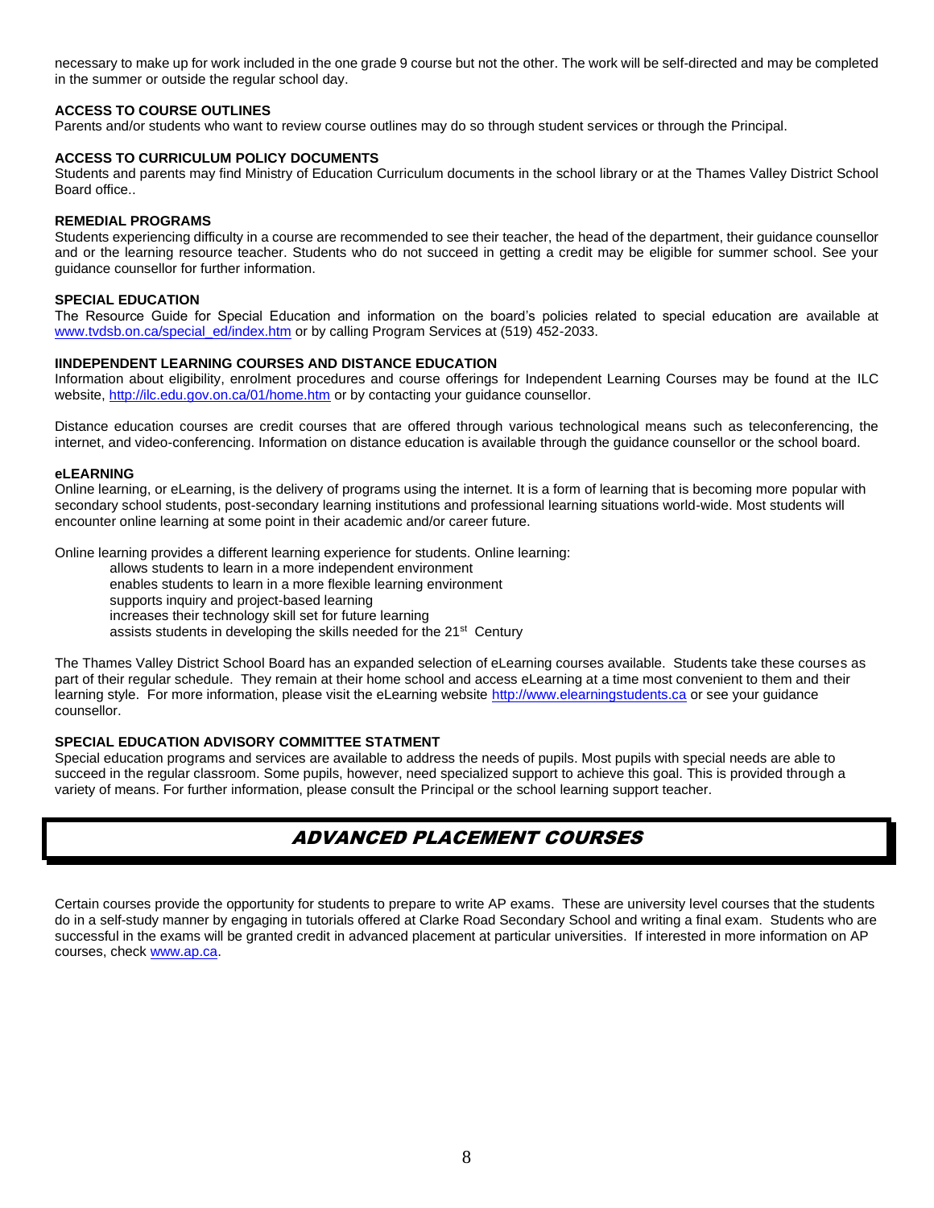necessary to make up for work included in the one grade 9 course but not the other. The work will be self-directed and may be completed in the summer or outside the regular school day.

**ACCESS TO COURSE OUTLINES**

Parents and/or students who want to review course outlines may do so through student services or through the Principal.

**ACCESS TO CURRICULUM POLICY DOCUMENTS**

Students and parents may find Ministry of Education Curriculum documents in the school library or at the Thames Valley District School Board office..

**REMEDIAL PROGRAMS**

Students experiencing difficulty in a course are recommended to see their teacher, the head of the department, their guidance counsellor and or the learning resource teacher. Students who do not succeed in getting a credit may be eligible for summer school. See your guidance counsellor for further information.

**SPECIAL EDUCATION**

The Resource Guide for Special Education and information on the board's policies related to special education are available at www.tvdsb.on.ca/special_ed/index.htm or by calling Program Services at (519) 452-2033.

**IINDEPENDENT LEARNING COURSES AND DISTANCE EDUCATION**

Information about eligibility, enrolment procedures and course offerings for Independent Learning Courses may be found at the ILC website, http://ilc.edu.gov.on.ca/01/home.htm or by contacting your guidance counsellor.

Distance education courses are credit courses that are offered through various technological means such as teleconferencing, the internet, and video-conferencing. Information on distance education is available through the guidance counsellor or the school board.

**eLEARNING**

Online learning, or eLearning, is the delivery of programs using the internet. It is a form of learning that is becoming more popular with secondary school students, post-secondary learning institutions and professional learning situations world-wide. Most students will encounter online learning at some point in their academic and/or career future.

Online learning provides a different learning experience for students. Online learning:

- allows students to learn in a more independent environment
- enables students to learn in a more flexible learning environment
- supports inquiry and project-based learning
- increases their technology skill set for future learning
- assists students in developing the skills needed for the 21st Century

The Thames Valley District School Board has an expanded selection of eLearning courses available. Students take these courses as part of their regular schedule. They remain at their home school and access eLearning at a time most convenient to them and their learning style. For more information, please visit the eLearning website http://www.elearningstudents.ca or see your guidance counsellor.

**SPECIAL EDUCATION ADVISORY COMMITTEE STATMENT**

Special education programs and services are available to address the needs of pupils. Most pupils with special needs are able to succeed in the regular classroom. Some pupils, however, need specialized support to achieve this goal. This is provided through a variety of means. For further information, please consult the Principal or the school learning support teacher.

## *ADVANCED PLACEMENT COURSES*

Certain courses provide the opportunity for students to prepare to write AP exams. These are university level courses that the students do in a self-study manner by engaging in tutorials offered at Clarke Road Secondary School and writing a final exam. Students who are successful in the exams will be granted credit in advanced placement at particular universities. If interested in more information on AP courses, check www.ap.ca.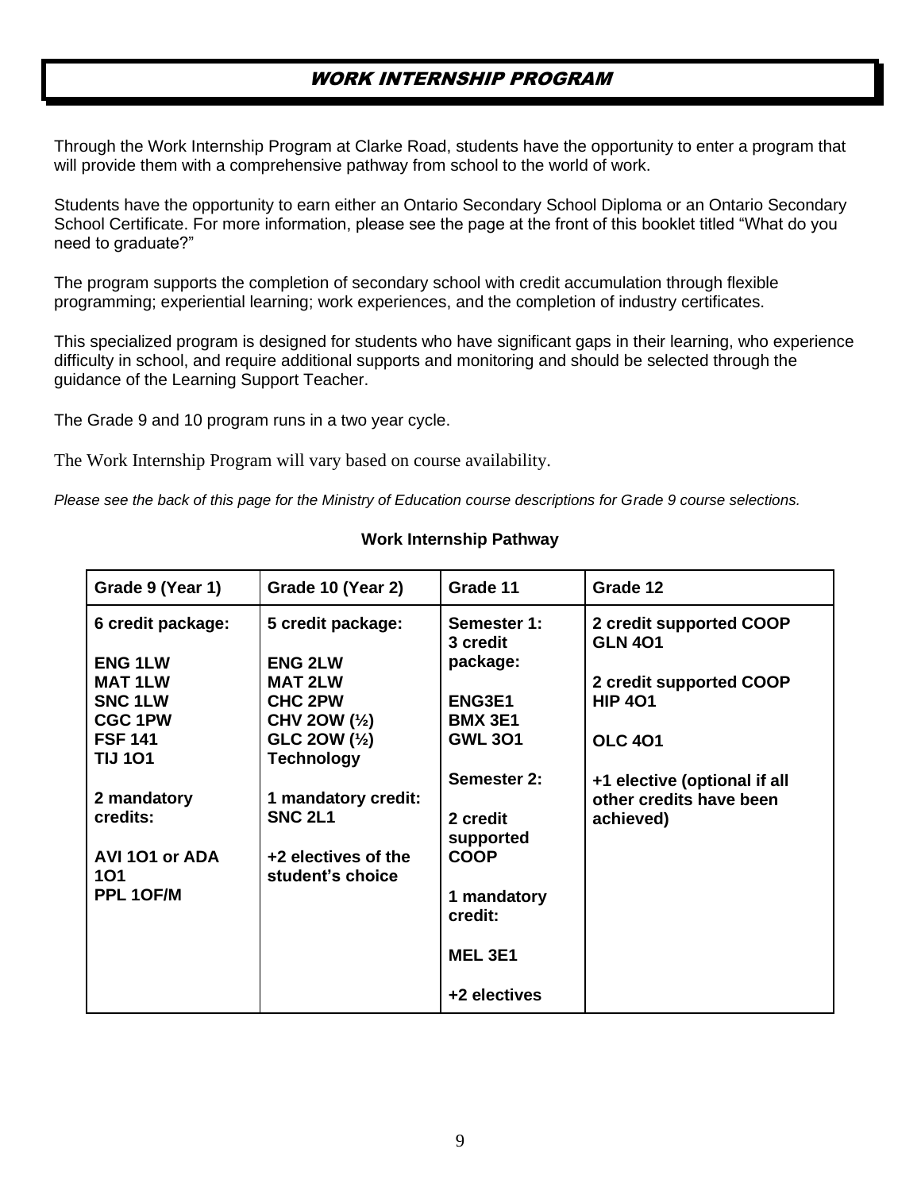# *WORK INTERNSHIP PROGRAM*

Through the Work Internship Program at Clarke Road, students have the opportunity to enter a program that will provide them with a comprehensive pathway from school to the world of work.

Students have the opportunity to earn either an Ontario Secondary School Diploma or an Ontario Secondary School Certificate. For more information, please see the page at the front of this booklet titled "What do you need to graduate?"

The program supports the completion of secondary school with credit accumulation through flexible programming; experiential learning; work experiences, and the completion of industry certificates.

This specialized program is designed for students who have significant gaps in their learning, who experience difficulty in school, and require additional supports and monitoring and should be selected through the guidance of the Learning Support Teacher.

The Grade 9 and 10 program runs in a two year cycle.

The Work Internship Program will vary based on course availability.

*Please see the back of this page for the Ministry of Education course descriptions for Grade 9 course selections.*

**Work Internship Pathway**

| Grade 9 (Year 1) | Grade 10 (Year 2) | Grade 11 | Grade 12 |
|---|---|---|---|
| **6 credit package:**<br><br>**ENG 1LW**<br>**MAT 1LW**<br>**SNC 1LW**<br>**CGC 1PW**<br>**FSF 141**<br>**TIJ 1O1**<br><br>**2 mandatory credits:**<br><br>**AVI 1O1 or ADA 1O1**<br>**PPL 1OF/M** | **5 credit package:**<br><br>**ENG 2LW**<br>**MAT 2LW**<br>**CHC 2PW**<br>**CHV 2OW (½)**<br>**GLC 2OW (½)**<br>**Technology**<br><br>**1 mandatory credit:**<br>**SNC 2L1**<br><br>**+2 electives of the student's choice** | **Semester 1: 3 credit package:**<br><br>**ENG3E1**<br>**BMX 3E1**<br>**GWL 3O1**<br><br>**Semester 2:**<br><br>**2 credit supported COOP**<br><br>**1 mandatory credit:**<br><br>**MEL 3E1**<br><br>**+2 electives** | **2 credit supported COOP GLN 4O1**<br><br>**2 credit supported COOP HIP 4O1**<br><br>**OLC 4O1**<br><br>**+1 elective (optional if all other credits have been achieved)** |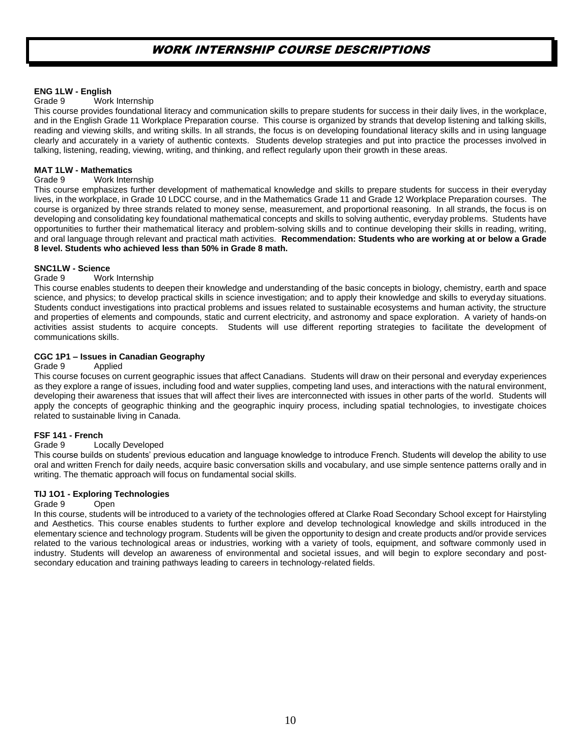# WORK INTERNSHIP COURSE DESCRIPTIONS

**ENG 1LW - English**
Grade 9 Work Internship
This course provides foundational literacy and communication skills to prepare students for success in their daily lives, in the workplace, and in the English Grade 11 Workplace Preparation course. This course is organized by strands that develop listening and talking skills, reading and viewing skills, and writing skills. In all strands, the focus is on developing foundational literacy skills and in using language clearly and accurately in a variety of authentic contexts. Students develop strategies and put into practice the processes involved in talking, listening, reading, viewing, writing, and thinking, and reflect regularly upon their growth in these areas.

**MAT 1LW - Mathematics**
Grade 9 Work Internship
This course emphasizes further development of mathematical knowledge and skills to prepare students for success in their everyday lives, in the workplace, in Grade 10 LDCC course, and in the Mathematics Grade 11 and Grade 12 Workplace Preparation courses. The course is organized by three strands related to money sense, measurement, and proportional reasoning. In all strands, the focus is on developing and consolidating key foundational mathematical concepts and skills to solving authentic, everyday problems. Students have opportunities to further their mathematical literacy and problem-solving skills and to continue developing their skills in reading, writing, and oral language through relevant and practical math activities. **Recommendation: Students who are working at or below a Grade 8 level. Students who achieved less than 50% in Grade 8 math.**

**SNC1LW - Science**
Grade 9 Work Internship
This course enables students to deepen their knowledge and understanding of the basic concepts in biology, chemistry, earth and space science, and physics; to develop practical skills in science investigation; and to apply their knowledge and skills to everyday situations. Students conduct investigations into practical problems and issues related to sustainable ecosystems and human activity, the structure and properties of elements and compounds, static and current electricity, and astronomy and space exploration. A variety of hands-on activities assist students to acquire concepts. Students will use different reporting strategies to facilitate the development of communications skills.

**CGC 1P1 – Issues in Canadian Geography**
Grade 9 Applied
This course focuses on current geographic issues that affect Canadians. Students will draw on their personal and everyday experiences as they explore a range of issues, including food and water supplies, competing land uses, and interactions with the natural environment, developing their awareness that issues that will affect their lives are interconnected with issues in other parts of the world. Students will apply the concepts of geographic thinking and the geographic inquiry process, including spatial technologies, to investigate choices related to sustainable living in Canada.

**FSF 141 - French**
Grade 9 Locally Developed
This course builds on students' previous education and language knowledge to introduce French. Students will develop the ability to use oral and written French for daily needs, acquire basic conversation skills and vocabulary, and use simple sentence patterns orally and in writing. The thematic approach will focus on fundamental social skills.

**TIJ 1O1 - Exploring Technologies**
Grade 9 Open
In this course, students will be introduced to a variety of the technologies offered at Clarke Road Secondary School except for Hairstyling and Aesthetics. This course enables students to further explore and develop technological knowledge and skills introduced in the elementary science and technology program. Students will be given the opportunity to design and create products and/or provide services related to the various technological areas or industries, working with a variety of tools, equipment, and software commonly used in industry. Students will develop an awareness of environmental and societal issues, and will begin to explore secondary and post-secondary education and training pathways leading to careers in technology-related fields.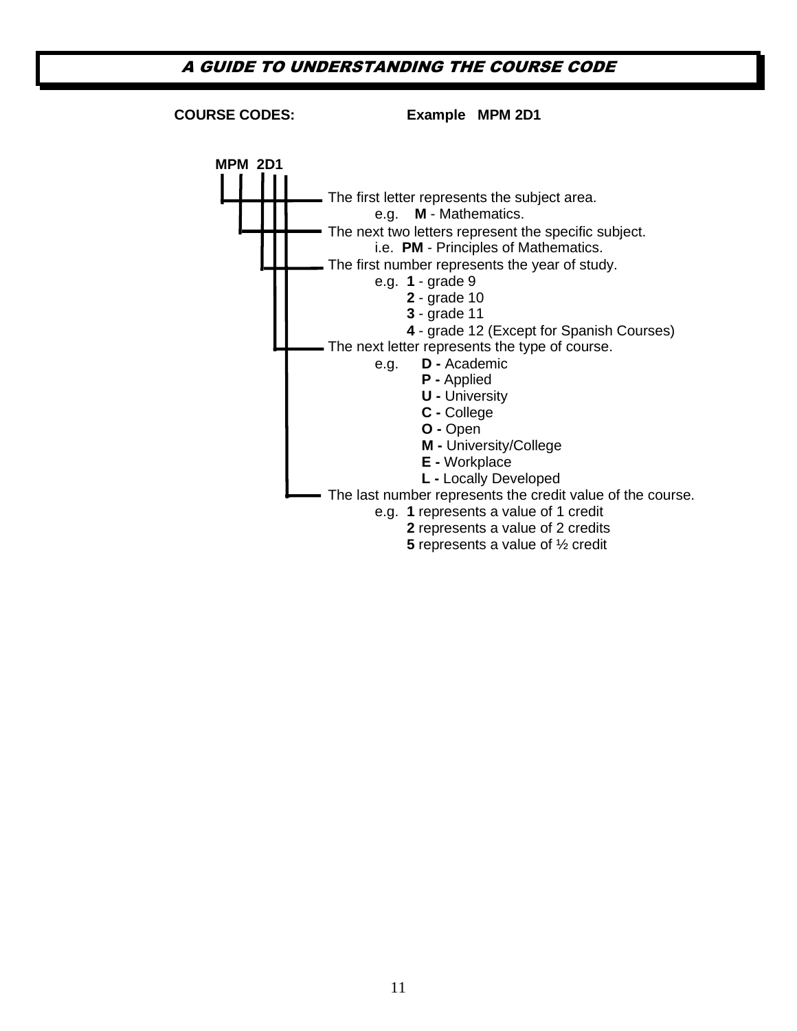## *A GUIDE TO UNDERSTANDING THE COURSE CODE*

**COURSE CODES:** **Example MPM 2D1**

**MPM 2D1**

- The first letter represents the subject area.
  - e.g. **M** - Mathematics.
- The next two letters represent the specific subject.
  - i.e. **PM** - Principles of Mathematics.
- The first number represents the year of study.
  - e.g. **1** - grade 9
  - **2** - grade 10
  - **3** - grade 11
  - **4** - grade 12 (Except for Spanish Courses)
- The next letter represents the type of course.
  - e.g. **D -** Academic
  - **P -** Applied
  - **U -** University
  - **C -** College
  - **O -** Open
  - **M -** University/College
  - **E -** Workplace
  - **L -** Locally Developed
- The last number represents the credit value of the course.
  - e.g. **1** represents a value of 1 credit
  - **2** represents a value of 2 credits
  - **5** represents a value of ½ credit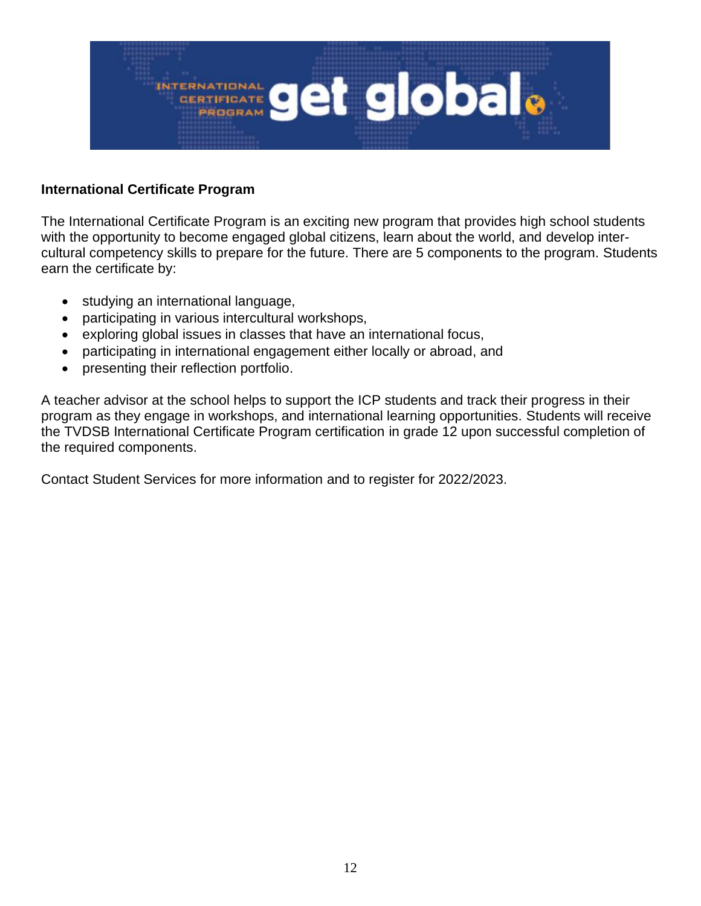## International Certificate Program

The International Certificate Program is an exciting new program that provides high school students with the opportunity to become engaged global citizens, learn about the world, and develop inter-cultural competency skills to prepare for the future. There are 5 components to the program. Students earn the certificate by:

- studying an international language,
- participating in various intercultural workshops,
- exploring global issues in classes that have an international focus,
- participating in international engagement either locally or abroad, and
- presenting their reflection portfolio.

A teacher advisor at the school helps to support the ICP students and track their progress in their program as they engage in workshops, and international learning opportunities. Students will receive the TVDSB International Certificate Program certification in grade 12 upon successful completion of the required components.

Contact Student Services for more information and to register for 2022/2023.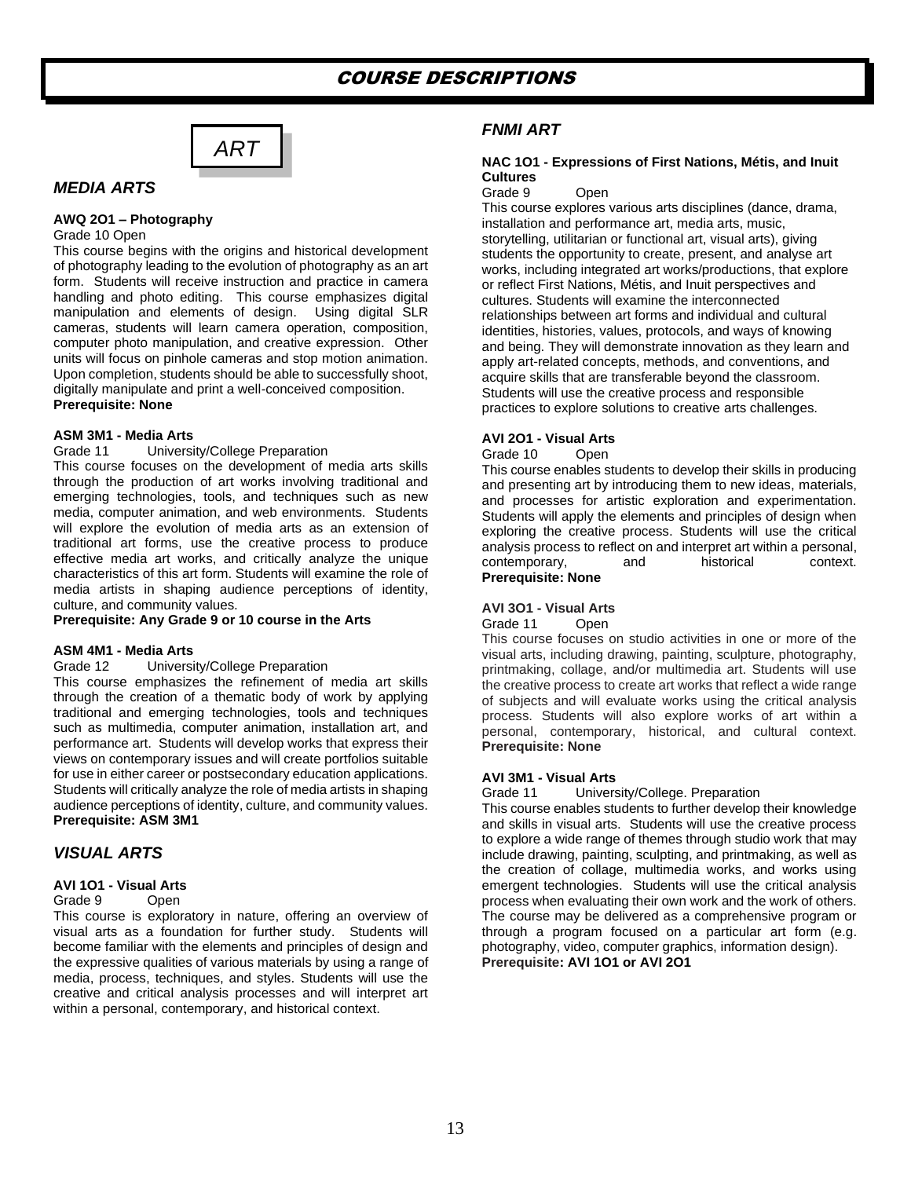# COURSE DESCRIPTIONS

## ART

### *MEDIA ARTS*

**AWQ 2O1 – Photography**
Grade 10 Open
This course begins with the origins and historical development of photography leading to the evolution of photography as an art form. Students will receive instruction and practice in camera handling and photo editing. This course emphasizes digital manipulation and elements of design. Using digital SLR cameras, students will learn camera operation, composition, computer photo manipulation, and creative expression. Other units will focus on pinhole cameras and stop motion animation. Upon completion, students should be able to successfully shoot, digitally manipulate and print a well-conceived composition.
**Prerequisite: None**

**ASM 3M1 - Media Arts**
Grade 11 University/College Preparation
This course focuses on the development of media arts skills through the production of art works involving traditional and emerging technologies, tools, and techniques such as new media, computer animation, and web environments. Students will explore the evolution of media arts as an extension of traditional art forms, use the creative process to produce effective media art works, and critically analyze the unique characteristics of this art form. Students will examine the role of media artists in shaping audience perceptions of identity, culture, and community values.
**Prerequisite: Any Grade 9 or 10 course in the Arts**

**ASM 4M1 - Media Arts**
Grade 12 University/College Preparation
This course emphasizes the refinement of media art skills through the creation of a thematic body of work by applying traditional and emerging technologies, tools and techniques such as multimedia, computer animation, installation art, and performance art. Students will develop works that express their views on contemporary issues and will create portfolios suitable for use in either career or postsecondary education applications. Students will critically analyze the role of media artists in shaping audience perceptions of identity, culture, and community values.
**Prerequisite: ASM 3M1**

### *VISUAL ARTS*

**AVI 1O1 - Visual Arts**
Grade 9 Open
This course is exploratory in nature, offering an overview of visual arts as a foundation for further study. Students will become familiar with the elements and principles of design and the expressive qualities of various materials by using a range of media, process, techniques, and styles. Students will use the creative and critical analysis processes and will interpret art within a personal, contemporary, and historical context.

### *FNMI ART*

**NAC 1O1 - Expressions of First Nations, Métis, and Inuit Cultures**
Grade 9 Open
This course explores various arts disciplines (dance, drama, installation and performance art, media arts, music, storytelling, utilitarian or functional art, visual arts), giving students the opportunity to create, present, and analyse art works, including integrated art works/productions, that explore or reflect First Nations, Métis, and Inuit perspectives and cultures. Students will examine the interconnected relationships between art forms and individual and cultural identities, histories, values, protocols, and ways of knowing and being. They will demonstrate innovation as they learn and apply art-related concepts, methods, and conventions, and acquire skills that are transferable beyond the classroom. Students will use the creative process and responsible practices to explore solutions to creative arts challenges.

**AVI 2O1 - Visual Arts**
Grade 10 Open
This course enables students to develop their skills in producing and presenting art by introducing them to new ideas, materials, and processes for artistic exploration and experimentation. Students will apply the elements and principles of design when exploring the creative process. Students will use the critical analysis process to reflect on and interpret art within a personal, contemporary, and historical context.
**Prerequisite: None**

**AVI 3O1 - Visual Arts**
Grade 11 Open
This course focuses on studio activities in one or more of the visual arts, including drawing, painting, sculpture, photography, printmaking, collage, and/or multimedia art. Students will use the creative process to create art works that reflect a wide range of subjects and will evaluate works using the critical analysis process. Students will also explore works of art within a personal, contemporary, historical, and cultural context.
**Prerequisite: None**

**AVI 3M1 - Visual Arts**
Grade 11 University/College. Preparation
This course enables students to further develop their knowledge and skills in visual arts. Students will use the creative process to explore a wide range of themes through studio work that may include drawing, painting, sculpting, and printmaking, as well as the creation of collage, multimedia works, and works using emergent technologies. Students will use the critical analysis process when evaluating their own work and the work of others. The course may be delivered as a comprehensive program or through a program focused on a particular art form (e.g. photography, video, computer graphics, information design).
**Prerequisite: AVI 1O1 or AVI 2O1**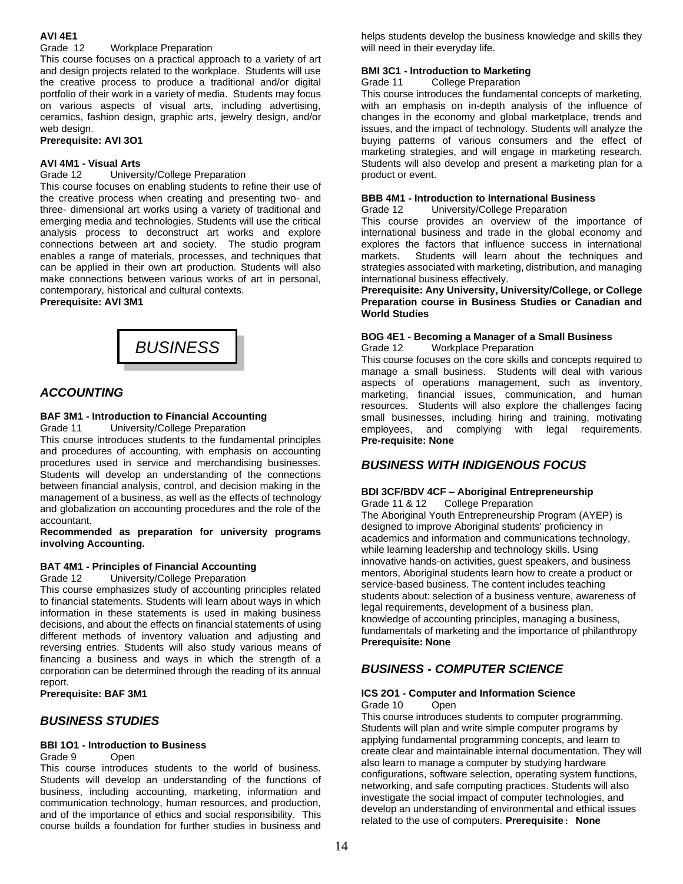**AVI 4E1**
Grade 12 Workplace Preparation

This course focuses on a practical approach to a variety of art and design projects related to the workplace. Students will use the creative process to produce a traditional and/or digital portfolio of their work in a variety of media. Students may focus on various aspects of visual arts, including advertising, ceramics, fashion design, graphic arts, jewelry design, and/or web design.

**Prerequisite: AVI 3O1**

**AVI 4M1 - Visual Arts**
Grade 12 University/College Preparation

This course focuses on enabling students to refine their use of the creative process when creating and presenting two- and three- dimensional art works using a variety of traditional and emerging media and technologies. Students will use the critical analysis process to deconstruct art works and explore connections between art and society. The studio program enables a range of materials, processes, and techniques that can be applied in their own art production. Students will also make connections between various works of art in personal, contemporary, historical and cultural contexts.

**Prerequisite: AVI 3M1**

# *BUSINESS*

## *ACCOUNTING*

**BAF 3M1 - Introduction to Financial Accounting**
Grade 11 University/College Preparation

This course introduces students to the fundamental principles and procedures of accounting, with emphasis on accounting procedures used in service and merchandising businesses. Students will develop an understanding of the connections between financial analysis, control, and decision making in the management of a business, as well as the effects of technology and globalization on accounting procedures and the role of the accountant.

**Recommended as preparation for university programs involving Accounting.**

**BAT 4M1 - Principles of Financial Accounting**
Grade 12 University/College Preparation

This course emphasizes study of accounting principles related to financial statements. Students will learn about ways in which information in these statements is used in making business decisions, and about the effects on financial statements of using different methods of inventory valuation and adjusting and reversing entries. Students will also study various means of financing a business and ways in which the strength of a corporation can be determined through the reading of its annual report.

**Prerequisite: BAF 3M1**

## *BUSINESS STUDIES*

**BBI 1O1 - Introduction to Business**
Grade 9 Open

This course introduces students to the world of business. Students will develop an understanding of the functions of business, including accounting, marketing, information and communication technology, human resources, and production, and of the importance of ethics and social responsibility. This course builds a foundation for further studies in business and helps students develop the business knowledge and skills they will need in their everyday life.

**BMI 3C1 - Introduction to Marketing**
Grade 11 College Preparation

This course introduces the fundamental concepts of marketing, with an emphasis on in-depth analysis of the influence of changes in the economy and global marketplace, trends and issues, and the impact of technology. Students will analyze the buying patterns of various consumers and the effect of marketing strategies, and will engage in marketing research. Students will also develop and present a marketing plan for a product or event.

**BBB 4M1 - Introduction to International Business**
Grade 12 University/College Preparation

This course provides an overview of the importance of international business and trade in the global economy and explores the factors that influence success in international markets. Students will learn about the techniques and strategies associated with marketing, distribution, and managing international business effectively.

**Prerequisite: Any University, University/College, or College Preparation course in Business Studies or Canadian and World Studies**

**BOG 4E1 - Becoming a Manager of a Small Business**
Grade 12 Workplace Preparation

This course focuses on the core skills and concepts required to manage a small business. Students will deal with various aspects of operations management, such as inventory, marketing, financial issues, communication, and human resources. Students will also explore the challenges facing small businesses, including hiring and training, motivating employees, and complying with legal requirements. **Pre-requisite: None**

## *BUSINESS WITH INDIGENOUS FOCUS*

**BDI 3CF/BDV 4CF – Aboriginal Entrepreneurship**
Grade 11 & 12 College Preparation

The Aboriginal Youth Entrepreneurship Program (AYEP) is designed to improve Aboriginal students' proficiency in academics and information and communications technology, while learning leadership and technology skills. Using innovative hands-on activities, guest speakers, and business mentors, Aboriginal students learn how to create a product or service-based business. The content includes teaching students about: selection of a business venture, awareness of legal requirements, development of a business plan, knowledge of accounting principles, managing a business, fundamentals of marketing and the importance of philanthropy

**Prerequisite: None**

## *BUSINESS - COMPUTER SCIENCE*

**ICS 2O1 - Computer and Information Science**
Grade 10 Open

This course introduces students to computer programming. Students will plan and write simple computer programs by applying fundamental programming concepts, and learn to create clear and maintainable internal documentation. They will also learn to manage a computer by studying hardware configurations, software selection, operating system functions, networking, and safe computing practices. Students will also investigate the social impact of computer technologies, and develop an understanding of environmental and ethical issues related to the use of computers. **Prerequisite: None**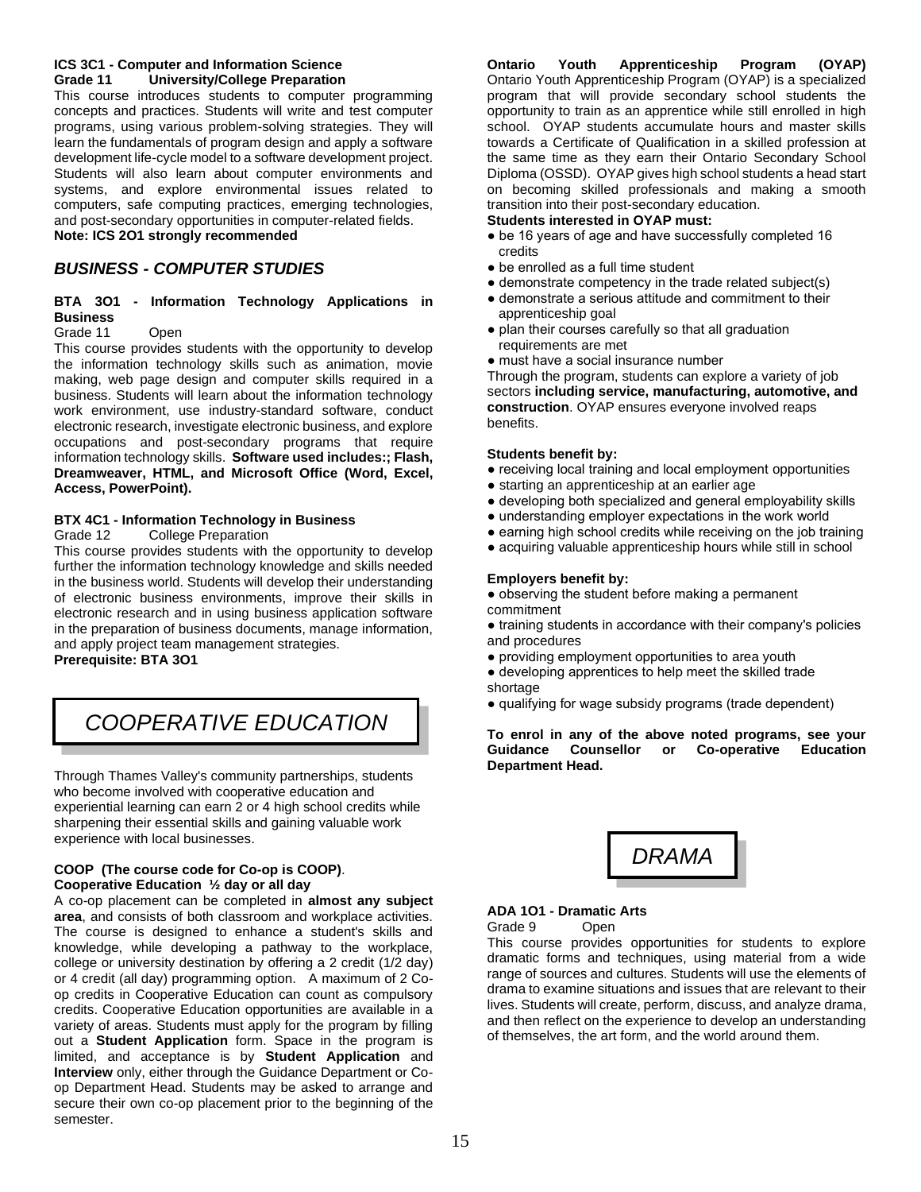**ICS 3C1 - Computer and Information Science**
**Grade 11 University/College Preparation**

This course introduces students to computer programming concepts and practices. Students will write and test computer programs, using various problem-solving strategies. They will learn the fundamentals of program design and apply a software development life-cycle model to a software development project. Students will also learn about computer environments and systems, and explore environmental issues related to computers, safe computing practices, emerging technologies, and post-secondary opportunities in computer-related fields.
**Note: ICS 2O1 strongly recommended**

## *BUSINESS - COMPUTER STUDIES*

**BTA 3O1 - Information Technology Applications in Business**
Grade 11 Open

This course provides students with the opportunity to develop the information technology skills such as animation, movie making, web page design and computer skills required in a business. Students will learn about the information technology work environment, use industry-standard software, conduct electronic research, investigate electronic business, and explore occupations and post-secondary programs that require information technology skills. **Software used includes:; Flash, Dreamweaver, HTML, and Microsoft Office (Word, Excel, Access, PowerPoint).**

**BTX 4C1 - Information Technology in Business**
Grade 12 College Preparation

This course provides students with the opportunity to develop further the information technology knowledge and skills needed in the business world. Students will develop their understanding of electronic business environments, improve their skills in electronic research and in using business application software in the preparation of business documents, manage information, and apply project team management strategies.
**Prerequisite: BTA 3O1**

# *COOPERATIVE EDUCATION*

Through Thames Valley's community partnerships, students who become involved with cooperative education and experiential learning can earn 2 or 4 high school credits while sharpening their essential skills and gaining valuable work experience with local businesses.

**COOP (The course code for Co-op is COOP)**.
**Cooperative Education ½ day or all day**

A co-op placement can be completed in **almost any subject area**, and consists of both classroom and workplace activities. The course is designed to enhance a student's skills and knowledge, while developing a pathway to the workplace, college or university destination by offering a 2 credit (1/2 day) or 4 credit (all day) programming option. A maximum of 2 Co-op credits in Cooperative Education can count as compulsory credits. Cooperative Education opportunities are available in a variety of areas. Students must apply for the program by filling out a **Student Application** form. Space in the program is limited, and acceptance is by **Student Application** and **Interview** only, either through the Guidance Department or Co-op Department Head. Students may be asked to arrange and secure their own co-op placement prior to the beginning of the semester.

**Ontario Youth Apprenticeship Program (OYAP)**

Ontario Youth Apprenticeship Program (OYAP) is a specialized program that will provide secondary school students the opportunity to train as an apprentice while still enrolled in high school. OYAP students accumulate hours and master skills towards a Certificate of Qualification in a skilled profession at the same time as they earn their Ontario Secondary School Diploma (OSSD). OYAP gives high school students a head start on becoming skilled professionals and making a smooth transition into their post-secondary education.

**Students interested in OYAP must:**

- be 16 years of age and have successfully completed 16 credits
- be enrolled as a full time student
- demonstrate competency in the trade related subject(s)
- demonstrate a serious attitude and commitment to their apprenticeship goal
- plan their courses carefully so that all graduation requirements are met
- must have a social insurance number

Through the program, students can explore a variety of job sectors **including service, manufacturing, automotive, and construction**. OYAP ensures everyone involved reaps benefits.

**Students benefit by:**

- receiving local training and local employment opportunities
- starting an apprenticeship at an earlier age
- developing both specialized and general employability skills
- understanding employer expectations in the work world
- earning high school credits while receiving on the job training
- acquiring valuable apprenticeship hours while still in school

**Employers benefit by:**

- observing the student before making a permanent commitment
- training students in accordance with their company's policies and procedures
- providing employment opportunities to area youth
- developing apprentices to help meet the skilled trade shortage
- qualifying for wage subsidy programs (trade dependent)

**To enrol in any of the above noted programs, see your Guidance Counsellor or Co-operative Education Department Head.**

# *DRAMA*

**ADA 1O1 - Dramatic Arts**
Grade 9 Open

This course provides opportunities for students to explore dramatic forms and techniques, using material from a wide range of sources and cultures. Students will use the elements of drama to examine situations and issues that are relevant to their lives. Students will create, perform, discuss, and analyze drama, and then reflect on the experience to develop an understanding of themselves, the art form, and the world around them.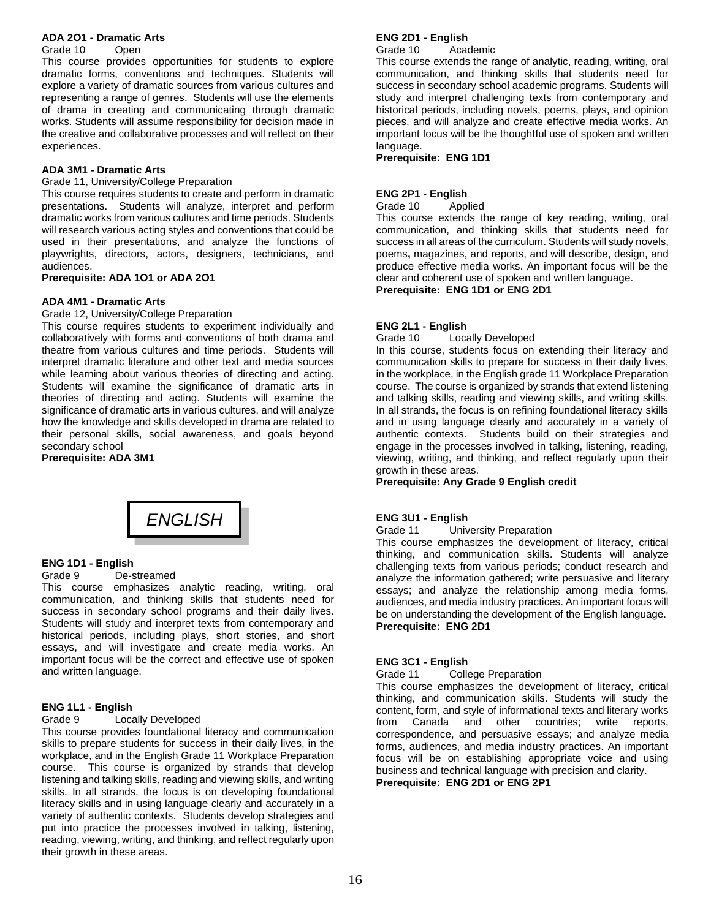**ADA 2O1 - Dramatic Arts**

Grade 10 Open

This course provides opportunities for students to explore dramatic forms, conventions and techniques. Students will explore a variety of dramatic sources from various cultures and representing a range of genres. Students will use the elements of drama in creating and communicating through dramatic works. Students will assume responsibility for decision made in the creative and collaborative processes and will reflect on their experiences.

**ADA 3M1 - Dramatic Arts**

Grade 11, University/College Preparation

This course requires students to create and perform in dramatic presentations. Students will analyze, interpret and perform dramatic works from various cultures and time periods. Students will research various acting styles and conventions that could be used in their presentations, and analyze the functions of playwrights, directors, actors, designers, technicians, and audiences.

**Prerequisite: ADA 1O1 or ADA 2O1**

**ADA 4M1 - Dramatic Arts**

Grade 12, University/College Preparation

This course requires students to experiment individually and collaboratively with forms and conventions of both drama and theatre from various cultures and time periods. Students will interpret dramatic literature and other text and media sources while learning about various theories of directing and acting. Students will examine the significance of dramatic arts in theories of directing and acting. Students will examine the significance of dramatic arts in various cultures, and will analyze how the knowledge and skills developed in drama are related to their personal skills, social awareness, and goals beyond secondary school

**Prerequisite: ADA 3M1**

## *ENGLISH*

**ENG 1D1 - English**

Grade 9 De-streamed

This course emphasizes analytic reading, writing, oral communication, and thinking skills that students need for success in secondary school programs and their daily lives. Students will study and interpret texts from contemporary and historical periods, including plays, short stories, and short essays, and will investigate and create media works. An important focus will be the correct and effective use of spoken and written language.

**ENG 1L1 - English**

Grade 9 Locally Developed

This course provides foundational literacy and communication skills to prepare students for success in their daily lives, in the workplace, and in the English Grade 11 Workplace Preparation course. This course is organized by strands that develop listening and talking skills, reading and viewing skills, and writing skills. In all strands, the focus is on developing foundational literacy skills and in using language clearly and accurately in a variety of authentic contexts. Students develop strategies and put into practice the processes involved in talking, listening, reading, viewing, writing, and thinking, and reflect regularly upon their growth in these areas.

**ENG 2D1 - English**

Grade 10 Academic

This course extends the range of analytic, reading, writing, oral communication, and thinking skills that students need for success in secondary school academic programs. Students will study and interpret challenging texts from contemporary and historical periods, including novels, poems, plays, and opinion pieces, and will analyze and create effective media works. An important focus will be the thoughtful use of spoken and written language.

**Prerequisite: ENG 1D1**

**ENG 2P1 - English**

Grade 10 Applied

This course extends the range of key reading, writing, oral communication, and thinking skills that students need for success in all areas of the curriculum. Students will study novels, poems, magazines, and reports, and will describe, design, and produce effective media works. An important focus will be the clear and coherent use of spoken and written language.

**Prerequisite: ENG 1D1 or ENG 2D1**

**ENG 2L1 - English**

Grade 10 Locally Developed

In this course, students focus on extending their literacy and communication skills to prepare for success in their daily lives, in the workplace, in the English grade 11 Workplace Preparation course. The course is organized by strands that extend listening and talking skills, reading and viewing skills, and writing skills. In all strands, the focus is on refining foundational literacy skills and in using language clearly and accurately in a variety of authentic contexts. Students build on their strategies and engage in the processes involved in talking, listening, reading, viewing, writing, and thinking, and reflect regularly upon their growth in these areas.

**Prerequisite: Any Grade 9 English credit**

**ENG 3U1 - English**

Grade 11 University Preparation

This course emphasizes the development of literacy, critical thinking, and communication skills. Students will analyze challenging texts from various periods; conduct research and analyze the information gathered; write persuasive and literary essays; and analyze the relationship among media forms, audiences, and media industry practices. An important focus will be on understanding the development of the English language.

**Prerequisite: ENG 2D1**

**ENG 3C1 - English**

Grade 11 College Preparation

This course emphasizes the development of literacy, critical thinking, and communication skills. Students will study the content, form, and style of informational texts and literary works from Canada and other countries; write reports, correspondence, and persuasive essays; and analyze media forms, audiences, and media industry practices. An important focus will be on establishing appropriate voice and using business and technical language with precision and clarity.

**Prerequisite: ENG 2D1 or ENG 2P1**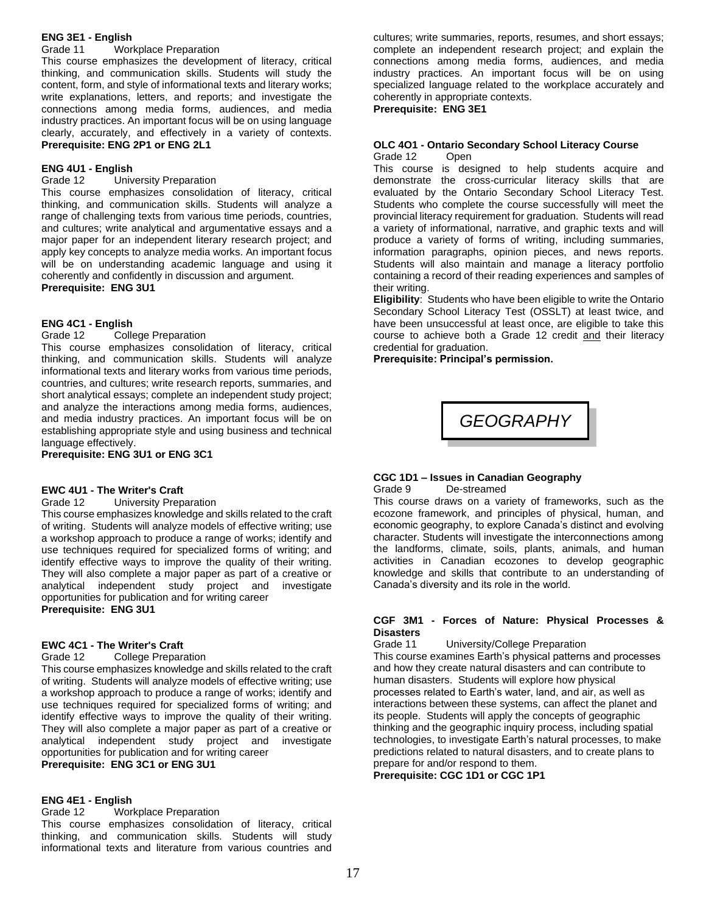**ENG 3E1 - English**

Grade 11 Workplace Preparation

This course emphasizes the development of literacy, critical thinking, and communication skills. Students will study the content, form, and style of informational texts and literary works; write explanations, letters, and reports; and investigate the connections among media forms, audiences, and media industry practices. An important focus will be on using language clearly, accurately, and effectively in a variety of contexts.

**Prerequisite: ENG 2P1 or ENG 2L1**

**ENG 4U1 - English**

Grade 12 University Preparation

This course emphasizes consolidation of literacy, critical thinking, and communication skills. Students will analyze a range of challenging texts from various time periods, countries, and cultures; write analytical and argumentative essays and a major paper for an independent literary research project; and apply key concepts to analyze media works. An important focus will be on understanding academic language and using it coherently and confidently in discussion and argument.

**Prerequisite: ENG 3U1**

**ENG 4C1 - English**

Grade 12 College Preparation

This course emphasizes consolidation of literacy, critical thinking, and communication skills. Students will analyze informational texts and literary works from various time periods, countries, and cultures; write research reports, summaries, and short analytical essays; complete an independent study project; and analyze the interactions among media forms, audiences, and media industry practices. An important focus will be on establishing appropriate style and using business and technical language effectively.

**Prerequisite: ENG 3U1 or ENG 3C1**

**EWC 4U1 - The Writer's Craft**

Grade 12 University Preparation

This course emphasizes knowledge and skills related to the craft of writing. Students will analyze models of effective writing; use a workshop approach to produce a range of works; identify and use techniques required for specialized forms of writing; and identify effective ways to improve the quality of their writing. They will also complete a major paper as part of a creative or analytical independent study project and investigate opportunities for publication and for writing career

**Prerequisite: ENG 3U1**

**EWC 4C1 - The Writer's Craft**

Grade 12 College Preparation

This course emphasizes knowledge and skills related to the craft of writing. Students will analyze models of effective writing; use a workshop approach to produce a range of works; identify and use techniques required for specialized forms of writing; and identify effective ways to improve the quality of their writing. They will also complete a major paper as part of a creative or analytical independent study project and investigate opportunities for publication and for writing career

**Prerequisite: ENG 3C1 or ENG 3U1**

**ENG 4E1 - English**

Grade 12 Workplace Preparation

This course emphasizes consolidation of literacy, critical thinking, and communication skills. Students will study informational texts and literature from various countries and cultures; write summaries, reports, resumes, and short essays; complete an independent research project; and explain the connections among media forms, audiences, and media industry practices. An important focus will be on using specialized language related to the workplace accurately and coherently in appropriate contexts.

**Prerequisite: ENG 3E1**

**OLC 4O1 - Ontario Secondary School Literacy Course**

Grade 12 Open

This course is designed to help students acquire and demonstrate the cross-curricular literacy skills that are evaluated by the Ontario Secondary School Literacy Test. Students who complete the course successfully will meet the provincial literacy requirement for graduation. Students will read a variety of informational, narrative, and graphic texts and will produce a variety of forms of writing, including summaries, information paragraphs, opinion pieces, and news reports. Students will also maintain and manage a literacy portfolio containing a record of their reading experiences and samples of their writing.

**Eligibility**: Students who have been eligible to write the Ontario Secondary School Literacy Test (OSSLT) at least twice, and have been unsuccessful at least once, are eligible to take this course to achieve both a Grade 12 credit and their literacy credential for graduation.

**Prerequisite: Principal's permission.**

# *GEOGRAPHY*

**CGC 1D1 – Issues in Canadian Geography**

Grade 9 De-streamed

This course draws on a variety of frameworks, such as the ecozone framework, and principles of physical, human, and economic geography, to explore Canada's distinct and evolving character. Students will investigate the interconnections among the landforms, climate, soils, plants, animals, and human activities in Canadian ecozones to develop geographic knowledge and skills that contribute to an understanding of Canada's diversity and its role in the world.

**CGF 3M1 - Forces of Nature: Physical Processes & Disasters**

Grade 11 University/College Preparation

This course examines Earth's physical patterns and processes and how they create natural disasters and can contribute to human disasters. Students will explore how physical processes related to Earth's water, land, and air, as well as interactions between these systems, can affect the planet and its people. Students will apply the concepts of geographic thinking and the geographic inquiry process, including spatial technologies, to investigate Earth's natural processes, to make predictions related to natural disasters, and to create plans to prepare for and/or respond to them.

**Prerequisite: CGC 1D1 or CGC 1P1**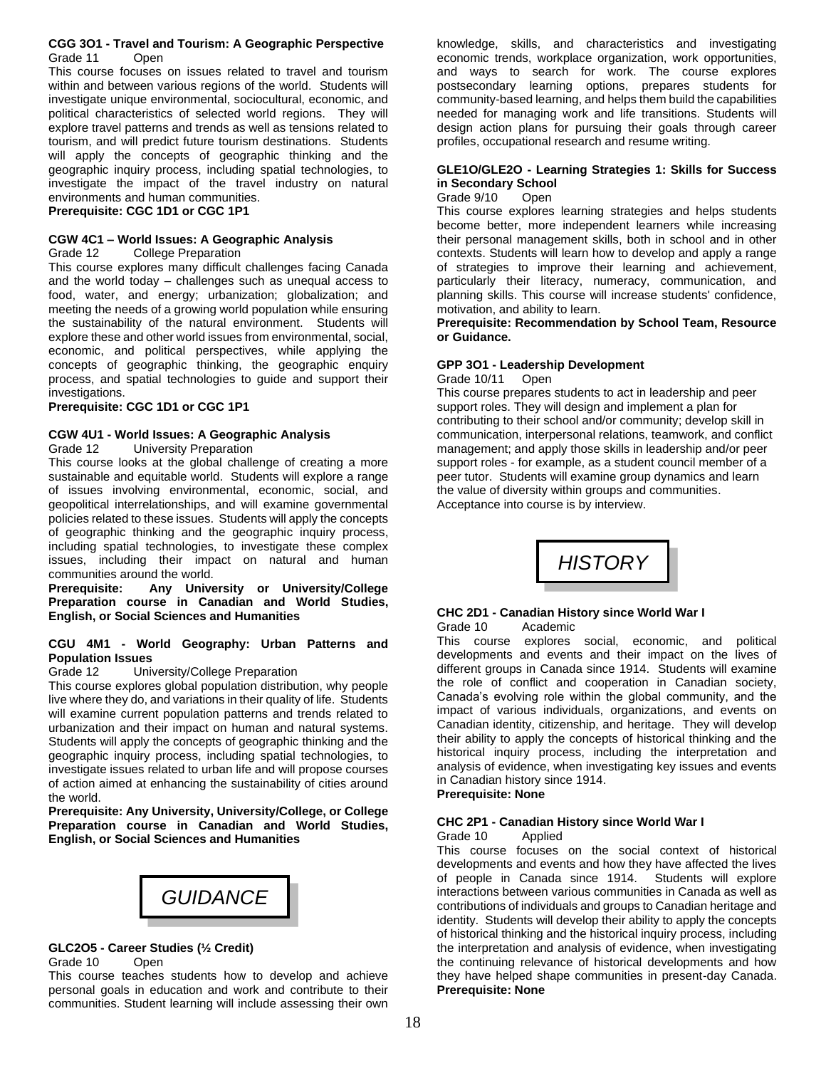### CGG 3O1 - Travel and Tourism: A Geographic Perspective

Grade 11 Open

This course focuses on issues related to travel and tourism within and between various regions of the world. Students will investigate unique environmental, sociocultural, economic, and political characteristics of selected world regions. They will explore travel patterns and trends as well as tensions related to tourism, and will predict future tourism destinations. Students will apply the concepts of geographic thinking and the geographic inquiry process, including spatial technologies, to investigate the impact of the travel industry on natural environments and human communities.

**Prerequisite: CGC 1D1 or CGC 1P1**

### CGW 4C1 – World Issues: A Geographic Analysis

Grade 12 College Preparation

This course explores many difficult challenges facing Canada and the world today – challenges such as unequal access to food, water, and energy; urbanization; globalization; and meeting the needs of a growing world population while ensuring the sustainability of the natural environment. Students will explore these and other world issues from environmental, social, economic, and political perspectives, while applying the concepts of geographic thinking, the geographic enquiry process, and spatial technologies to guide and support their investigations.

**Prerequisite: CGC 1D1 or CGC 1P1**

### CGW 4U1 - World Issues: A Geographic Analysis

Grade 12 University Preparation

This course looks at the global challenge of creating a more sustainable and equitable world. Students will explore a range of issues involving environmental, economic, social, and geopolitical interrelationships, and will examine governmental policies related to these issues. Students will apply the concepts of geographic thinking and the geographic inquiry process, including spatial technologies, to investigate these complex issues, including their impact on natural and human communities around the world.

**Prerequisite: Any University or University/College Preparation course in Canadian and World Studies, English, or Social Sciences and Humanities**

### CGU 4M1 - World Geography: Urban Patterns and Population Issues

Grade 12 University/College Preparation

This course explores global population distribution, why people live where they do, and variations in their quality of life. Students will examine current population patterns and trends related to urbanization and their impact on human and natural systems. Students will apply the concepts of geographic thinking and the geographic inquiry process, including spatial technologies, to investigate issues related to urban life and will propose courses of action aimed at enhancing the sustainability of cities around the world.

**Prerequisite: Any University, University/College, or College Preparation course in Canadian and World Studies, English, or Social Sciences and Humanities**

## GUIDANCE

### GLC2O5 - Career Studies (½ Credit)

Grade 10 Open

This course teaches students how to develop and achieve personal goals in education and work and contribute to their communities. Student learning will include assessing their own knowledge, skills, and characteristics and investigating economic trends, workplace organization, work opportunities, and ways to search for work. The course explores postsecondary learning options, prepares students for community-based learning, and helps them build the capabilities needed for managing work and life transitions. Students will design action plans for pursuing their goals through career profiles, occupational research and resume writing.

### GLE1O/GLE2O - Learning Strategies 1: Skills for Success in Secondary School

Grade 9/10 Open

This course explores learning strategies and helps students become better, more independent learners while increasing their personal management skills, both in school and in other contexts. Students will learn how to develop and apply a range of strategies to improve their learning and achievement, particularly their literacy, numeracy, communication, and planning skills. This course will increase students' confidence, motivation, and ability to learn.

**Prerequisite: Recommendation by School Team, Resource or Guidance.**

### GPP 3O1 - Leadership Development

Grade 10/11 Open

This course prepares students to act in leadership and peer support roles. They will design and implement a plan for contributing to their school and/or community; develop skill in communication, interpersonal relations, teamwork, and conflict management; and apply those skills in leadership and/or peer support roles - for example, as a student council member of a peer tutor. Students will examine group dynamics and learn the value of diversity within groups and communities. Acceptance into course is by interview.

## HISTORY

### CHC 2D1 - Canadian History since World War I

Grade 10 Academic

This course explores social, economic, and political developments and events and their impact on the lives of different groups in Canada since 1914. Students will examine the role of conflict and cooperation in Canadian society, Canada's evolving role within the global community, and the impact of various individuals, organizations, and events on Canadian identity, citizenship, and heritage. They will develop their ability to apply the concepts of historical thinking and the historical inquiry process, including the interpretation and analysis of evidence, when investigating key issues and events in Canadian history since 1914.

**Prerequisite: None**

### CHC 2P1 - Canadian History since World War I

Grade 10 Applied

This course focuses on the social context of historical developments and events and how they have affected the lives of people in Canada since 1914. Students will explore interactions between various communities in Canada as well as contributions of individuals and groups to Canadian heritage and identity. Students will develop their ability to apply the concepts of historical thinking and the historical inquiry process, including the interpretation and analysis of evidence, when investigating the continuing relevance of historical developments and how they have helped shape communities in present-day Canada.

**Prerequisite: None**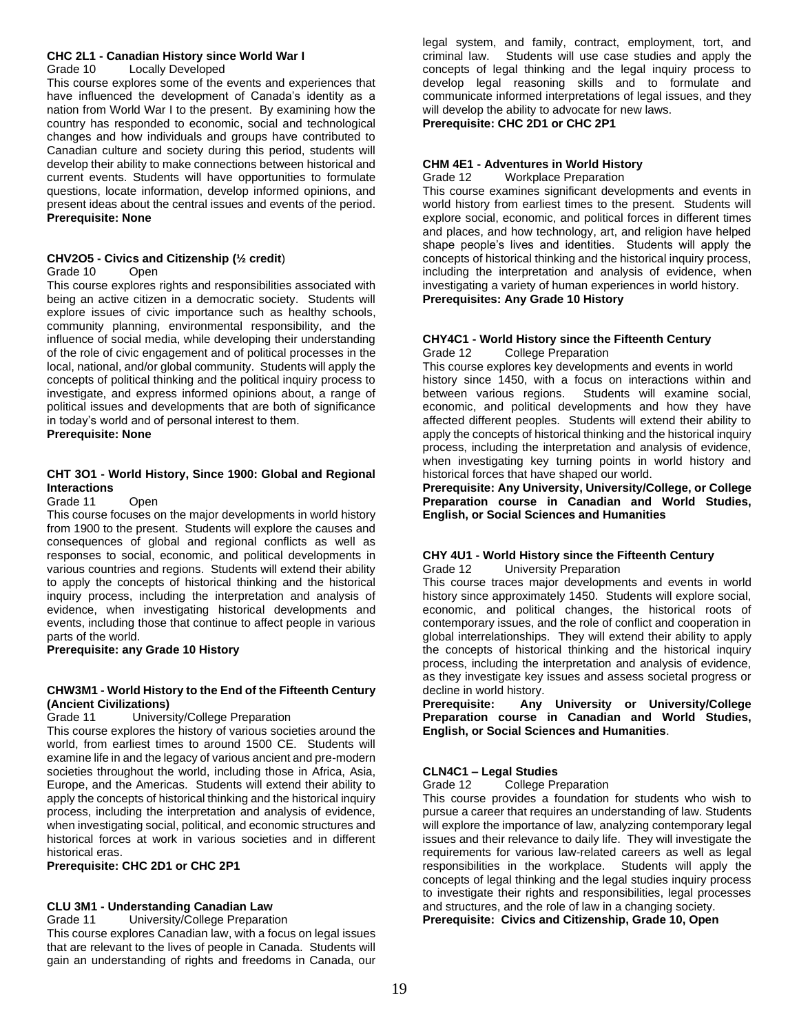### CHC 2L1 - Canadian History since World War I

Grade 10 Locally Developed

This course explores some of the events and experiences that have influenced the development of Canada's identity as a nation from World War I to the present. By examining how the country has responded to economic, social and technological changes and how individuals and groups have contributed to Canadian culture and society during this period, students will develop their ability to make connections between historical and current events. Students will have opportunities to formulate questions, locate information, develop informed opinions, and present ideas about the central issues and events of the period.

**Prerequisite: None**

### CHV2O5 - Civics and Citizenship (½ credit)

Grade 10 Open

This course explores rights and responsibilities associated with being an active citizen in a democratic society. Students will explore issues of civic importance such as healthy schools, community planning, environmental responsibility, and the influence of social media, while developing their understanding of the role of civic engagement and of political processes in the local, national, and/or global community. Students will apply the concepts of political thinking and the political inquiry process to investigate, and express informed opinions about, a range of political issues and developments that are both of significance in today's world and of personal interest to them.

**Prerequisite: None**

### CHT 3O1 - World History, Since 1900: Global and Regional Interactions

Grade 11 Open

This course focuses on the major developments in world history from 1900 to the present. Students will explore the causes and consequences of global and regional conflicts as well as responses to social, economic, and political developments in various countries and regions. Students will extend their ability to apply the concepts of historical thinking and the historical inquiry process, including the interpretation and analysis of evidence, when investigating historical developments and events, including those that continue to affect people in various parts of the world.

**Prerequisite: any Grade 10 History**

### CHW3M1 - World History to the End of the Fifteenth Century (Ancient Civilizations)

Grade 11 University/College Preparation

This course explores the history of various societies around the world, from earliest times to around 1500 CE. Students will examine life in and the legacy of various ancient and pre-modern societies throughout the world, including those in Africa, Asia, Europe, and the Americas. Students will extend their ability to apply the concepts of historical thinking and the historical inquiry process, including the interpretation and analysis of evidence, when investigating social, political, and economic structures and historical forces at work in various societies and in different historical eras.

**Prerequisite: CHC 2D1 or CHC 2P1**

### CLU 3M1 - Understanding Canadian Law

Grade 11 University/College Preparation

This course explores Canadian law, with a focus on legal issues that are relevant to the lives of people in Canada. Students will gain an understanding of rights and freedoms in Canada, our legal system, and family, contract, employment, tort, and criminal law. Students will use case studies and apply the concepts of legal thinking and the legal inquiry process to develop legal reasoning skills and to formulate and communicate informed interpretations of legal issues, and they will develop the ability to advocate for new laws.

**Prerequisite: CHC 2D1 or CHC 2P1**

### CHM 4E1 - Adventures in World History

Grade 12 Workplace Preparation

This course examines significant developments and events in world history from earliest times to the present. Students will explore social, economic, and political forces in different times and places, and how technology, art, and religion have helped shape people's lives and identities. Students will apply the concepts of historical thinking and the historical inquiry process, including the interpretation and analysis of evidence, when investigating a variety of human experiences in world history.

**Prerequisites: Any Grade 10 History**

### CHY4C1 - World History since the Fifteenth Century

Grade 12 College Preparation

This course explores key developments and events in world history since 1450, with a focus on interactions within and between various regions. Students will examine social, economic, and political developments and how they have affected different peoples. Students will extend their ability to apply the concepts of historical thinking and the historical inquiry process, including the interpretation and analysis of evidence, when investigating key turning points in world history and historical forces that have shaped our world.

**Prerequisite: Any University, University/College, or College Preparation course in Canadian and World Studies, English, or Social Sciences and Humanities**

### CHY 4U1 - World History since the Fifteenth Century

Grade 12 University Preparation

This course traces major developments and events in world history since approximately 1450. Students will explore social, economic, and political changes, the historical roots of contemporary issues, and the role of conflict and cooperation in global interrelationships. They will extend their ability to apply the concepts of historical thinking and the historical inquiry process, including the interpretation and analysis of evidence, as they investigate key issues and assess societal progress or decline in world history.

**Prerequisite: Any University or University/College Preparation course in Canadian and World Studies, English, or Social Sciences and Humanities**.

### CLN4C1 – Legal Studies

Grade 12 College Preparation

This course provides a foundation for students who wish to pursue a career that requires an understanding of law. Students will explore the importance of law, analyzing contemporary legal issues and their relevance to daily life. They will investigate the requirements for various law-related careers as well as legal responsibilities in the workplace. Students will apply the concepts of legal thinking and the legal studies inquiry process to investigate their rights and responsibilities, legal processes and structures, and the role of law in a changing society.

**Prerequisite: Civics and Citizenship, Grade 10, Open**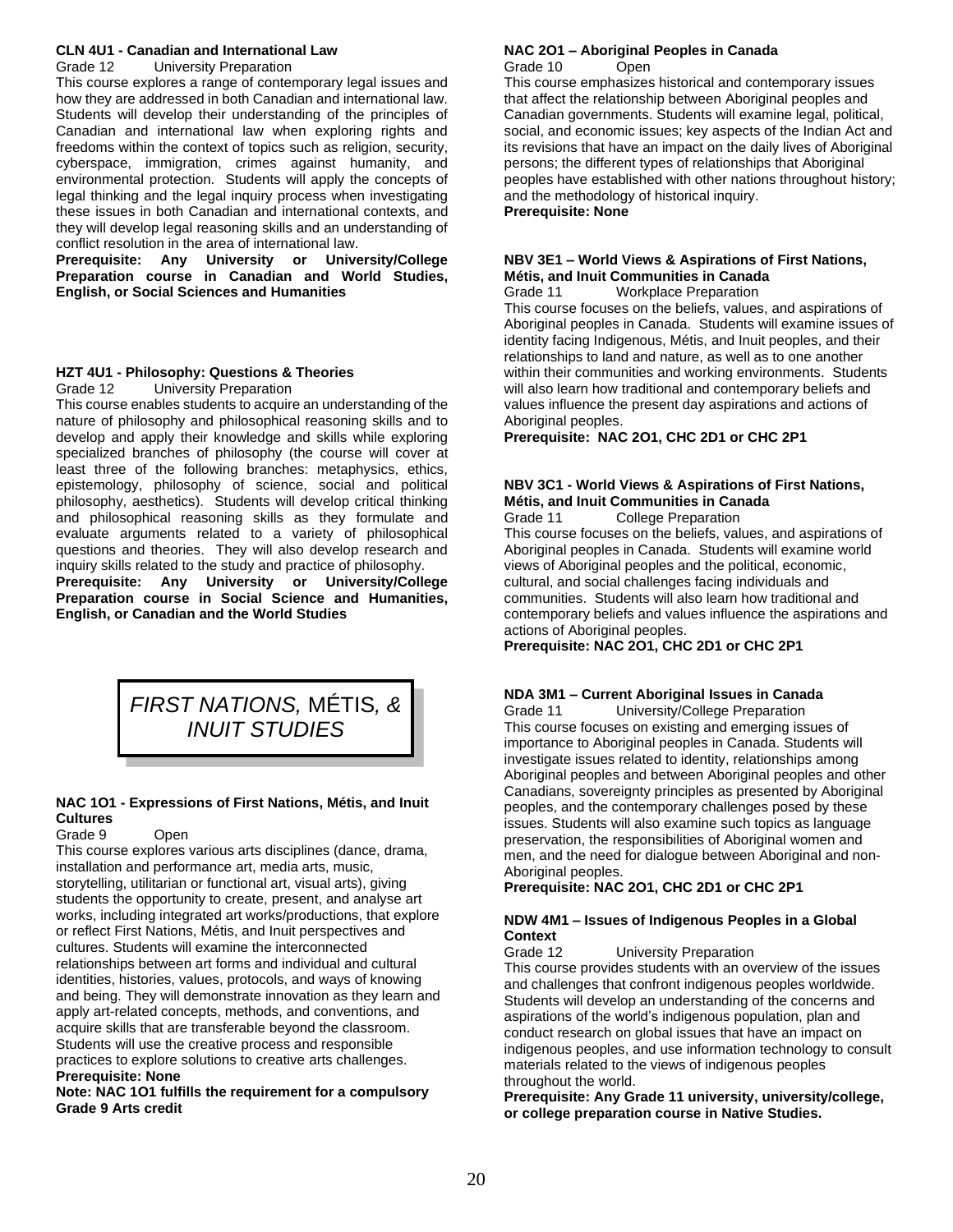### CLN 4U1 - Canadian and International Law

Grade 12 University Preparation

This course explores a range of contemporary legal issues and how they are addressed in both Canadian and international law. Students will develop their understanding of the principles of Canadian and international law when exploring rights and freedoms within the context of topics such as religion, security, cyberspace, immigration, crimes against humanity, and environmental protection. Students will apply the concepts of legal thinking and the legal inquiry process when investigating these issues in both Canadian and international contexts, and they will develop legal reasoning skills and an understanding of conflict resolution in the area of international law.

**Prerequisite: Any University or University/College Preparation course in Canadian and World Studies, English, or Social Sciences and Humanities**

### HZT 4U1 - Philosophy: Questions & Theories

Grade 12 University Preparation

This course enables students to acquire an understanding of the nature of philosophy and philosophical reasoning skills and to develop and apply their knowledge and skills while exploring specialized branches of philosophy (the course will cover at least three of the following branches: metaphysics, ethics, epistemology, philosophy of science, social and political philosophy, aesthetics). Students will develop critical thinking and philosophical reasoning skills as they formulate and evaluate arguments related to a variety of philosophical questions and theories. They will also develop research and inquiry skills related to the study and practice of philosophy.

**Prerequisite: Any University or University/College Preparation course in Social Science and Humanities, English, or Canadian and the World Studies**

## *FIRST NATIONS,* MÉTIS*, & INUIT STUDIES*

### NAC 1O1 - Expressions of First Nations, Métis, and Inuit Cultures

Grade 9 Open

This course explores various arts disciplines (dance, drama, installation and performance art, media arts, music, storytelling, utilitarian or functional art, visual arts), giving students the opportunity to create, present, and analyse art works, including integrated art works/productions, that explore or reflect First Nations, Métis, and Inuit perspectives and cultures. Students will examine the interconnected relationships between art forms and individual and cultural identities, histories, values, protocols, and ways of knowing and being. They will demonstrate innovation as they learn and apply art-related concepts, methods, and conventions, and acquire skills that are transferable beyond the classroom. Students will use the creative process and responsible practices to explore solutions to creative arts challenges.

**Prerequisite: None**

**Note: NAC 1O1 fulfills the requirement for a compulsory Grade 9 Arts credit**

### NAC 2O1 – Aboriginal Peoples in Canada

Grade 10 Open

This course emphasizes historical and contemporary issues that affect the relationship between Aboriginal peoples and Canadian governments. Students will examine legal, political, social, and economic issues; key aspects of the Indian Act and its revisions that have an impact on the daily lives of Aboriginal persons; the different types of relationships that Aboriginal peoples have established with other nations throughout history; and the methodology of historical inquiry.

**Prerequisite: None**

### NBV 3E1 – World Views & Aspirations of First Nations, Métis, and Inuit Communities in Canada

Grade 11 Workplace Preparation

This course focuses on the beliefs, values, and aspirations of Aboriginal peoples in Canada. Students will examine issues of identity facing Indigenous, Métis, and Inuit peoples, and their relationships to land and nature, as well as to one another within their communities and working environments. Students will also learn how traditional and contemporary beliefs and values influence the present day aspirations and actions of Aboriginal peoples.

**Prerequisite: NAC 2O1, CHC 2D1 or CHC 2P1**

### NBV 3C1 - World Views & Aspirations of First Nations, Métis, and Inuit Communities in Canada

Grade 11 College Preparation

This course focuses on the beliefs, values, and aspirations of Aboriginal peoples in Canada. Students will examine world views of Aboriginal peoples and the political, economic, cultural, and social challenges facing individuals and communities. Students will also learn how traditional and contemporary beliefs and values influence the aspirations and actions of Aboriginal peoples.

**Prerequisite: NAC 2O1, CHC 2D1 or CHC 2P1**

### NDA 3M1 – Current Aboriginal Issues in Canada

Grade 11 University/College Preparation

This course focuses on existing and emerging issues of importance to Aboriginal peoples in Canada. Students will investigate issues related to identity, relationships among Aboriginal peoples and between Aboriginal peoples and other Canadians, sovereignty principles as presented by Aboriginal peoples, and the contemporary challenges posed by these issues. Students will also examine such topics as language preservation, the responsibilities of Aboriginal women and men, and the need for dialogue between Aboriginal and non-Aboriginal peoples.

**Prerequisite: NAC 2O1, CHC 2D1 or CHC 2P1**

### NDW 4M1 – Issues of Indigenous Peoples in a Global Context

Grade 12 University Preparation

This course provides students with an overview of the issues and challenges that confront indigenous peoples worldwide. Students will develop an understanding of the concerns and aspirations of the world's indigenous population, plan and conduct research on global issues that have an impact on indigenous peoples, and use information technology to consult materials related to the views of indigenous peoples throughout the world.

**Prerequisite: Any Grade 11 university, university/college, or college preparation course in Native Studies.**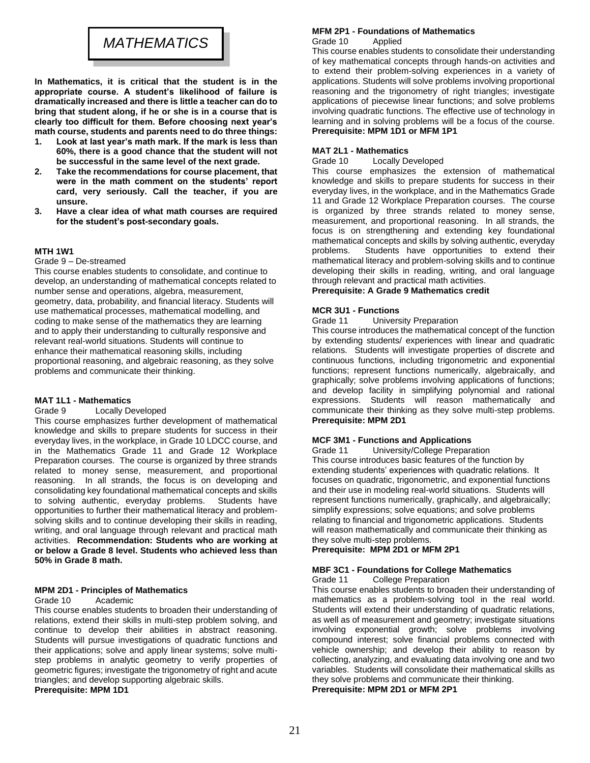# MATHEMATICS

**In Mathematics, it is critical that the student is in the appropriate course. A student's likelihood of failure is dramatically increased and there is little a teacher can do to bring that student along, if he or she is in a course that is clearly too difficult for them. Before choosing next year's math course, students and parents need to do three things:**

1. **Look at last year's math mark. If the mark is less than 60%, there is a good chance that the student will not be successful in the same level of the next grade.**
2. **Take the recommendations for course placement, that were in the math comment on the students' report card, very seriously. Call the teacher, if you are unsure.**
3. **Have a clear idea of what math courses are required for the student's post-secondary goals.**

### MTH 1W1

Grade 9 – De-streamed

This course enables students to consolidate, and continue to develop, an understanding of mathematical concepts related to number sense and operations, algebra, measurement, geometry, data, probability, and financial literacy. Students will use mathematical processes, mathematical modelling, and coding to make sense of the mathematics they are learning and to apply their understanding to culturally responsive and relevant real-world situations. Students will continue to enhance their mathematical reasoning skills, including proportional reasoning, and algebraic reasoning, as they solve problems and communicate their thinking.

### MAT 1L1 - Mathematics

Grade 9 Locally Developed

This course emphasizes further development of mathematical knowledge and skills to prepare students for success in their everyday lives, in the workplace, in Grade 10 LDCC course, and in the Mathematics Grade 11 and Grade 12 Workplace Preparation courses. The course is organized by three strands related to money sense, measurement, and proportional reasoning. In all strands, the focus is on developing and consolidating key foundational mathematical concepts and skills to solving authentic, everyday problems. Students have opportunities to further their mathematical literacy and problem-solving skills and to continue developing their skills in reading, writing, and oral language through relevant and practical math activities. **Recommendation: Students who are working at or below a Grade 8 level. Students who achieved less than 50% in Grade 8 math.**

### MPM 2D1 - Principles of Mathematics

Grade 10 Academic

This course enables students to broaden their understanding of relations, extend their skills in multi-step problem solving, and continue to develop their abilities in abstract reasoning. Students will pursue investigations of quadratic functions and their applications; solve and apply linear systems; solve multi-step problems in analytic geometry to verify properties of geometric figures; investigate the trigonometry of right and acute triangles; and develop supporting algebraic skills.

**Prerequisite: MPM 1D1**

### MFM 2P1 - Foundations of Mathematics

Grade 10 Applied

This course enables students to consolidate their understanding of key mathematical concepts through hands-on activities and to extend their problem-solving experiences in a variety of applications. Students will solve problems involving proportional reasoning and the trigonometry of right triangles; investigate applications of piecewise linear functions; and solve problems involving quadratic functions. The effective use of technology in learning and in solving problems will be a focus of the course.

**Prerequisite: MPM 1D1 or MFM 1P1**

### MAT 2L1 - Mathematics

Grade 10 Locally Developed

This course emphasizes the extension of mathematical knowledge and skills to prepare students for success in their everyday lives, in the workplace, and in the Mathematics Grade 11 and Grade 12 Workplace Preparation courses. The course is organized by three strands related to money sense, measurement, and proportional reasoning. In all strands, the focus is on strengthening and extending key foundational mathematical concepts and skills by solving authentic, everyday problems. Students have opportunities to extend their mathematical literacy and problem-solving skills and to continue developing their skills in reading, writing, and oral language through relevant and practical math activities.

**Prerequisite: A Grade 9 Mathematics credit**

### MCR 3U1 - Functions

Grade 11 University Preparation

This course introduces the mathematical concept of the function by extending students/ experiences with linear and quadratic relations. Students will investigate properties of discrete and continuous functions, including trigonometric and exponential functions; represent functions numerically, algebraically, and graphically; solve problems involving applications of functions; and develop facility in simplifying polynomial and rational expressions. Students will reason mathematically and communicate their thinking as they solve multi-step problems.

**Prerequisite: MPM 2D1**

### MCF 3M1 - Functions and Applications

Grade 11 University/College Preparation

This course introduces basic features of the function by extending students' experiences with quadratic relations. It focuses on quadratic, trigonometric, and exponential functions and their use in modeling real-world situations. Students will represent functions numerically, graphically, and algebraically; simplify expressions; solve equations; and solve problems relating to financial and trigonometric applications. Students will reason mathematically and communicate their thinking as they solve multi-step problems.

**Prerequisite: MPM 2D1 or MFM 2P1**

### MBF 3C1 - Foundations for College Mathematics

Grade 11 College Preparation

This course enables students to broaden their understanding of mathematics as a problem-solving tool in the real world. Students will extend their understanding of quadratic relations, as well as of measurement and geometry; investigate situations involving exponential growth; solve problems involving compound interest; solve financial problems connected with vehicle ownership; and develop their ability to reason by collecting, analyzing, and evaluating data involving one and two variables. Students will consolidate their mathematical skills as they solve problems and communicate their thinking.

**Prerequisite: MPM 2D1 or MFM 2P1**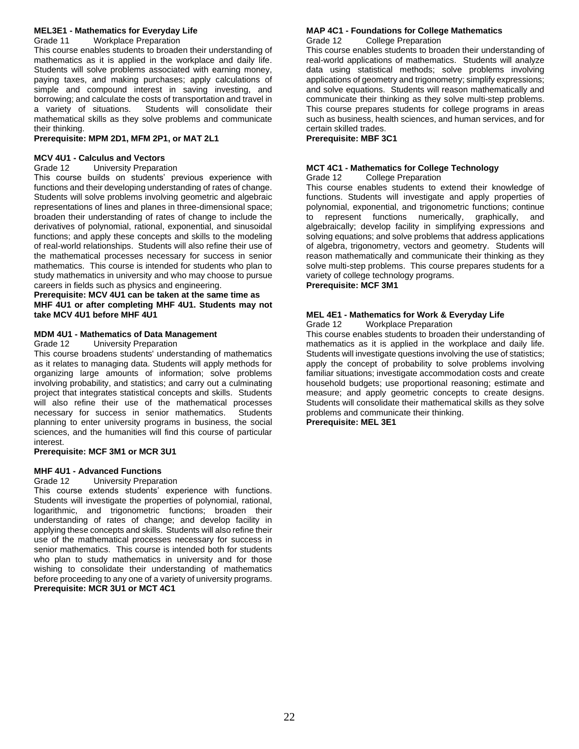### MEL3E1 - Mathematics for Everyday Life

Grade 11 Workplace Preparation

This course enables students to broaden their understanding of mathematics as it is applied in the workplace and daily life. Students will solve problems associated with earning money, paying taxes, and making purchases; apply calculations of simple and compound interest in saving investing, and borrowing; and calculate the costs of transportation and travel in a variety of situations. Students will consolidate their mathematical skills as they solve problems and communicate their thinking.

**Prerequisite: MPM 2D1, MFM 2P1, or MAT 2L1**

### MCV 4U1 - Calculus and Vectors

Grade 12 University Preparation

This course builds on students' previous experience with functions and their developing understanding of rates of change. Students will solve problems involving geometric and algebraic representations of lines and planes in three-dimensional space; broaden their understanding of rates of change to include the derivatives of polynomial, rational, exponential, and sinusoidal functions; and apply these concepts and skills to the modeling of real-world relationships. Students will also refine their use of the mathematical processes necessary for success in senior mathematics. This course is intended for students who plan to study mathematics in university and who may choose to pursue careers in fields such as physics and engineering.

**Prerequisite: MCV 4U1 can be taken at the same time as MHF 4U1 or after completing MHF 4U1. Students may not take MCV 4U1 before MHF 4U1**

### MDM 4U1 - Mathematics of Data Management

Grade 12 University Preparation

This course broadens students' understanding of mathematics as it relates to managing data. Students will apply methods for organizing large amounts of information; solve problems involving probability, and statistics; and carry out a culminating project that integrates statistical concepts and skills. Students will also refine their use of the mathematical processes necessary for success in senior mathematics. Students planning to enter university programs in business, the social sciences, and the humanities will find this course of particular interest.

**Prerequisite: MCF 3M1 or MCR 3U1**

### MHF 4U1 - Advanced Functions

Grade 12 University Preparation

This course extends students' experience with functions. Students will investigate the properties of polynomial, rational, logarithmic, and trigonometric functions; broaden their understanding of rates of change; and develop facility in applying these concepts and skills. Students will also refine their use of the mathematical processes necessary for success in senior mathematics. This course is intended both for students who plan to study mathematics in university and for those wishing to consolidate their understanding of mathematics before proceeding to any one of a variety of university programs.

**Prerequisite: MCR 3U1 or MCT 4C1**

### MAP 4C1 - Foundations for College Mathematics

Grade 12 College Preparation

This course enables students to broaden their understanding of real-world applications of mathematics. Students will analyze data using statistical methods; solve problems involving applications of geometry and trigonometry; simplify expressions; and solve equations. Students will reason mathematically and communicate their thinking as they solve multi-step problems. This course prepares students for college programs in areas such as business, health sciences, and human services, and for certain skilled trades.

**Prerequisite: MBF 3C1**

### MCT 4C1 - Mathematics for College Technology

Grade 12 College Preparation

This course enables students to extend their knowledge of functions. Students will investigate and apply properties of polynomial, exponential, and trigonometric functions; continue to represent functions numerically, graphically, and algebraically; develop facility in simplifying expressions and solving equations; and solve problems that address applications of algebra, trigonometry, vectors and geometry. Students will reason mathematically and communicate their thinking as they solve multi-step problems. This course prepares students for a variety of college technology programs.

**Prerequisite: MCF 3M1**

### MEL 4E1 - Mathematics for Work & Everyday Life

Grade 12 Workplace Preparation

This course enables students to broaden their understanding of mathematics as it is applied in the workplace and daily life. Students will investigate questions involving the use of statistics; apply the concept of probability to solve problems involving familiar situations; investigate accommodation costs and create household budgets; use proportional reasoning; estimate and measure; and apply geometric concepts to create designs. Students will consolidate their mathematical skills as they solve problems and communicate their thinking.

**Prerequisite: MEL 3E1**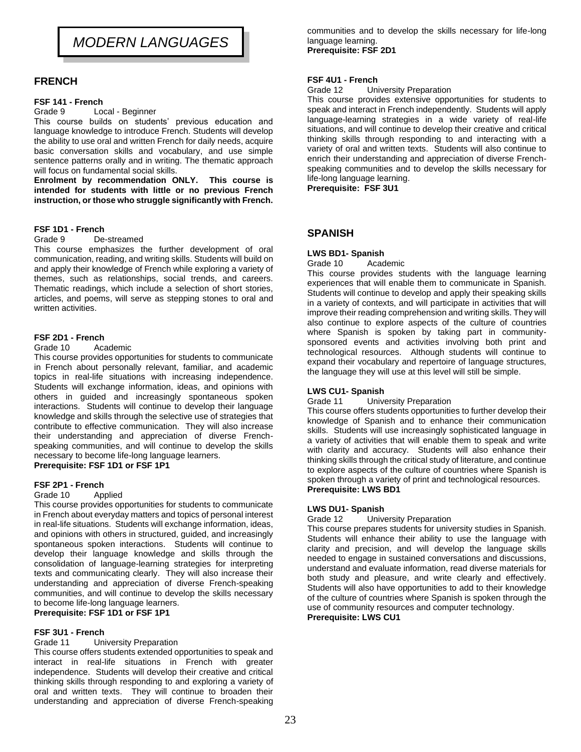# MODERN LANGUAGES

## FRENCH

### FSF 141 - French

Grade 9 Local - Beginner

This course builds on students' previous education and language knowledge to introduce French. Students will develop the ability to use oral and written French for daily needs, acquire basic conversation skills and vocabulary, and use simple sentence patterns orally and in writing. The thematic approach will focus on fundamental social skills.

**Enrolment by recommendation ONLY. This course is intended for students with little or no previous French instruction, or those who struggle significantly with French.**

### FSF 1D1 - French

Grade 9 De-streamed

This course emphasizes the further development of oral communication, reading, and writing skills. Students will build on and apply their knowledge of French while exploring a variety of themes, such as relationships, social trends, and careers. Thematic readings, which include a selection of short stories, articles, and poems, will serve as stepping stones to oral and written activities.

### FSF 2D1 - French

Grade 10 Academic

This course provides opportunities for students to communicate in French about personally relevant, familiar, and academic topics in real-life situations with increasing independence. Students will exchange information, ideas, and opinions with others in guided and increasingly spontaneous spoken interactions. Students will continue to develop their language knowledge and skills through the selective use of strategies that contribute to effective communication. They will also increase their understanding and appreciation of diverse French-speaking communities, and will continue to develop the skills necessary to become life-long language learners.

**Prerequisite: FSF 1D1 or FSF 1P1**

### FSF 2P1 - French

Grade 10 Applied

This course provides opportunities for students to communicate in French about everyday matters and topics of personal interest in real-life situations. Students will exchange information, ideas, and opinions with others in structured, guided, and increasingly spontaneous spoken interactions. Students will continue to develop their language knowledge and skills through the consolidation of language-learning strategies for interpreting texts and communicating clearly. They will also increase their understanding and appreciation of diverse French-speaking communities, and will continue to develop the skills necessary to become life-long language learners.

**Prerequisite: FSF 1D1 or FSF 1P1**

### FSF 3U1 - French

Grade 11 University Preparation

This course offers students extended opportunities to speak and interact in real-life situations in French with greater independence. Students will develop their creative and critical thinking skills through responding to and exploring a variety of oral and written texts. They will continue to broaden their understanding and appreciation of diverse French-speaking communities and to develop the skills necessary for life-long language learning.

**Prerequisite: FSF 2D1**

### FSF 4U1 - French

Grade 12 University Preparation

This course provides extensive opportunities for students to speak and interact in French independently. Students will apply language-learning strategies in a wide variety of real-life situations, and will continue to develop their creative and critical thinking skills through responding to and interacting with a variety of oral and written texts. Students will also continue to enrich their understanding and appreciation of diverse French-speaking communities and to develop the skills necessary for life-long language learning.

**Prerequisite: FSF 3U1**

## SPANISH

### LWS BD1- Spanish

Grade 10 Academic

This course provides students with the language learning experiences that will enable them to communicate in Spanish. Students will continue to develop and apply their speaking skills in a variety of contexts, and will participate in activities that will improve their reading comprehension and writing skills. They will also continue to explore aspects of the culture of countries where Spanish is spoken by taking part in community-sponsored events and activities involving both print and technological resources. Although students will continue to expand their vocabulary and repertoire of language structures, the language they will use at this level will still be simple.

### LWS CU1- Spanish

Grade 11 University Preparation

This course offers students opportunities to further develop their knowledge of Spanish and to enhance their communication skills. Students will use increasingly sophisticated language in a variety of activities that will enable them to speak and write with clarity and accuracy. Students will also enhance their thinking skills through the critical study of literature, and continue to explore aspects of the culture of countries where Spanish is spoken through a variety of print and technological resources.

**Prerequisite: LWS BD1**

### LWS DU1- Spanish

Grade 12 University Preparation

This course prepares students for university studies in Spanish. Students will enhance their ability to use the language with clarity and precision, and will develop the language skills needed to engage in sustained conversations and discussions, understand and evaluate information, read diverse materials for both study and pleasure, and write clearly and effectively. Students will also have opportunities to add to their knowledge of the culture of countries where Spanish is spoken through the use of community resources and computer technology.

**Prerequisite: LWS CU1**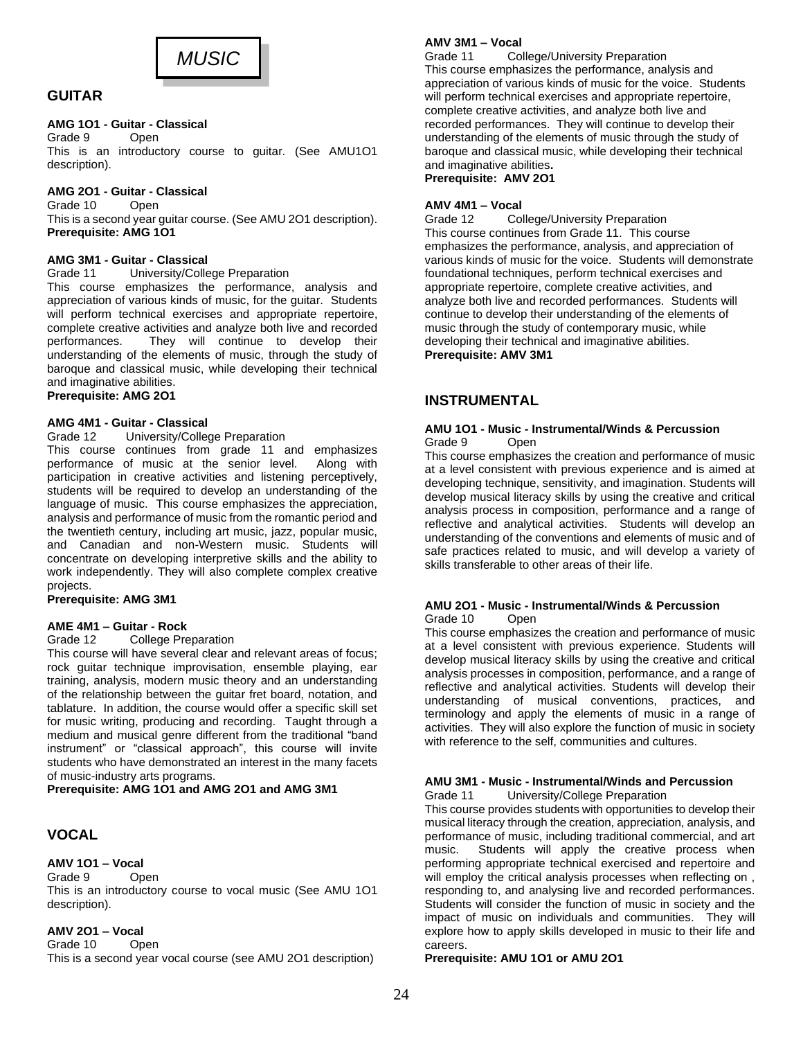# MUSIC

## GUITAR

**AMG 1O1 - Guitar - Classical**

Grade 9 Open

This is an introductory course to guitar. (See AMU1O1 description).

**AMG 2O1 - Guitar - Classical**

Grade 10 Open

This is a second year guitar course. (See AMU 2O1 description).

**Prerequisite: AMG 1O1**

**AMG 3M1 - Guitar - Classical**

Grade 11 University/College Preparation

This course emphasizes the performance, analysis and appreciation of various kinds of music, for the guitar. Students will perform technical exercises and appropriate repertoire, complete creative activities and analyze both live and recorded performances. They will continue to develop their understanding of the elements of music, through the study of baroque and classical music, while developing their technical and imaginative abilities.

**Prerequisite: AMG 2O1**

**AMG 4M1 - Guitar - Classical**

Grade 12 University/College Preparation

This course continues from grade 11 and emphasizes performance of music at the senior level. Along with participation in creative activities and listening perceptively, students will be required to develop an understanding of the language of music. This course emphasizes the appreciation, analysis and performance of music from the romantic period and the twentieth century, including art music, jazz, popular music, and Canadian and non-Western music. Students will concentrate on developing interpretive skills and the ability to work independently. They will also complete complex creative projects.

**Prerequisite: AMG 3M1**

**AME 4M1 – Guitar - Rock**

Grade 12 College Preparation

This course will have several clear and relevant areas of focus; rock guitar technique improvisation, ensemble playing, ear training, analysis, modern music theory and an understanding of the relationship between the guitar fret board, notation, and tablature. In addition, the course would offer a specific skill set for music writing, producing and recording. Taught through a medium and musical genre different from the traditional "band instrument" or "classical approach", this course will invite students who have demonstrated an interest in the many facets of music-industry arts programs.

**Prerequisite: AMG 1O1 and AMG 2O1 and AMG 3M1**

## VOCAL

**AMV 1O1 – Vocal**

Grade 9 Open

This is an introductory course to vocal music (See AMU 1O1 description).

**AMV 2O1 – Vocal**

Grade 10 Open

This is a second year vocal course (see AMU 2O1 description)

**AMV 3M1 – Vocal**

Grade 11 College/University Preparation

This course emphasizes the performance, analysis and appreciation of various kinds of music for the voice. Students will perform technical exercises and appropriate repertoire, complete creative activities, and analyze both live and recorded performances. They will continue to develop their understanding of the elements of music through the study of baroque and classical music, while developing their technical and imaginative abilities**.**

**Prerequisite: AMV 2O1**

**AMV 4M1 – Vocal**

Grade 12 College/University Preparation

This course continues from Grade 11. This course emphasizes the performance, analysis, and appreciation of various kinds of music for the voice. Students will demonstrate foundational techniques, perform technical exercises and appropriate repertoire, complete creative activities, and analyze both live and recorded performances. Students will continue to develop their understanding of the elements of music through the study of contemporary music, while developing their technical and imaginative abilities.

**Prerequisite: AMV 3M1**

## INSTRUMENTAL

**AMU 1O1 - Music - Instrumental/Winds & Percussion**

Grade 9 Open

This course emphasizes the creation and performance of music at a level consistent with previous experience and is aimed at developing technique, sensitivity, and imagination. Students will develop musical literacy skills by using the creative and critical analysis process in composition, performance and a range of reflective and analytical activities. Students will develop an understanding of the conventions and elements of music and of safe practices related to music, and will develop a variety of skills transferable to other areas of their life.

**AMU 2O1 - Music - Instrumental/Winds & Percussion**

Grade 10 Open

This course emphasizes the creation and performance of music at a level consistent with previous experience. Students will develop musical literacy skills by using the creative and critical analysis processes in composition, performance, and a range of reflective and analytical activities. Students will develop their understanding of musical conventions, practices, and terminology and apply the elements of music in a range of activities. They will also explore the function of music in society with reference to the self, communities and cultures.

**AMU 3M1 - Music - Instrumental/Winds and Percussion**

Grade 11 University/College Preparation

This course provides students with opportunities to develop their musical literacy through the creation, appreciation, analysis, and performance of music, including traditional commercial, and art music. Students will apply the creative process when performing appropriate technical exercised and repertoire and will employ the critical analysis processes when reflecting on , responding to, and analysing live and recorded performances. Students will consider the function of music in society and the impact of music on individuals and communities. They will explore how to apply skills developed in music to their life and careers.

**Prerequisite: AMU 1O1 or AMU 2O1**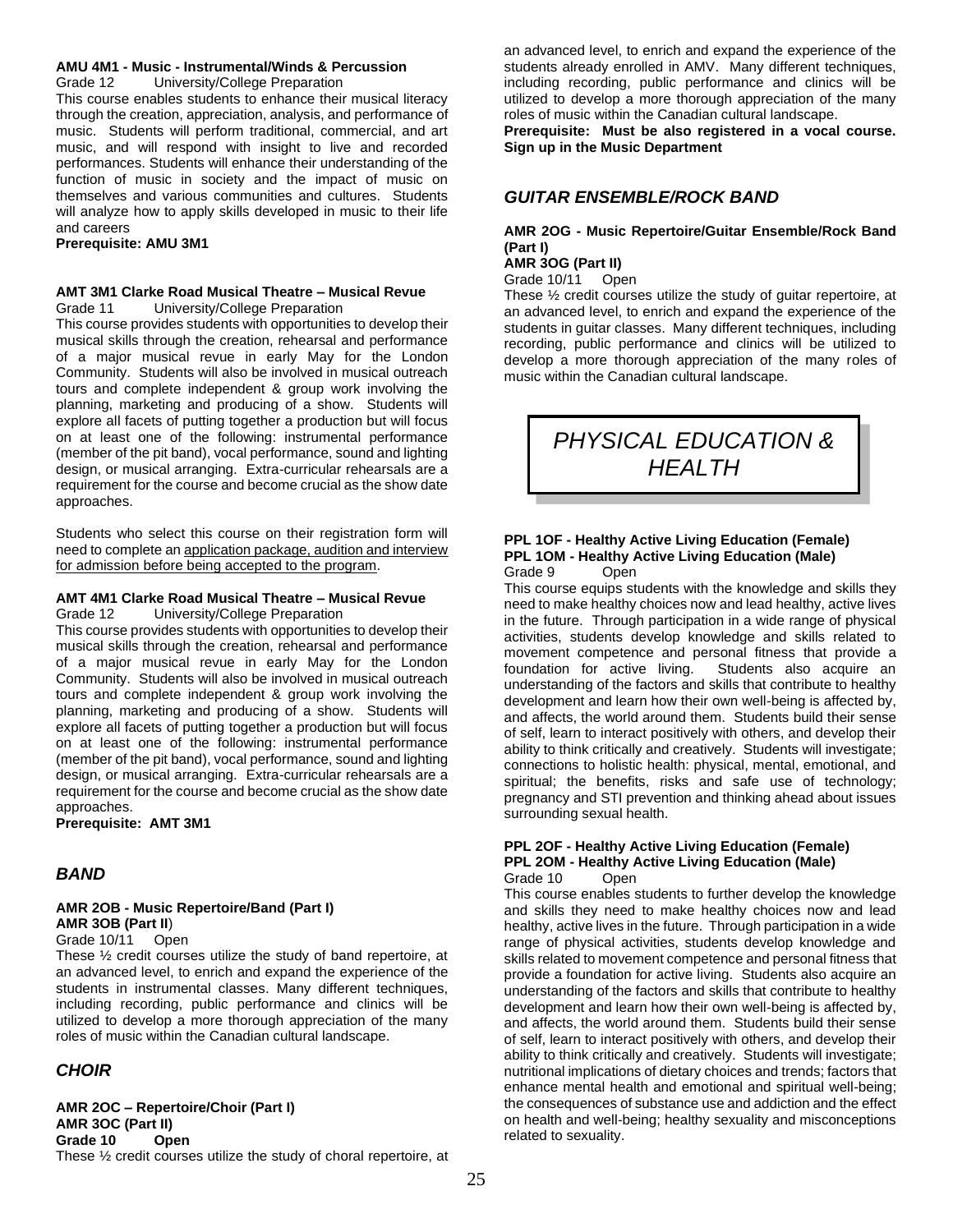**AMU 4M1 - Music - Instrumental/Winds & Percussion**
Grade 12 University/College Preparation
This course enables students to enhance their musical literacy through the creation, appreciation, analysis, and performance of music. Students will perform traditional, commercial, and art music, and will respond with insight to live and recorded performances. Students will enhance their understanding of the function of music in society and the impact of music on themselves and various communities and cultures. Students will analyze how to apply skills developed in music to their life and careers
**Prerequisite: AMU 3M1**

**AMT 3M1 Clarke Road Musical Theatre – Musical Revue**
Grade 11 University/College Preparation
This course provides students with opportunities to develop their musical skills through the creation, rehearsal and performance of a major musical revue in early May for the London Community. Students will also be involved in musical outreach tours and complete independent & group work involving the planning, marketing and producing of a show. Students will explore all facets of putting together a production but will focus on at least one of the following: instrumental performance (member of the pit band), vocal performance, sound and lighting design, or musical arranging. Extra-curricular rehearsals are a requirement for the course and become crucial as the show date approaches.

Students who select this course on their registration form will need to complete an application package, audition and interview for admission before being accepted to the program.

**AMT 4M1 Clarke Road Musical Theatre – Musical Revue**
Grade 12 University/College Preparation
This course provides students with opportunities to develop their musical skills through the creation, rehearsal and performance of a major musical revue in early May for the London Community. Students will also be involved in musical outreach tours and complete independent & group work involving the planning, marketing and producing of a show. Students will explore all facets of putting together a production but will focus on at least one of the following: instrumental performance (member of the pit band), vocal performance, sound and lighting design, or musical arranging. Extra-curricular rehearsals are a requirement for the course and become crucial as the show date approaches.
**Prerequisite: AMT 3M1**

## *BAND*

**AMR 2OB - Music Repertoire/Band (Part I)**
**AMR 3OB (Part II)**
Grade 10/11 Open
These ½ credit courses utilize the study of band repertoire, at an advanced level, to enrich and expand the experience of the students in instrumental classes. Many different techniques, including recording, public performance and clinics will be utilized to develop a more thorough appreciation of the many roles of music within the Canadian cultural landscape.

## *CHOIR*

**AMR 2OC – Repertoire/Choir (Part I)**
**AMR 3OC (Part II)**
**Grade 10 Open**
These ½ credit courses utilize the study of choral repertoire, at an advanced level, to enrich and expand the experience of the students already enrolled in AMV. Many different techniques, including recording, public performance and clinics will be utilized to develop a more thorough appreciation of the many roles of music within the Canadian cultural landscape.
**Prerequisite: Must be also registered in a vocal course. Sign up in the Music Department**

## *GUITAR ENSEMBLE/ROCK BAND*

**AMR 2OG - Music Repertoire/Guitar Ensemble/Rock Band (Part I)**
**AMR 3OG (Part II)**
Grade 10/11 Open
These ½ credit courses utilize the study of guitar repertoire, at an advanced level, to enrich and expand the experience of the students in guitar classes. Many different techniques, including recording, public performance and clinics will be utilized to develop a more thorough appreciation of the many roles of music within the Canadian cultural landscape.

# *PHYSICAL EDUCATION & HEALTH*

**PPL 1OF - Healthy Active Living Education (Female)**
**PPL 1OM - Healthy Active Living Education (Male)**
Grade 9 Open
This course equips students with the knowledge and skills they need to make healthy choices now and lead healthy, active lives in the future. Through participation in a wide range of physical activities, students develop knowledge and skills related to movement competence and personal fitness that provide a foundation for active living. Students also acquire an understanding of the factors and skills that contribute to healthy development and learn how their own well-being is affected by, and affects, the world around them. Students build their sense of self, learn to interact positively with others, and develop their ability to think critically and creatively. Students will investigate; connections to holistic health: physical, mental, emotional, and spiritual; the benefits, risks and safe use of technology; pregnancy and STI prevention and thinking ahead about issues surrounding sexual health.

**PPL 2OF - Healthy Active Living Education (Female)**
**PPL 2OM - Healthy Active Living Education (Male)**
Grade 10 Open
This course enables students to further develop the knowledge and skills they need to make healthy choices now and lead healthy, active lives in the future. Through participation in a wide range of physical activities, students develop knowledge and skills related to movement competence and personal fitness that provide a foundation for active living. Students also acquire an understanding of the factors and skills that contribute to healthy development and learn how their own well-being is affected by, and affects, the world around them. Students build their sense of self, learn to interact positively with others, and develop their ability to think critically and creatively. Students will investigate; nutritional implications of dietary choices and trends; factors that enhance mental health and emotional and spiritual well-being; the consequences of substance use and addiction and the effect on health and well-being; healthy sexuality and misconceptions related to sexuality.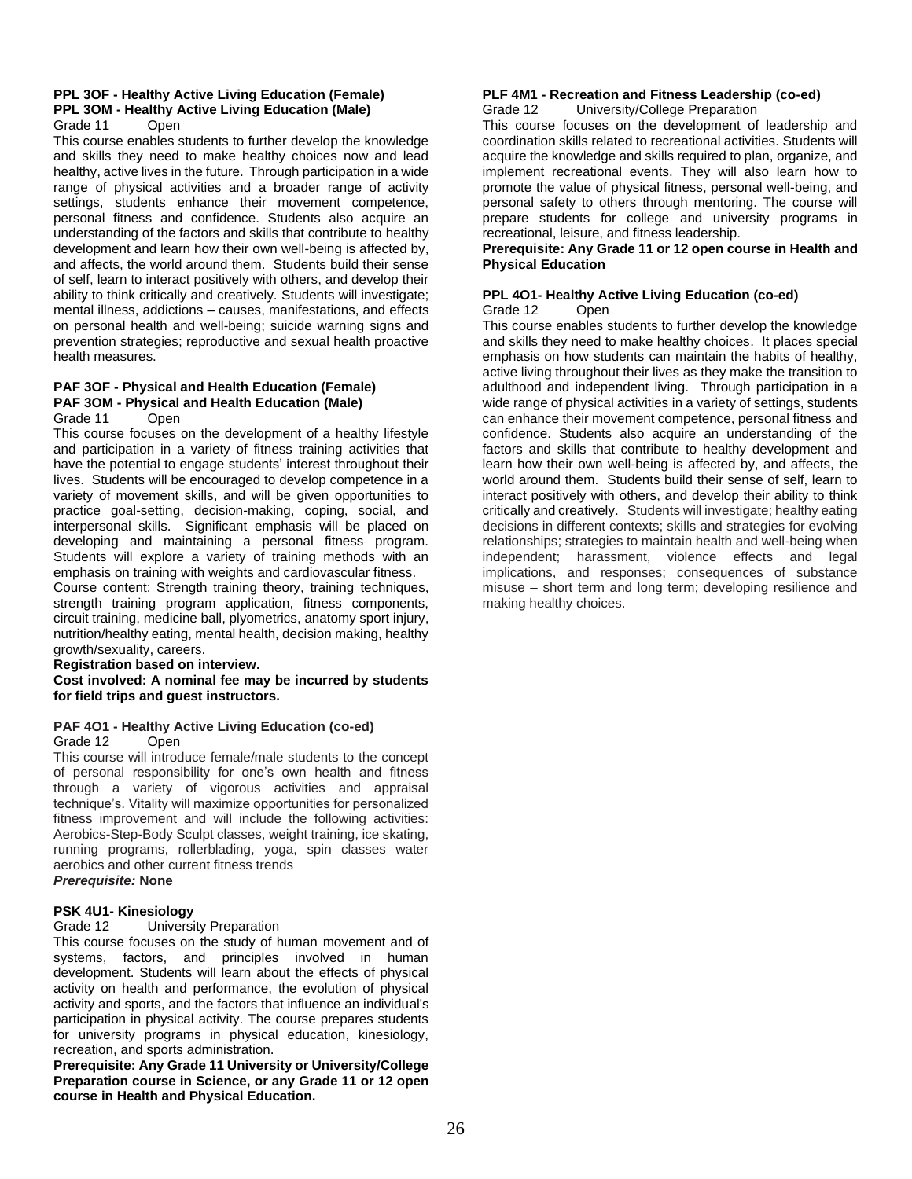**PPL 3OF - Healthy Active Living Education (Female)**
**PPL 3OM - Healthy Active Living Education (Male)**
Grade 11 Open

This course enables students to further develop the knowledge and skills they need to make healthy choices now and lead healthy, active lives in the future. Through participation in a wide range of physical activities and a broader range of activity settings, students enhance their movement competence, personal fitness and confidence. Students also acquire an understanding of the factors and skills that contribute to healthy development and learn how their own well-being is affected by, and affects, the world around them. Students build their sense of self, learn to interact positively with others, and develop their ability to think critically and creatively. Students will investigate; mental illness, addictions – causes, manifestations, and effects on personal health and well-being; suicide warning signs and prevention strategies; reproductive and sexual health proactive health measures.

**PAF 3OF - Physical and Health Education (Female)**
**PAF 3OM - Physical and Health Education (Male)**
Grade 11 Open

This course focuses on the development of a healthy lifestyle and participation in a variety of fitness training activities that have the potential to engage students' interest throughout their lives. Students will be encouraged to develop competence in a variety of movement skills, and will be given opportunities to practice goal-setting, decision-making, coping, social, and interpersonal skills. Significant emphasis will be placed on developing and maintaining a personal fitness program. Students will explore a variety of training methods with an emphasis on training with weights and cardiovascular fitness.

Course content: Strength training theory, training techniques, strength training program application, fitness components, circuit training, medicine ball, plyometrics, anatomy sport injury, nutrition/healthy eating, mental health, decision making, healthy growth/sexuality, careers.

**Registration based on interview.**

**Cost involved: A nominal fee may be incurred by students for field trips and guest instructors.**

**PAF 4O1 - Healthy Active Living Education (co-ed)**
Grade 12 Open

This course will introduce female/male students to the concept of personal responsibility for one's own health and fitness through a variety of vigorous activities and appraisal technique's. Vitality will maximize opportunities for personalized fitness improvement and will include the following activities: Aerobics-Step-Body Sculpt classes, weight training, ice skating, running programs, rollerblading, yoga, spin classes water aerobics and other current fitness trends

***Prerequisite:*** **None**

**PSK 4U1- Kinesiology**
Grade 12 University Preparation

This course focuses on the study of human movement and of systems, factors, and principles involved in human development. Students will learn about the effects of physical activity on health and performance, the evolution of physical activity and sports, and the factors that influence an individual's participation in physical activity. The course prepares students for university programs in physical education, kinesiology, recreation, and sports administration.

**Prerequisite: Any Grade 11 University or University/College Preparation course in Science, or any Grade 11 or 12 open course in Health and Physical Education.**

**PLF 4M1 - Recreation and Fitness Leadership (co-ed)**
Grade 12 University/College Preparation

This course focuses on the development of leadership and coordination skills related to recreational activities. Students will acquire the knowledge and skills required to plan, organize, and implement recreational events. They will also learn how to promote the value of physical fitness, personal well-being, and personal safety to others through mentoring. The course will prepare students for college and university programs in recreational, leisure, and fitness leadership.

**Prerequisite: Any Grade 11 or 12 open course in Health and Physical Education**

**PPL 4O1- Healthy Active Living Education (co-ed)**
Grade 12 Open

This course enables students to further develop the knowledge and skills they need to make healthy choices. It places special emphasis on how students can maintain the habits of healthy, active living throughout their lives as they make the transition to adulthood and independent living. Through participation in a wide range of physical activities in a variety of settings, students can enhance their movement competence, personal fitness and confidence. Students also acquire an understanding of the factors and skills that contribute to healthy development and learn how their own well-being is affected by, and affects, the world around them. Students build their sense of self, learn to interact positively with others, and develop their ability to think critically and creatively. Students will investigate; healthy eating decisions in different contexts; skills and strategies for evolving relationships; strategies to maintain health and well-being when independent; harassment, violence effects and legal implications, and responses; consequences of substance misuse – short term and long term; developing resilience and making healthy choices.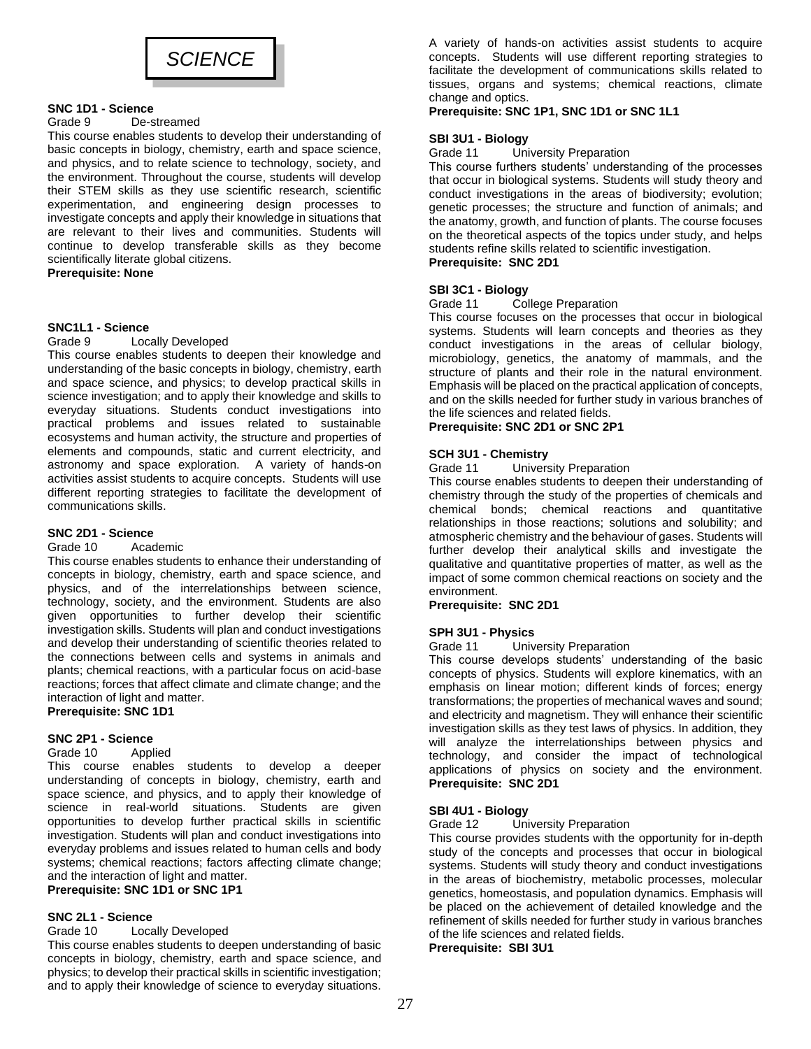# SCIENCE

### SNC 1D1 - Science

Grade 9 De-streamed

This course enables students to develop their understanding of basic concepts in biology, chemistry, earth and space science, and physics, and to relate science to technology, society, and the environment. Throughout the course, students will develop their STEM skills as they use scientific research, scientific experimentation, and engineering design processes to investigate concepts and apply their knowledge in situations that are relevant to their lives and communities. Students will continue to develop transferable skills as they become scientifically literate global citizens.

**Prerequisite: None**

### SNC1L1 - Science

Grade 9 Locally Developed

This course enables students to deepen their knowledge and understanding of the basic concepts in biology, chemistry, earth and space science, and physics; to develop practical skills in science investigation; and to apply their knowledge and skills to everyday situations. Students conduct investigations into practical problems and issues related to sustainable ecosystems and human activity, the structure and properties of elements and compounds, static and current electricity, and astronomy and space exploration. A variety of hands-on activities assist students to acquire concepts. Students will use different reporting strategies to facilitate the development of communications skills.

### SNC 2D1 - Science

Grade 10 Academic

This course enables students to enhance their understanding of concepts in biology, chemistry, earth and space science, and physics, and of the interrelationships between science, technology, society, and the environment. Students are also given opportunities to further develop their scientific investigation skills. Students will plan and conduct investigations and develop their understanding of scientific theories related to the connections between cells and systems in animals and plants; chemical reactions, with a particular focus on acid-base reactions; forces that affect climate and climate change; and the interaction of light and matter.

**Prerequisite: SNC 1D1**

### SNC 2P1 - Science

Grade 10 Applied

This course enables students to develop a deeper understanding of concepts in biology, chemistry, earth and space science, and physics, and to apply their knowledge of science in real-world situations. Students are given opportunities to develop further practical skills in scientific investigation. Students will plan and conduct investigations into everyday problems and issues related to human cells and body systems; chemical reactions; factors affecting climate change; and the interaction of light and matter.

**Prerequisite: SNC 1D1 or SNC 1P1**

### SNC 2L1 - Science

Grade 10 Locally Developed

This course enables students to deepen understanding of basic concepts in biology, chemistry, earth and space science, and physics; to develop their practical skills in scientific investigation; and to apply their knowledge of science to everyday situations. A variety of hands-on activities assist students to acquire concepts. Students will use different reporting strategies to facilitate the development of communications skills related to tissues, organs and systems; chemical reactions, climate change and optics.

**Prerequisite: SNC 1P1, SNC 1D1 or SNC 1L1**

### SBI 3U1 - Biology

Grade 11 University Preparation

This course furthers students' understanding of the processes that occur in biological systems. Students will study theory and conduct investigations in the areas of biodiversity; evolution; genetic processes; the structure and function of animals; and the anatomy, growth, and function of plants. The course focuses on the theoretical aspects of the topics under study, and helps students refine skills related to scientific investigation.

**Prerequisite: SNC 2D1**

### SBI 3C1 - Biology

Grade 11 College Preparation

This course focuses on the processes that occur in biological systems. Students will learn concepts and theories as they conduct investigations in the areas of cellular biology, microbiology, genetics, the anatomy of mammals, and the structure of plants and their role in the natural environment. Emphasis will be placed on the practical application of concepts, and on the skills needed for further study in various branches of the life sciences and related fields.

**Prerequisite: SNC 2D1 or SNC 2P1**

### SCH 3U1 - Chemistry

Grade 11 University Preparation

This course enables students to deepen their understanding of chemistry through the study of the properties of chemicals and chemical bonds; chemical reactions and quantitative relationships in those reactions; solutions and solubility; and atmospheric chemistry and the behaviour of gases. Students will further develop their analytical skills and investigate the qualitative and quantitative properties of matter, as well as the impact of some common chemical reactions on society and the environment.

**Prerequisite: SNC 2D1**

### SPH 3U1 - Physics

Grade 11 University Preparation

This course develops students' understanding of the basic concepts of physics. Students will explore kinematics, with an emphasis on linear motion; different kinds of forces; energy transformations; the properties of mechanical waves and sound; and electricity and magnetism. They will enhance their scientific investigation skills as they test laws of physics. In addition, they will analyze the interrelationships between physics and technology, and consider the impact of technological applications of physics on society and the environment.

**Prerequisite: SNC 2D1**

### SBI 4U1 - Biology

Grade 12 University Preparation

This course provides students with the opportunity for in-depth study of the concepts and processes that occur in biological systems. Students will study theory and conduct investigations in the areas of biochemistry, metabolic processes, molecular genetics, homeostasis, and population dynamics. Emphasis will be placed on the achievement of detailed knowledge and the refinement of skills needed for further study in various branches of the life sciences and related fields.

**Prerequisite: SBI 3U1**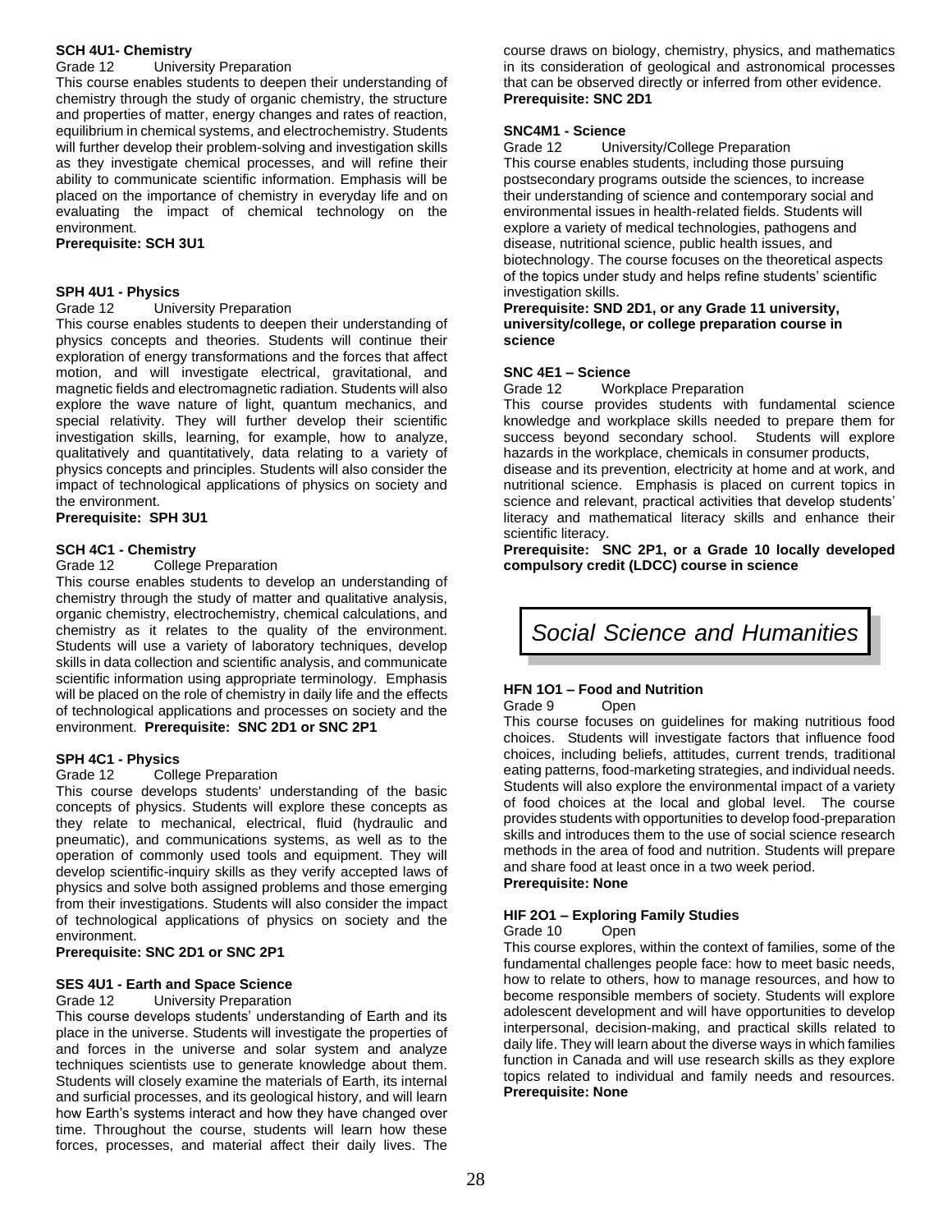**SCH 4U1- Chemistry**
Grade 12 University Preparation

This course enables students to deepen their understanding of chemistry through the study of organic chemistry, the structure and properties of matter, energy changes and rates of reaction, equilibrium in chemical systems, and electrochemistry. Students will further develop their problem-solving and investigation skills as they investigate chemical processes, and will refine their ability to communicate scientific information. Emphasis will be placed on the importance of chemistry in everyday life and on evaluating the impact of chemical technology on the environment.

**Prerequisite: SCH 3U1**

**SPH 4U1 - Physics**
Grade 12 University Preparation

This course enables students to deepen their understanding of physics concepts and theories. Students will continue their exploration of energy transformations and the forces that affect motion, and will investigate electrical, gravitational, and magnetic fields and electromagnetic radiation. Students will also explore the wave nature of light, quantum mechanics, and special relativity. They will further develop their scientific investigation skills, learning, for example, how to analyze, qualitatively and quantitatively, data relating to a variety of physics concepts and principles. Students will also consider the impact of technological applications of physics on society and the environment.

**Prerequisite: SPH 3U1**

**SCH 4C1 - Chemistry**
Grade 12 College Preparation

This course enables students to develop an understanding of chemistry through the study of matter and qualitative analysis, organic chemistry, electrochemistry, chemical calculations, and chemistry as it relates to the quality of the environment. Students will use a variety of laboratory techniques, develop skills in data collection and scientific analysis, and communicate scientific information using appropriate terminology. Emphasis will be placed on the role of chemistry in daily life and the effects of technological applications and processes on society and the environment. **Prerequisite: SNC 2D1 or SNC 2P1**

**SPH 4C1 - Physics**
Grade 12 College Preparation

This course develops students' understanding of the basic concepts of physics. Students will explore these concepts as they relate to mechanical, electrical, fluid (hydraulic and pneumatic), and communications systems, as well as to the operation of commonly used tools and equipment. They will develop scientific-inquiry skills as they verify accepted laws of physics and solve both assigned problems and those emerging from their investigations. Students will also consider the impact of technological applications of physics on society and the environment.

**Prerequisite: SNC 2D1 or SNC 2P1**

**SES 4U1 - Earth and Space Science**
Grade 12 University Preparation

This course develops students' understanding of Earth and its place in the universe. Students will investigate the properties of and forces in the universe and solar system and analyze techniques scientists use to generate knowledge about them. Students will closely examine the materials of Earth, its internal and surficial processes, and its geological history, and will learn how Earth's systems interact and how they have changed over time. Throughout the course, students will learn how these forces, processes, and material affect their daily lives. The course draws on biology, chemistry, physics, and mathematics in its consideration of geological and astronomical processes that can be observed directly or inferred from other evidence.

**Prerequisite: SNC 2D1**

**SNC4M1 - Science**
Grade 12 University/College Preparation

This course enables students, including those pursuing postsecondary programs outside the sciences, to increase their understanding of science and contemporary social and environmental issues in health-related fields. Students will explore a variety of medical technologies, pathogens and disease, nutritional science, public health issues, and biotechnology. The course focuses on the theoretical aspects of the topics under study and helps refine students' scientific investigation skills.

**Prerequisite: SND 2D1, or any Grade 11 university, university/college, or college preparation course in science**

**SNC 4E1 – Science**
Grade 12 Workplace Preparation

This course provides students with fundamental science knowledge and workplace skills needed to prepare them for success beyond secondary school. Students will explore hazards in the workplace, chemicals in consumer products, disease and its prevention, electricity at home and at work, and nutritional science. Emphasis is placed on current topics in science and relevant, practical activities that develop students' literacy and mathematical literacy skills and enhance their scientific literacy.

**Prerequisite: SNC 2P1, or a Grade 10 locally developed compulsory credit (LDCC) course in science**

# *Social Science and Humanities*

**HFN 1O1 – Food and Nutrition**
Grade 9 Open

This course focuses on guidelines for making nutritious food choices. Students will investigate factors that influence food choices, including beliefs, attitudes, current trends, traditional eating patterns, food-marketing strategies, and individual needs. Students will also explore the environmental impact of a variety of food choices at the local and global level. The course provides students with opportunities to develop food-preparation skills and introduces them to the use of social science research methods in the area of food and nutrition. Students will prepare and share food at least once in a two week period.

**Prerequisite: None**

**HIF 2O1 – Exploring Family Studies**
Grade 10 Open

This course explores, within the context of families, some of the fundamental challenges people face: how to meet basic needs, how to relate to others, how to manage resources, and how to become responsible members of society. Students will explore adolescent development and will have opportunities to develop interpersonal, decision-making, and practical skills related to daily life. They will learn about the diverse ways in which families function in Canada and will use research skills as they explore topics related to individual and family needs and resources. **Prerequisite: None**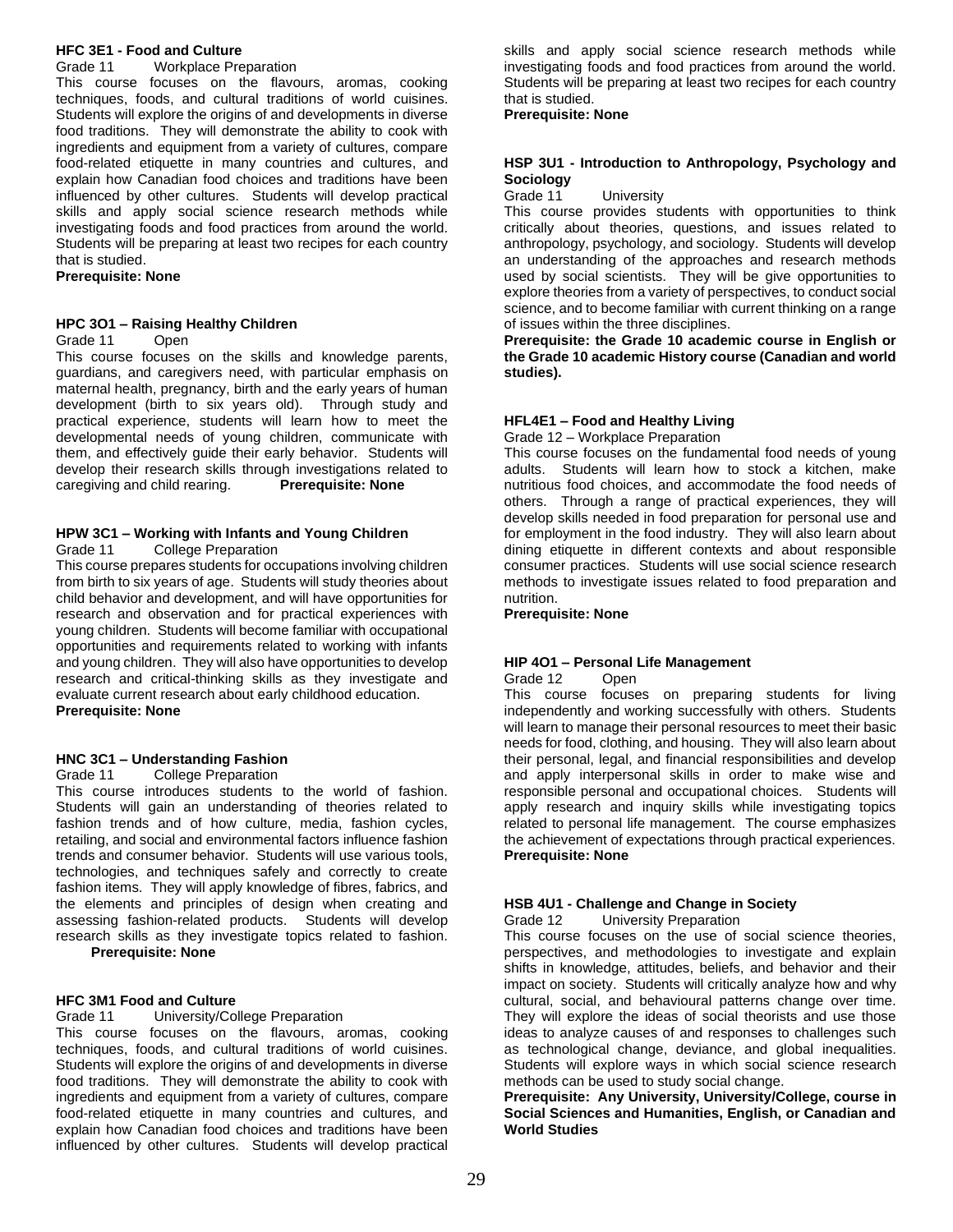### HFC 3E1 - Food and Culture

Grade 11 Workplace Preparation

This course focuses on the flavours, aromas, cooking techniques, foods, and cultural traditions of world cuisines. Students will explore the origins of and developments in diverse food traditions. They will demonstrate the ability to cook with ingredients and equipment from a variety of cultures, compare food-related etiquette in many countries and cultures, and explain how Canadian food choices and traditions have been influenced by other cultures. Students will develop practical skills and apply social science research methods while investigating foods and food practices from around the world. Students will be preparing at least two recipes for each country that is studied.

**Prerequisite: None**

### HPC 3O1 – Raising Healthy Children

Grade 11 Open

This course focuses on the skills and knowledge parents, guardians, and caregivers need, with particular emphasis on maternal health, pregnancy, birth and the early years of human development (birth to six years old). Through study and practical experience, students will learn how to meet the developmental needs of young children, communicate with them, and effectively guide their early behavior. Students will develop their research skills through investigations related to caregiving and child rearing. **Prerequisite: None**

### HPW 3C1 – Working with Infants and Young Children

Grade 11 College Preparation

This course prepares students for occupations involving children from birth to six years of age. Students will study theories about child behavior and development, and will have opportunities for research and observation and for practical experiences with young children. Students will become familiar with occupational opportunities and requirements related to working with infants and young children. They will also have opportunities to develop research and critical-thinking skills as they investigate and evaluate current research about early childhood education.

**Prerequisite: None**

### HNC 3C1 – Understanding Fashion

Grade 11 College Preparation

This course introduces students to the world of fashion. Students will gain an understanding of theories related to fashion trends and of how culture, media, fashion cycles, retailing, and social and environmental factors influence fashion trends and consumer behavior. Students will use various tools, technologies, and techniques safely and correctly to create fashion items. They will apply knowledge of fibres, fabrics, and the elements and principles of design when creating and assessing fashion-related products. Students will develop research skills as they investigate topics related to fashion.

**Prerequisite: None**

### HFC 3M1 Food and Culture

Grade 11 University/College Preparation

This course focuses on the flavours, aromas, cooking techniques, foods, and cultural traditions of world cuisines. Students will explore the origins of and developments in diverse food traditions. They will demonstrate the ability to cook with ingredients and equipment from a variety of cultures, compare food-related etiquette in many countries and cultures, and explain how Canadian food choices and traditions have been influenced by other cultures. Students will develop practical skills and apply social science research methods while investigating foods and food practices from around the world. Students will be preparing at least two recipes for each country that is studied.

**Prerequisite: None**

### HSP 3U1 - Introduction to Anthropology, Psychology and Sociology

Grade 11 University

This course provides students with opportunities to think critically about theories, questions, and issues related to anthropology, psychology, and sociology. Students will develop an understanding of the approaches and research methods used by social scientists. They will be give opportunities to explore theories from a variety of perspectives, to conduct social science, and to become familiar with current thinking on a range of issues within the three disciplines.

**Prerequisite: the Grade 10 academic course in English or the Grade 10 academic History course (Canadian and world studies).**

### HFL4E1 – Food and Healthy Living

Grade 12 – Workplace Preparation

This course focuses on the fundamental food needs of young adults. Students will learn how to stock a kitchen, make nutritious food choices, and accommodate the food needs of others. Through a range of practical experiences, they will develop skills needed in food preparation for personal use and for employment in the food industry. They will also learn about dining etiquette in different contexts and about responsible consumer practices. Students will use social science research methods to investigate issues related to food preparation and nutrition.

**Prerequisite: None**

### HIP 4O1 – Personal Life Management

Grade 12 Open

This course focuses on preparing students for living independently and working successfully with others. Students will learn to manage their personal resources to meet their basic needs for food, clothing, and housing. They will also learn about their personal, legal, and financial responsibilities and develop and apply interpersonal skills in order to make wise and responsible personal and occupational choices. Students will apply research and inquiry skills while investigating topics related to personal life management. The course emphasizes the achievement of expectations through practical experiences.

**Prerequisite: None**

### HSB 4U1 - Challenge and Change in Society

Grade 12 University Preparation

This course focuses on the use of social science theories, perspectives, and methodologies to investigate and explain shifts in knowledge, attitudes, beliefs, and behavior and their impact on society. Students will critically analyze how and why cultural, social, and behavioural patterns change over time. They will explore the ideas of social theorists and use those ideas to analyze causes of and responses to challenges such as technological change, deviance, and global inequalities. Students will explore ways in which social science research methods can be used to study social change.

**Prerequisite: Any University, University/College, course in Social Sciences and Humanities, English, or Canadian and World Studies**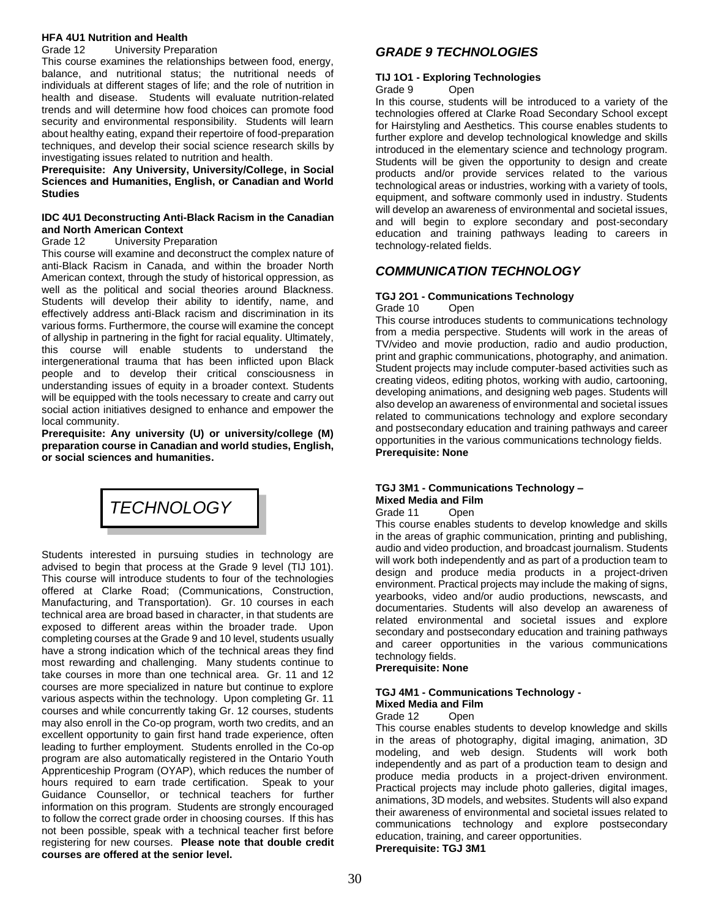**HFA 4U1 Nutrition and Health**

Grade 12 University Preparation

This course examines the relationships between food, energy, balance, and nutritional status; the nutritional needs of individuals at different stages of life; and the role of nutrition in health and disease. Students will evaluate nutrition-related trends and will determine how food choices can promote food security and environmental responsibility. Students will learn about healthy eating, expand their repertoire of food-preparation techniques, and develop their social science research skills by investigating issues related to nutrition and health.

**Prerequisite: Any University, University/College, in Social Sciences and Humanities, English, or Canadian and World Studies**

**IDC 4U1 Deconstructing Anti-Black Racism in the Canadian and North American Context**

Grade 12 University Preparation

This course will examine and deconstruct the complex nature of anti-Black Racism in Canada, and within the broader North American context, through the study of historical oppression, as well as the political and social theories around Blackness. Students will develop their ability to identify, name, and effectively address anti-Black racism and discrimination in its various forms. Furthermore, the course will examine the concept of allyship in partnering in the fight for racial equality. Ultimately, this course will enable students to understand the intergenerational trauma that has been inflicted upon Black people and to develop their critical consciousness in understanding issues of equity in a broader context. Students will be equipped with the tools necessary to create and carry out social action initiatives designed to enhance and empower the local community.

**Prerequisite: Any university (U) or university/college (M) preparation course in Canadian and world studies, English, or social sciences and humanities.**

# *TECHNOLOGY*

Students interested in pursuing studies in technology are advised to begin that process at the Grade 9 level (TIJ 101). This course will introduce students to four of the technologies offered at Clarke Road; (Communications, Construction, Manufacturing, and Transportation). Gr. 10 courses in each technical area are broad based in character, in that students are exposed to different areas within the broader trade. Upon completing courses at the Grade 9 and 10 level, students usually have a strong indication which of the technical areas they find most rewarding and challenging. Many students continue to take courses in more than one technical area. Gr. 11 and 12 courses are more specialized in nature but continue to explore various aspects within the technology. Upon completing Gr. 11 courses and while concurrently taking Gr. 12 courses, students may also enroll in the Co-op program, worth two credits, and an excellent opportunity to gain first hand trade experience, often leading to further employment. Students enrolled in the Co-op program are also automatically registered in the Ontario Youth Apprenticeship Program (OYAP), which reduces the number of hours required to earn trade certification. Speak to your Guidance Counsellor, or technical teachers for further information on this program. Students are strongly encouraged to follow the correct grade order in choosing courses. If this has not been possible, speak with a technical teacher first before registering for new courses. **Please note that double credit courses are offered at the senior level.**

## *GRADE 9 TECHNOLOGIES*

**TIJ 1O1 - Exploring Technologies**

Grade 9 Open

In this course, students will be introduced to a variety of the technologies offered at Clarke Road Secondary School except for Hairstyling and Aesthetics. This course enables students to further explore and develop technological knowledge and skills introduced in the elementary science and technology program. Students will be given the opportunity to design and create products and/or provide services related to the various technological areas or industries, working with a variety of tools, equipment, and software commonly used in industry. Students will develop an awareness of environmental and societal issues, and will begin to explore secondary and post-secondary education and training pathways leading to careers in technology-related fields.

## *COMMUNICATION TECHNOLOGY*

**TGJ 2O1 - Communications Technology**

Grade 10 Open

This course introduces students to communications technology from a media perspective. Students will work in the areas of TV/video and movie production, radio and audio production, print and graphic communications, photography, and animation. Student projects may include computer-based activities such as creating videos, editing photos, working with audio, cartooning, developing animations, and designing web pages. Students will also develop an awareness of environmental and societal issues related to communications technology and explore secondary and postsecondary education and training pathways and career opportunities in the various communications technology fields.

**Prerequisite: None**

**TGJ 3M1 - Communications Technology – Mixed Media and Film**

Grade 11 Open

This course enables students to develop knowledge and skills in the areas of graphic communication, printing and publishing, audio and video production, and broadcast journalism. Students will work both independently and as part of a production team to design and produce media products in a project-driven environment. Practical projects may include the making of signs, yearbooks, video and/or audio productions, newscasts, and documentaries. Students will also develop an awareness of related environmental and societal issues and explore secondary and postsecondary education and training pathways and career opportunities in the various communications technology fields.

**Prerequisite: None**

**TGJ 4M1 - Communications Technology - Mixed Media and Film**

Grade 12 Open

This course enables students to develop knowledge and skills in the areas of photography, digital imaging, animation, 3D modeling, and web design. Students will work both independently and as part of a production team to design and produce media products in a project-driven environment. Practical projects may include photo galleries, digital images, animations, 3D models, and websites. Students will also expand their awareness of environmental and societal issues related to communications technology and explore postsecondary education, training, and career opportunities.

**Prerequisite: TGJ 3M1**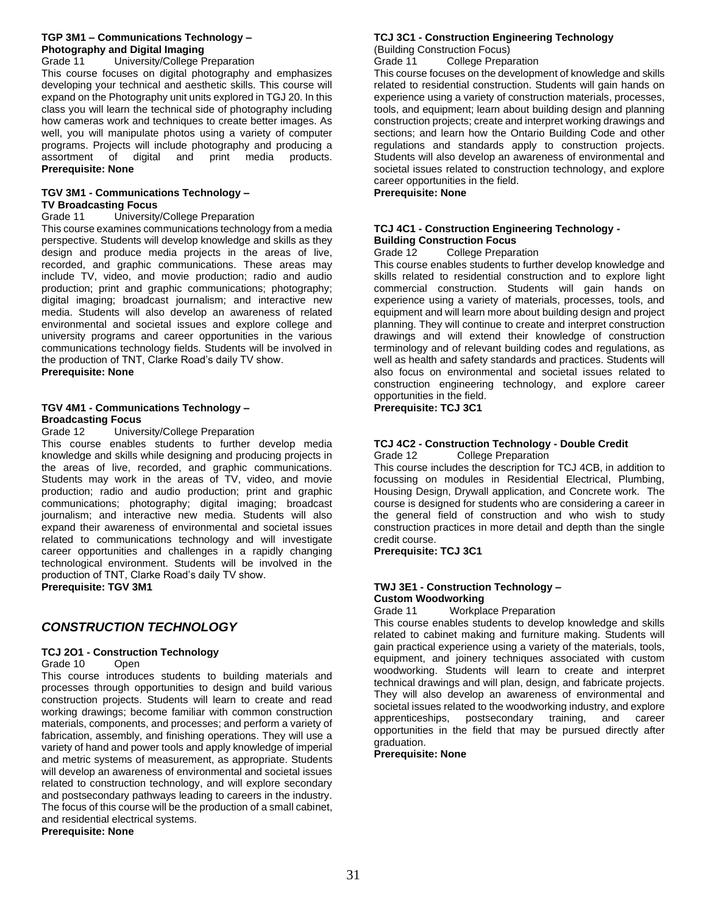**TGP 3M1 – Communications Technology – Photography and Digital Imaging**
Grade 11 University/College Preparation
This course focuses on digital photography and emphasizes developing your technical and aesthetic skills. This course will expand on the Photography unit units explored in TGJ 20. In this class you will learn the technical side of photography including how cameras work and techniques to create better images. As well, you will manipulate photos using a variety of computer programs. Projects will include photography and producing a assortment of digital and print media products.
**Prerequisite: None**

**TGV 3M1 - Communications Technology – TV Broadcasting Focus**
Grade 11 University/College Preparation
This course examines communications technology from a media perspective. Students will develop knowledge and skills as they design and produce media projects in the areas of live, recorded, and graphic communications. These areas may include TV, video, and movie production; radio and audio production; print and graphic communications; photography; digital imaging; broadcast journalism; and interactive new media. Students will also develop an awareness of related environmental and societal issues and explore college and university programs and career opportunities in the various communications technology fields. Students will be involved in the production of TNT, Clarke Road's daily TV show.
**Prerequisite: None**

**TGV 4M1 - Communications Technology – Broadcasting Focus**
Grade 12 University/College Preparation
This course enables students to further develop media knowledge and skills while designing and producing projects in the areas of live, recorded, and graphic communications. Students may work in the areas of TV, video, and movie production; radio and audio production; print and graphic communications; photography; digital imaging; broadcast journalism; and interactive new media. Students will also expand their awareness of environmental and societal issues related to communications technology and will investigate career opportunities and challenges in a rapidly changing technological environment. Students will be involved in the production of TNT, Clarke Road's daily TV show.
**Prerequisite: TGV 3M1**

## *CONSTRUCTION TECHNOLOGY*

**TCJ 2O1 - Construction Technology**
Grade 10 Open
This course introduces students to building materials and processes through opportunities to design and build various construction projects. Students will learn to create and read working drawings; become familiar with common construction materials, components, and processes; and perform a variety of fabrication, assembly, and finishing operations. They will use a variety of hand and power tools and apply knowledge of imperial and metric systems of measurement, as appropriate. Students will develop an awareness of environmental and societal issues related to construction technology, and will explore secondary and postsecondary pathways leading to careers in the industry. The focus of this course will be the production of a small cabinet, and residential electrical systems.
**Prerequisite: None**

**TCJ 3C1 - Construction Engineering Technology**
(Building Construction Focus)
Grade 11 College Preparation
This course focuses on the development of knowledge and skills related to residential construction. Students will gain hands on experience using a variety of construction materials, processes, tools, and equipment; learn about building design and planning construction projects; create and interpret working drawings and sections; and learn how the Ontario Building Code and other regulations and standards apply to construction projects. Students will also develop an awareness of environmental and societal issues related to construction technology, and explore career opportunities in the field.
**Prerequisite: None**

**TCJ 4C1 - Construction Engineering Technology - Building Construction Focus**
Grade 12 College Preparation
This course enables students to further develop knowledge and skills related to residential construction and to explore light commercial construction. Students will gain hands on experience using a variety of materials, processes, tools, and equipment and will learn more about building design and project planning. They will continue to create and interpret construction drawings and will extend their knowledge of construction terminology and of relevant building codes and regulations, as well as health and safety standards and practices. Students will also focus on environmental and societal issues related to construction engineering technology, and explore career opportunities in the field.
**Prerequisite: TCJ 3C1**

**TCJ 4C2 - Construction Technology - Double Credit**
Grade 12 College Preparation
This course includes the description for TCJ 4CB, in addition to focussing on modules in Residential Electrical, Plumbing, Housing Design, Drywall application, and Concrete work. The course is designed for students who are considering a career in the general field of construction and who wish to study construction practices in more detail and depth than the single credit course.
**Prerequisite: TCJ 3C1**

**TWJ 3E1 - Construction Technology – Custom Woodworking**
Grade 11 Workplace Preparation
This course enables students to develop knowledge and skills related to cabinet making and furniture making. Students will gain practical experience using a variety of the materials, tools, equipment, and joinery techniques associated with custom woodworking. Students will learn to create and interpret technical drawings and will plan, design, and fabricate projects. They will also develop an awareness of environmental and societal issues related to the woodworking industry, and explore apprenticeships, postsecondary training, and career opportunities in the field that may be pursued directly after graduation.
**Prerequisite: None**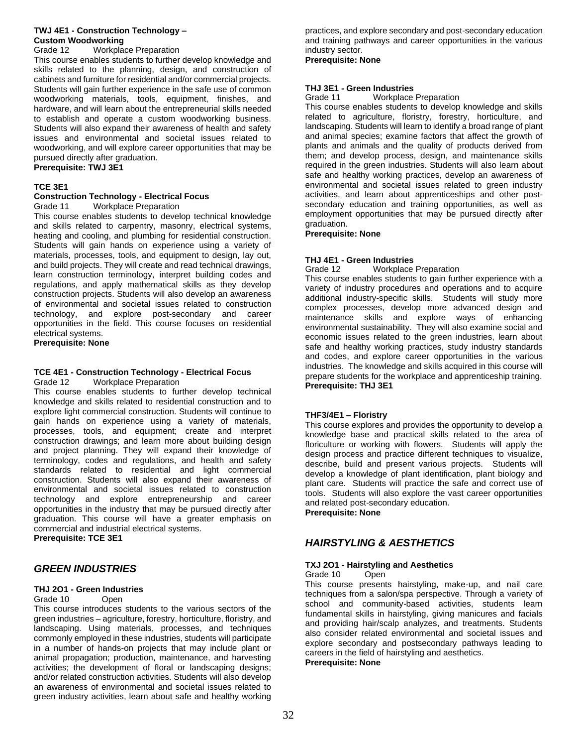**TWJ 4E1 - Construction Technology – Custom Woodworking**
Grade 12 Workplace Preparation

This course enables students to further develop knowledge and skills related to the planning, design, and construction of cabinets and furniture for residential and/or commercial projects. Students will gain further experience in the safe use of common woodworking materials, tools, equipment, finishes, and hardware, and will learn about the entrepreneurial skills needed to establish and operate a custom woodworking business. Students will also expand their awareness of health and safety issues and environmental and societal issues related to woodworking, and will explore career opportunities that may be pursued directly after graduation.

**Prerequisite: TWJ 3E1**

**TCE 3E1**

**Construction Technology - Electrical Focus**
Grade 11 Workplace Preparation

This course enables students to develop technical knowledge and skills related to carpentry, masonry, electrical systems, heating and cooling, and plumbing for residential construction. Students will gain hands on experience using a variety of materials, processes, tools, and equipment to design, lay out, and build projects. They will create and read technical drawings, learn construction terminology, interpret building codes and regulations, and apply mathematical skills as they develop construction projects. Students will also develop an awareness of environmental and societal issues related to construction technology, and explore post-secondary and career opportunities in the field. This course focuses on residential electrical systems.

**Prerequisite: None**

**TCE 4E1 - Construction Technology - Electrical Focus**
Grade 12 Workplace Preparation

This course enables students to further develop technical knowledge and skills related to residential construction and to explore light commercial construction. Students will continue to gain hands on experience using a variety of materials, processes, tools, and equipment; create and interpret construction drawings; and learn more about building design and project planning. They will expand their knowledge of terminology, codes and regulations, and health and safety standards related to residential and light commercial construction. Students will also expand their awareness of environmental and societal issues related to construction technology and explore entrepreneurship and career opportunities in the industry that may be pursued directly after graduation. This course will have a greater emphasis on commercial and industrial electrical systems.

**Prerequisite: TCE 3E1**

## *GREEN INDUSTRIES*

**THJ 2O1 - Green Industries**
Grade 10 Open

This course introduces students to the various sectors of the green industries – agriculture, forestry, horticulture, floristry, and landscaping. Using materials, processes, and techniques commonly employed in these industries, students will participate in a number of hands-on projects that may include plant or animal propagation; production, maintenance, and harvesting activities; the development of floral or landscaping designs; and/or related construction activities. Students will also develop an awareness of environmental and societal issues related to green industry activities, learn about safe and healthy working practices, and explore secondary and post-secondary education and training pathways and career opportunities in the various industry sector.

**Prerequisite: None**

**THJ 3E1 - Green Industries**
Grade 11 Workplace Preparation

This course enables students to develop knowledge and skills related to agriculture, floristry, forestry, horticulture, and landscaping. Students will learn to identify a broad range of plant and animal species; examine factors that affect the growth of plants and animals and the quality of products derived from them; and develop process, design, and maintenance skills required in the green industries. Students will also learn about safe and healthy working practices, develop an awareness of environmental and societal issues related to green industry activities, and learn about apprenticeships and other post-secondary education and training opportunities, as well as employment opportunities that may be pursued directly after graduation.

**Prerequisite: None**

**THJ 4E1 - Green Industries**
Grade 12 Workplace Preparation

This course enables students to gain further experience with a variety of industry procedures and operations and to acquire additional industry-specific skills. Students will study more complex processes, develop more advanced design and maintenance skills and explore ways of enhancing environmental sustainability. They will also examine social and economic issues related to the green industries, learn about safe and healthy working practices, study industry standards and codes, and explore career opportunities in the various industries. The knowledge and skills acquired in this course will prepare students for the workplace and apprenticeship training.

**Prerequisite: THJ 3E1**

**THF3/4E1 – Floristry**

This course explores and provides the opportunity to develop a knowledge base and practical skills related to the area of floriculture or working with flowers. Students will apply the design process and practice different techniques to visualize, describe, build and present various projects. Students will develop a knowledge of plant identification, plant biology and plant care. Students will practice the safe and correct use of tools. Students will also explore the vast career opportunities and related post-secondary education.

**Prerequisite: None**

## *HAIRSTYLING & AESTHETICS*

**TXJ 2O1 - Hairstyling and Aesthetics**
Grade 10 Open

This course presents hairstyling, make-up, and nail care techniques from a salon/spa perspective. Through a variety of school and community-based activities, students learn fundamental skills in hairstyling, giving manicures and facials and providing hair/scalp analyzes, and treatments. Students also consider related environmental and societal issues and explore secondary and postsecondary pathways leading to careers in the field of hairstyling and aesthetics.

**Prerequisite: None**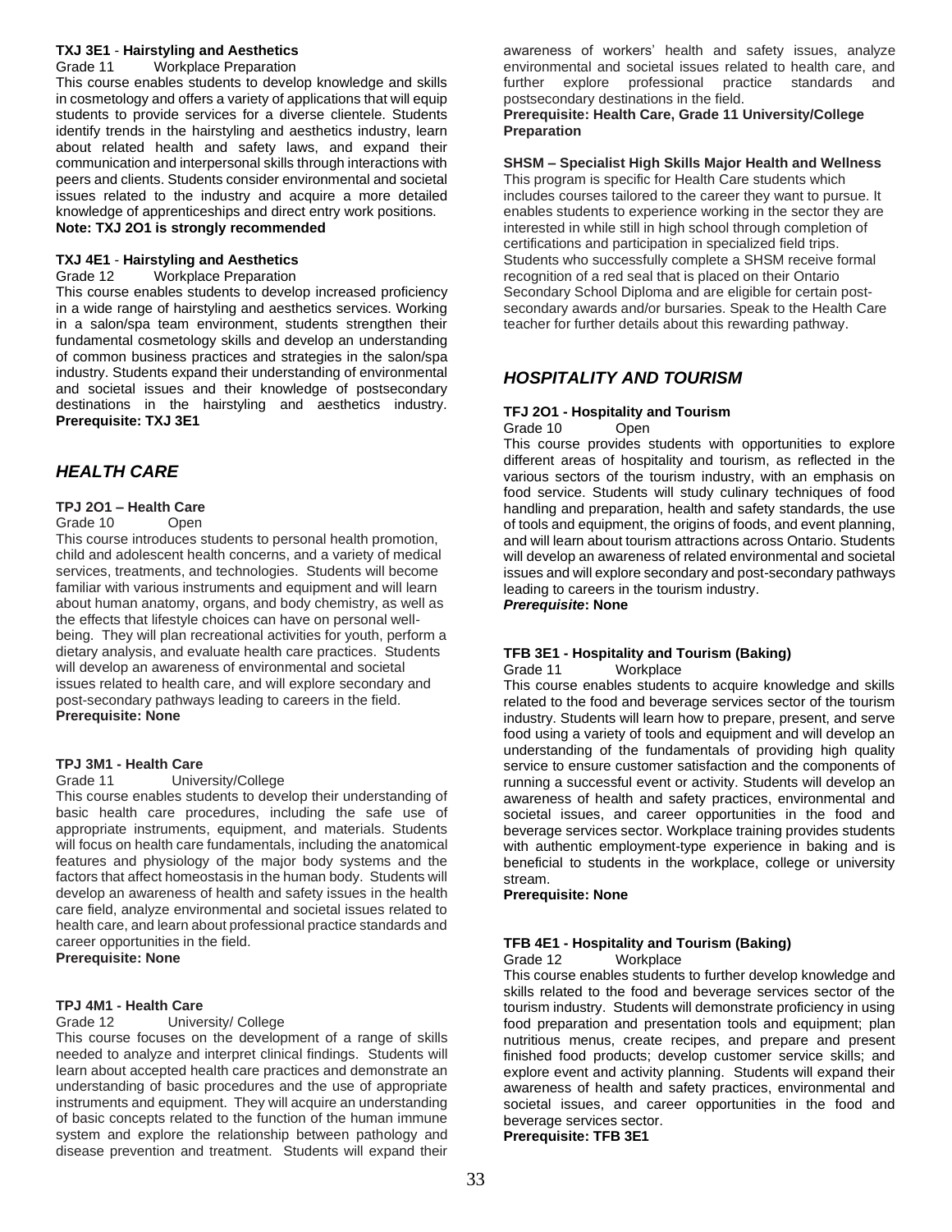**TXJ 3E1** - **Hairstyling and Aesthetics**
Grade 11 Workplace Preparation

This course enables students to develop knowledge and skills in cosmetology and offers a variety of applications that will equip students to provide services for a diverse clientele. Students identify trends in the hairstyling and aesthetics industry, learn about related health and safety laws, and expand their communication and interpersonal skills through interactions with peers and clients. Students consider environmental and societal issues related to the industry and acquire a more detailed knowledge of apprenticeships and direct entry work positions.
**Note: TXJ 2O1 is strongly recommended**

**TXJ 4E1** - **Hairstyling and Aesthetics**
Grade 12 Workplace Preparation

This course enables students to develop increased proficiency in a wide range of hairstyling and aesthetics services. Working in a salon/spa team environment, students strengthen their fundamental cosmetology skills and develop an understanding of common business practices and strategies in the salon/spa industry. Students expand their understanding of environmental and societal issues and their knowledge of postsecondary destinations in the hairstyling and aesthetics industry.
**Prerequisite: TXJ 3E1**

## *HEALTH CARE*

**TPJ 2O1 – Health Care**
Grade 10 Open

This course introduces students to personal health promotion, child and adolescent health concerns, and a variety of medical services, treatments, and technologies. Students will become familiar with various instruments and equipment and will learn about human anatomy, organs, and body chemistry, as well as the effects that lifestyle choices can have on personal well-being. They will plan recreational activities for youth, perform a dietary analysis, and evaluate health care practices. Students will develop an awareness of environmental and societal issues related to health care, and will explore secondary and post-secondary pathways leading to careers in the field.
**Prerequisite: None**

**TPJ 3M1 - Health Care**
Grade 11 University/College

This course enables students to develop their understanding of basic health care procedures, including the safe use of appropriate instruments, equipment, and materials. Students will focus on health care fundamentals, including the anatomical features and physiology of the major body systems and the factors that affect homeostasis in the human body. Students will develop an awareness of health and safety issues in the health care field, analyze environmental and societal issues related to health care, and learn about professional practice standards and career opportunities in the field.
**Prerequisite: None**

**TPJ 4M1 - Health Care**
Grade 12 University/ College

This course focuses on the development of a range of skills needed to analyze and interpret clinical findings. Students will learn about accepted health care practices and demonstrate an understanding of basic procedures and the use of appropriate instruments and equipment. They will acquire an understanding of basic concepts related to the function of the human immune system and explore the relationship between pathology and disease prevention and treatment. Students will expand their awareness of workers' health and safety issues, analyze environmental and societal issues related to health care, and further explore professional practice standards and postsecondary destinations in the field.
**Prerequisite: Health Care, Grade 11 University/College Preparation**

**SHSM – Specialist High Skills Major Health and Wellness**
This program is specific for Health Care students which includes courses tailored to the career they want to pursue. It enables students to experience working in the sector they are interested in while still in high school through completion of certifications and participation in specialized field trips. Students who successfully complete a SHSM receive formal recognition of a red seal that is placed on their Ontario Secondary School Diploma and are eligible for certain post-secondary awards and/or bursaries. Speak to the Health Care teacher for further details about this rewarding pathway.

## *HOSPITALITY AND TOURISM*

**TFJ 2O1 - Hospitality and Tourism**
Grade 10 Open

This course provides students with opportunities to explore different areas of hospitality and tourism, as reflected in the various sectors of the tourism industry, with an emphasis on food service. Students will study culinary techniques of food handling and preparation, health and safety standards, the use of tools and equipment, the origins of foods, and event planning, and will learn about tourism attractions across Ontario. Students will develop an awareness of related environmental and societal issues and will explore secondary and post-secondary pathways leading to careers in the tourism industry.
***Prerequisite*: None**

**TFB 3E1 - Hospitality and Tourism (Baking)**
Grade 11 Workplace

This course enables students to acquire knowledge and skills related to the food and beverage services sector of the tourism industry. Students will learn how to prepare, present, and serve food using a variety of tools and equipment and will develop an understanding of the fundamentals of providing high quality service to ensure customer satisfaction and the components of running a successful event or activity. Students will develop an awareness of health and safety practices, environmental and societal issues, and career opportunities in the food and beverage services sector. Workplace training provides students with authentic employment-type experience in baking and is beneficial to students in the workplace, college or university stream.
**Prerequisite: None**

**TFB 4E1 - Hospitality and Tourism (Baking)**
Grade 12 Workplace

This course enables students to further develop knowledge and skills related to the food and beverage services sector of the tourism industry. Students will demonstrate proficiency in using food preparation and presentation tools and equipment; plan nutritious menus, create recipes, and prepare and present finished food products; develop customer service skills; and explore event and activity planning. Students will expand their awareness of health and safety practices, environmental and societal issues, and career opportunities in the food and beverage services sector.
**Prerequisite: TFB 3E1**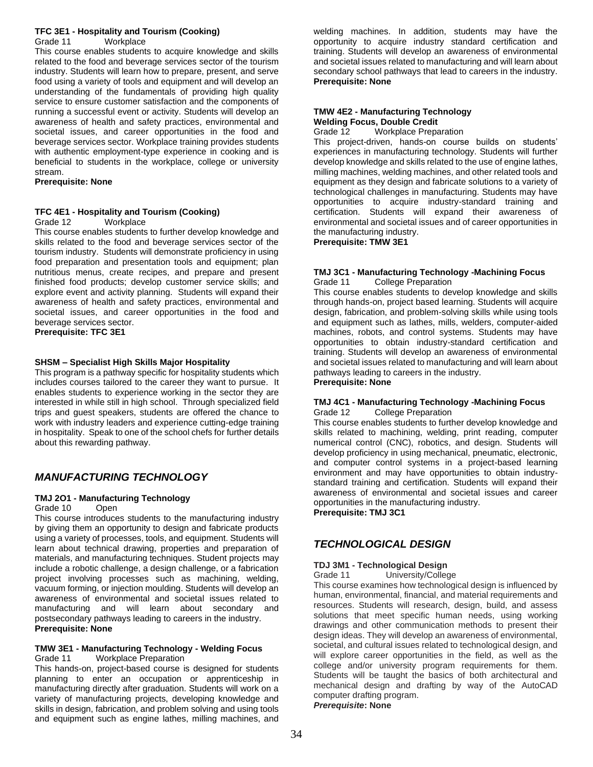#### TFC 3E1 - Hospitality and Tourism (Cooking)

Grade 11 Workplace

This course enables students to acquire knowledge and skills related to the food and beverage services sector of the tourism industry. Students will learn how to prepare, present, and serve food using a variety of tools and equipment and will develop an understanding of the fundamentals of providing high quality service to ensure customer satisfaction and the components of running a successful event or activity. Students will develop an awareness of health and safety practices, environmental and societal issues, and career opportunities in the food and beverage services sector. Workplace training provides students with authentic employment-type experience in cooking and is beneficial to students in the workplace, college or university stream.

**Prerequisite: None**

#### TFC 4E1 - Hospitality and Tourism (Cooking)

Grade 12 Workplace

This course enables students to further develop knowledge and skills related to the food and beverage services sector of the tourism industry. Students will demonstrate proficiency in using food preparation and presentation tools and equipment; plan nutritious menus, create recipes, and prepare and present finished food products; develop customer service skills; and explore event and activity planning. Students will expand their awareness of health and safety practices, environmental and societal issues, and career opportunities in the food and beverage services sector.

**Prerequisite: TFC 3E1**

#### SHSM – Specialist High Skills Major Hospitality

This program is a pathway specific for hospitality students which includes courses tailored to the career they want to pursue. It enables students to experience working in the sector they are interested in while still in high school. Through specialized field trips and guest speakers, students are offered the chance to work with industry leaders and experience cutting-edge training in hospitality. Speak to one of the school chefs for further details about this rewarding pathway.

## *MANUFACTURING TECHNOLOGY*

#### TMJ 2O1 - Manufacturing Technology

Grade 10 Open

This course introduces students to the manufacturing industry by giving them an opportunity to design and fabricate products using a variety of processes, tools, and equipment. Students will learn about technical drawing, properties and preparation of materials, and manufacturing techniques. Student projects may include a robotic challenge, a design challenge, or a fabrication project involving processes such as machining, welding, vacuum forming, or injection moulding. Students will develop an awareness of environmental and societal issues related to manufacturing and will learn about secondary and postsecondary pathways leading to careers in the industry.

**Prerequisite: None**

#### TMW 3E1 - Manufacturing Technology - Welding Focus

Grade 11 Workplace Preparation

This hands-on, project-based course is designed for students planning to enter an occupation or apprenticeship in manufacturing directly after graduation. Students will work on a variety of manufacturing projects, developing knowledge and skills in design, fabrication, and problem solving and using tools and equipment such as engine lathes, milling machines, and welding machines. In addition, students may have the opportunity to acquire industry standard certification and training. Students will develop an awareness of environmental and societal issues related to manufacturing and will learn about secondary school pathways that lead to careers in the industry.

**Prerequisite: None**

#### TMW 4E2 - Manufacturing Technology Welding Focus, Double Credit

Grade 12 Workplace Preparation

This project-driven, hands-on course builds on students' experiences in manufacturing technology. Students will further develop knowledge and skills related to the use of engine lathes, milling machines, welding machines, and other related tools and equipment as they design and fabricate solutions to a variety of technological challenges in manufacturing. Students may have opportunities to acquire industry-standard training and certification. Students will expand their awareness of environmental and societal issues and of career opportunities in the manufacturing industry.

**Prerequisite: TMW 3E1**

#### TMJ 3C1 - Manufacturing Technology -Machining Focus

Grade 11 College Preparation

This course enables students to develop knowledge and skills through hands-on, project based learning. Students will acquire design, fabrication, and problem-solving skills while using tools and equipment such as lathes, mills, welders, computer-aided machines, robots, and control systems. Students may have opportunities to obtain industry-standard certification and training. Students will develop an awareness of environmental and societal issues related to manufacturing and will learn about pathways leading to careers in the industry.

**Prerequisite: None**

#### TMJ 4C1 - Manufacturing Technology -Machining Focus

Grade 12 College Preparation

This course enables students to further develop knowledge and skills related to machining, welding, print reading, computer numerical control (CNC), robotics, and design. Students will develop proficiency in using mechanical, pneumatic, electronic, and computer control systems in a project-based learning environment and may have opportunities to obtain industry-standard training and certification. Students will expand their awareness of environmental and societal issues and career opportunities in the manufacturing industry.

**Prerequisite: TMJ 3C1**

## *TECHNOLOGICAL DESIGN*

#### TDJ 3M1 - Technological Design

Grade 11 University/College

This course examines how technological design is influenced by human, environmental, financial, and material requirements and resources. Students will research, design, build, and assess solutions that meet specific human needs, using working drawings and other communication methods to present their design ideas. They will develop an awareness of environmental, societal, and cultural issues related to technological design, and will explore career opportunities in the field, as well as the college and/or university program requirements for them. Students will be taught the basics of both architectural and mechanical design and drafting by way of the AutoCAD computer drafting program.

***Prerequisite*: None**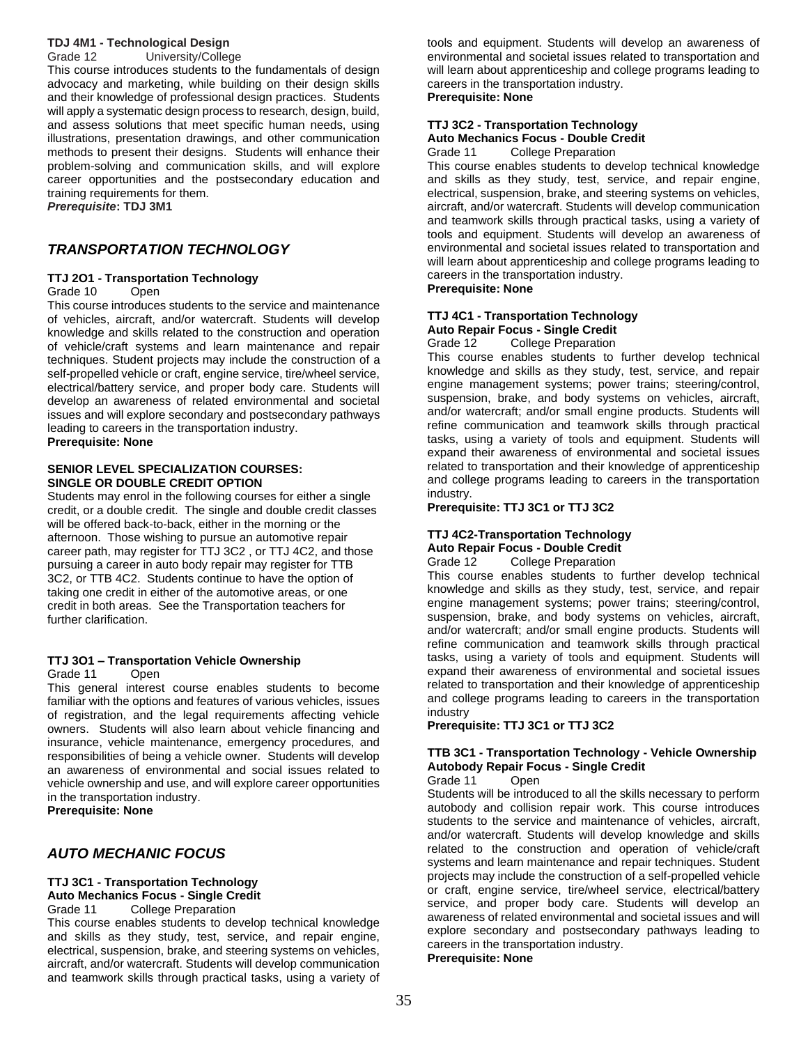**TDJ 4M1 - Technological Design**
Grade 12 University/College

This course introduces students to the fundamentals of design advocacy and marketing, while building on their design skills and their knowledge of professional design practices. Students will apply a systematic design process to research, design, build, and assess solutions that meet specific human needs, using illustrations, presentation drawings, and other communication methods to present their designs. Students will enhance their problem-solving and communication skills, and will explore career opportunities and the postsecondary education and training requirements for them.
***Prerequisite*: TDJ 3M1**

## *TRANSPORTATION TECHNOLOGY*

**TTJ 2O1 - Transportation Technology**
Grade 10 Open

This course introduces students to the service and maintenance of vehicles, aircraft, and/or watercraft. Students will develop knowledge and skills related to the construction and operation of vehicle/craft systems and learn maintenance and repair techniques. Student projects may include the construction of a self-propelled vehicle or craft, engine service, tire/wheel service, electrical/battery service, and proper body care. Students will develop an awareness of related environmental and societal issues and will explore secondary and postsecondary pathways leading to careers in the transportation industry.
**Prerequisite: None**

**SENIOR LEVEL SPECIALIZATION COURSES: SINGLE OR DOUBLE CREDIT OPTION**

Students may enrol in the following courses for either a single credit, or a double credit. The single and double credit classes will be offered back-to-back, either in the morning or the afternoon. Those wishing to pursue an automotive repair career path, may register for TTJ 3C2 , or TTJ 4C2, and those pursuing a career in auto body repair may register for TTB 3C2, or TTB 4C2. Students continue to have the option of taking one credit in either of the automotive areas, or one credit in both areas. See the Transportation teachers for further clarification.

**TTJ 3O1 – Transportation Vehicle Ownership**
Grade 11 Open

This general interest course enables students to become familiar with the options and features of various vehicles, issues of registration, and the legal requirements affecting vehicle owners. Students will also learn about vehicle financing and insurance, vehicle maintenance, emergency procedures, and responsibilities of being a vehicle owner. Students will develop an awareness of environmental and social issues related to vehicle ownership and use, and will explore career opportunities in the transportation industry.
**Prerequisite: None**

## *AUTO MECHANIC FOCUS*

**TTJ 3C1 - Transportation Technology**
**Auto Mechanics Focus - Single Credit**
Grade 11 College Preparation

This course enables students to develop technical knowledge and skills as they study, test, service, and repair engine, electrical, suspension, brake, and steering systems on vehicles, aircraft, and/or watercraft. Students will develop communication and teamwork skills through practical tasks, using a variety of tools and equipment. Students will develop an awareness of environmental and societal issues related to transportation and will learn about apprenticeship and college programs leading to careers in the transportation industry.
**Prerequisite: None**

**TTJ 3C2 - Transportation Technology**
**Auto Mechanics Focus - Double Credit**
Grade 11 College Preparation

This course enables students to develop technical knowledge and skills as they study, test, service, and repair engine, electrical, suspension, brake, and steering systems on vehicles, aircraft, and/or watercraft. Students will develop communication and teamwork skills through practical tasks, using a variety of tools and equipment. Students will develop an awareness of environmental and societal issues related to transportation and will learn about apprenticeship and college programs leading to careers in the transportation industry.
**Prerequisite: None**

**TTJ 4C1 - Transportation Technology**
**Auto Repair Focus - Single Credit**
Grade 12 College Preparation

This course enables students to further develop technical knowledge and skills as they study, test, service, and repair engine management systems; power trains; steering/control, suspension, brake, and body systems on vehicles, aircraft, and/or watercraft; and/or small engine products. Students will refine communication and teamwork skills through practical tasks, using a variety of tools and equipment. Students will expand their awareness of environmental and societal issues related to transportation and their knowledge of apprenticeship and college programs leading to careers in the transportation industry.
**Prerequisite: TTJ 3C1 or TTJ 3C2**

**TTJ 4C2-Transportation Technology**
**Auto Repair Focus - Double Credit**
Grade 12 College Preparation

This course enables students to further develop technical knowledge and skills as they study, test, service, and repair engine management systems; power trains; steering/control, suspension, brake, and body systems on vehicles, aircraft, and/or watercraft; and/or small engine products. Students will refine communication and teamwork skills through practical tasks, using a variety of tools and equipment. Students will expand their awareness of environmental and societal issues related to transportation and their knowledge of apprenticeship and college programs leading to careers in the transportation industry
**Prerequisite: TTJ 3C1 or TTJ 3C2**

**TTB 3C1 - Transportation Technology - Vehicle Ownership**
**Autobody Repair Focus - Single Credit**
Grade 11 Open

Students will be introduced to all the skills necessary to perform autobody and collision repair work. This course introduces students to the service and maintenance of vehicles, aircraft, and/or watercraft. Students will develop knowledge and skills related to the construction and operation of vehicle/craft systems and learn maintenance and repair techniques. Student projects may include the construction of a self-propelled vehicle or craft, engine service, tire/wheel service, electrical/battery service, and proper body care. Students will develop an awareness of related environmental and societal issues and will explore secondary and postsecondary pathways leading to careers in the transportation industry.
**Prerequisite: None**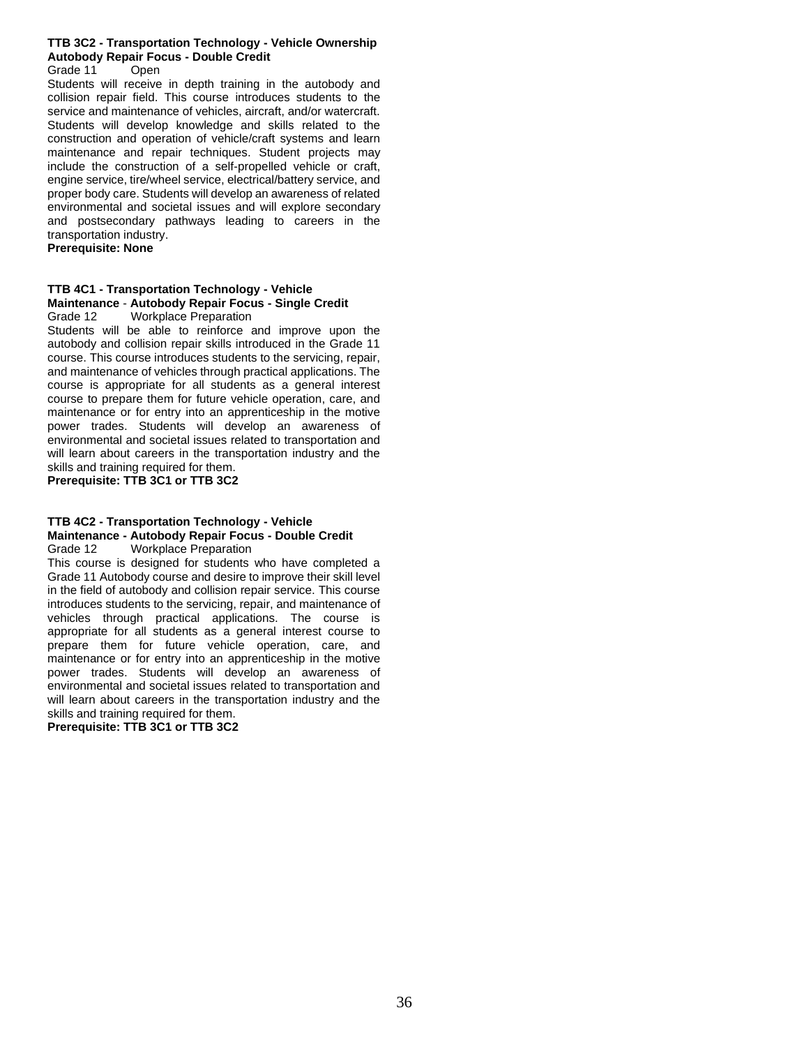**TTB 3C2 - Transportation Technology - Vehicle Ownership Autobody Repair Focus - Double Credit**
Grade 11 Open

Students will receive in depth training in the autobody and collision repair field. This course introduces students to the service and maintenance of vehicles, aircraft, and/or watercraft. Students will develop knowledge and skills related to the construction and operation of vehicle/craft systems and learn maintenance and repair techniques. Student projects may include the construction of a self-propelled vehicle or craft, engine service, tire/wheel service, electrical/battery service, and proper body care. Students will develop an awareness of related environmental and societal issues and will explore secondary and postsecondary pathways leading to careers in the transportation industry.

**Prerequisite: None**

**TTB 4C1 - Transportation Technology - Vehicle Maintenance - Autobody Repair Focus - Single Credit**
Grade 12 Workplace Preparation

Students will be able to reinforce and improve upon the autobody and collision repair skills introduced in the Grade 11 course. This course introduces students to the servicing, repair, and maintenance of vehicles through practical applications. The course is appropriate for all students as a general interest course to prepare them for future vehicle operation, care, and maintenance or for entry into an apprenticeship in the motive power trades. Students will develop an awareness of environmental and societal issues related to transportation and will learn about careers in the transportation industry and the skills and training required for them.

**Prerequisite: TTB 3C1 or TTB 3C2**

**TTB 4C2 - Transportation Technology - Vehicle Maintenance - Autobody Repair Focus - Double Credit**
Grade 12 Workplace Preparation

This course is designed for students who have completed a Grade 11 Autobody course and desire to improve their skill level in the field of autobody and collision repair service. This course introduces students to the servicing, repair, and maintenance of vehicles through practical applications. The course is appropriate for all students as a general interest course to prepare them for future vehicle operation, care, and maintenance or for entry into an apprenticeship in the motive power trades. Students will develop an awareness of environmental and societal issues related to transportation and will learn about careers in the transportation industry and the skills and training required for them.

**Prerequisite: TTB 3C1 or TTB 3C2**